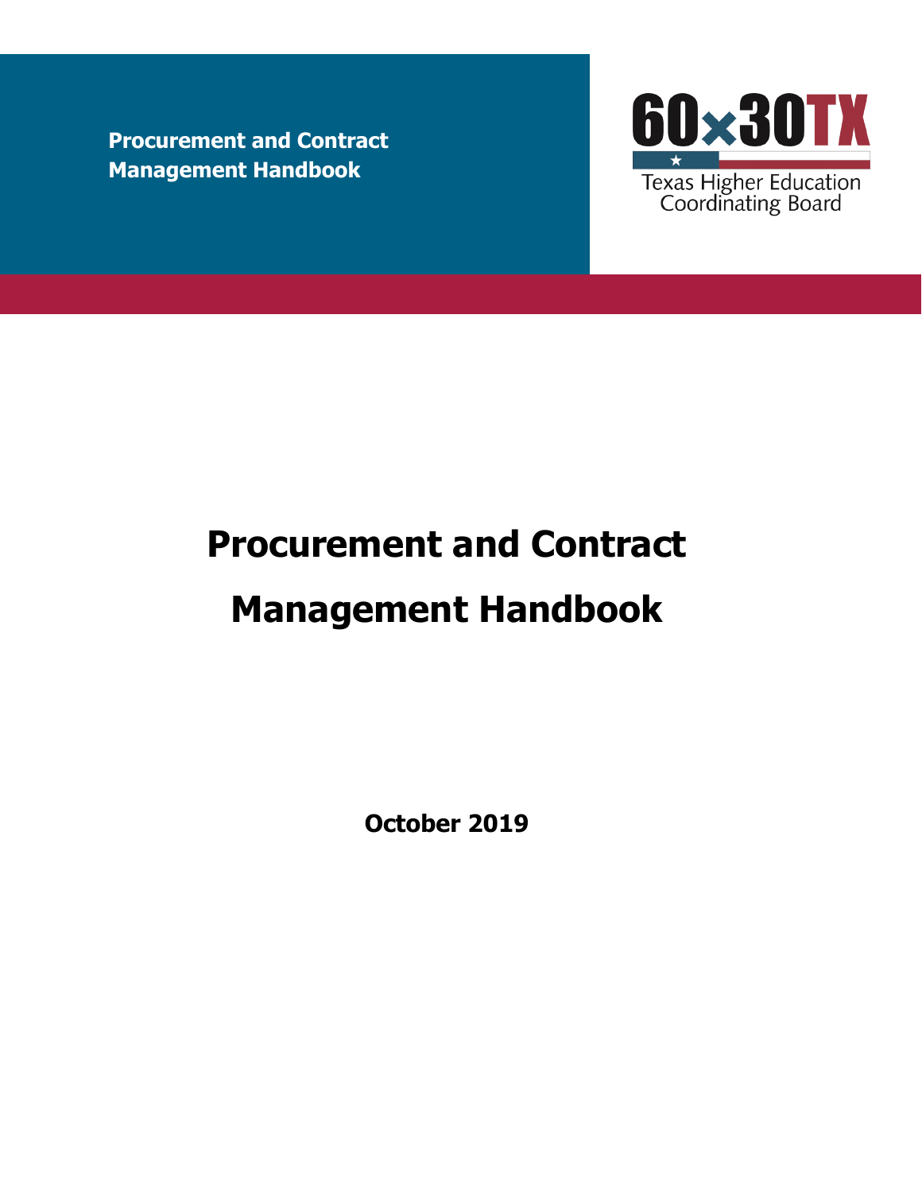Procurement and Contract Management Handbook

60x30TX

Texas Higher Education Coordinating Board

# Procurement and Contract Management Handbook

**October 2019**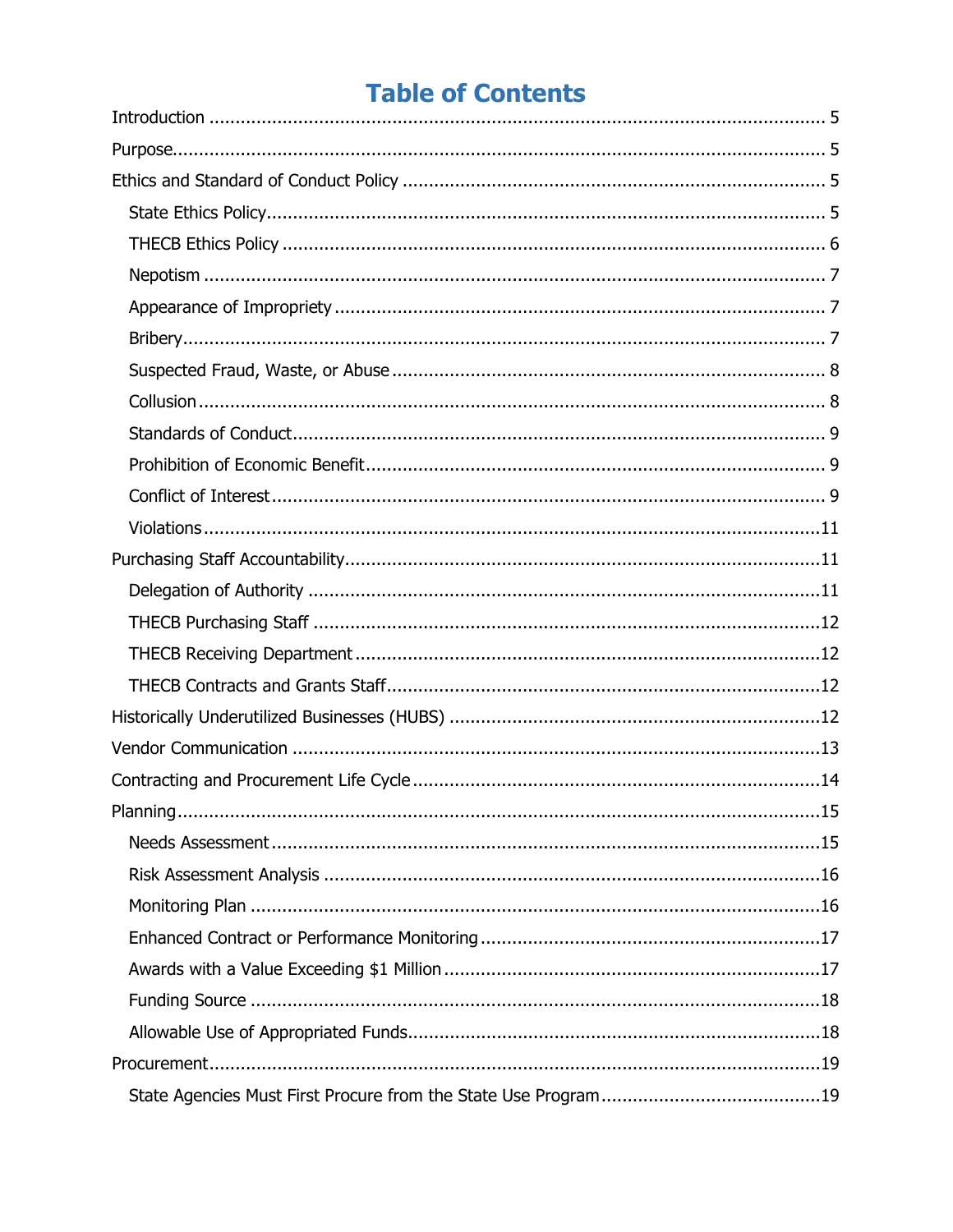# Table of Contents

Introduction ........................................................................................................ 5

Purpose.............................................................................................................. 5

Ethics and Standard of Conduct Policy ................................................................ 5

- State Ethics Policy............................................................................................ 5
- THECB Ethics Policy ........................................................................................ 6
- Nepotism ......................................................................................................... 7
- Appearance of Impropriety ................................................................................ 7
- Bribery............................................................................................................. 7
- Suspected Fraud, Waste, or Abuse .................................................................... 8
- Collusion .......................................................................................................... 8
- Standards of Conduct........................................................................................ 9
- Prohibition of Economic Benefit.......................................................................... 9
- Conflict of Interest ............................................................................................ 9
- Violations ......................................................................................................... 11

Purchasing Staff Accountability............................................................................. 11

- Delegation of Authority ..................................................................................... 11
- THECB Purchasing Staff .................................................................................... 12
- THECB Receiving Department ............................................................................ 12
- THECB Contracts and Grants Staff...................................................................... 12

Historically Underutilized Businesses (HUBS) ........................................................ 12

Vendor Communication ........................................................................................ 13

Contracting and Procurement Life Cycle ............................................................... 14

Planning.............................................................................................................. 15

- Needs Assessment ............................................................................................ 15
- Risk Assessment Analysis ................................................................................. 16
- Monitoring Plan ................................................................................................ 16
- Enhanced Contract or Performance Monitoring .................................................. 17
- Awards with a Value Exceeding $1 Million .......................................................... 17
- Funding Source ................................................................................................ 18
- Allowable Use of Appropriated Funds.................................................................. 18

Procurement........................................................................................................ 19

- State Agencies Must First Procure from the State Use Program ........................... 19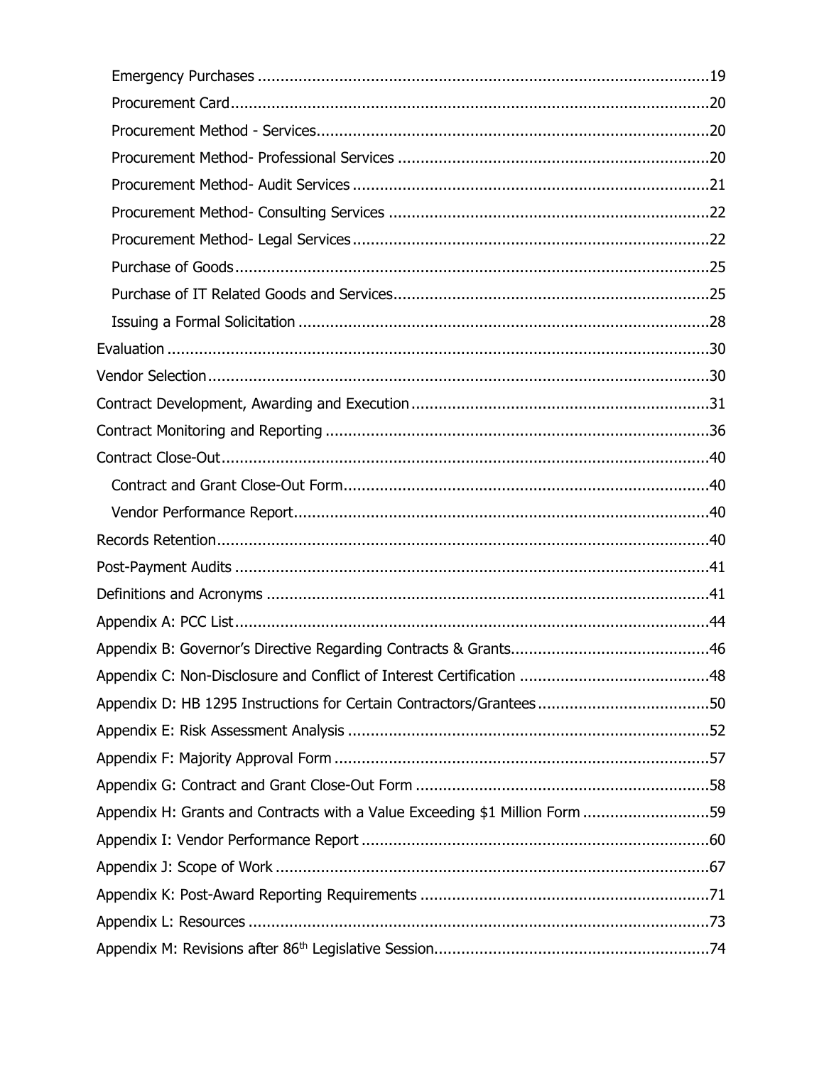- Emergency Purchases ....... 19
- Procurement Card ....... 20
- Procurement Method - Services ....... 20
- Procurement Method- Professional Services ....... 20
- Procurement Method- Audit Services ....... 21
- Procurement Method- Consulting Services ....... 22
- Procurement Method- Legal Services ....... 22
- Purchase of Goods ....... 25
- Purchase of IT Related Goods and Services ....... 25
- Issuing a Formal Solicitation ....... 28

Evaluation ....... 30

Vendor Selection ....... 30

Contract Development, Awarding and Execution ....... 31

Contract Monitoring and Reporting ....... 36

Contract Close-Out ....... 40

- Contract and Grant Close-Out Form ....... 40
- Vendor Performance Report ....... 40

Records Retention ....... 40

Post-Payment Audits ....... 41

Definitions and Acronyms ....... 41

Appendix A: PCC List ....... 44

Appendix B: Governor's Directive Regarding Contracts & Grants ....... 46

Appendix C: Non-Disclosure and Conflict of Interest Certification ....... 48

Appendix D: HB 1295 Instructions for Certain Contractors/Grantees ....... 50

Appendix E: Risk Assessment Analysis ....... 52

Appendix F: Majority Approval Form ....... 57

Appendix G: Contract and Grant Close-Out Form ....... 58

Appendix H: Grants and Contracts with a Value Exceeding $1 Million Form ....... 59

Appendix I: Vendor Performance Report ....... 60

Appendix J: Scope of Work ....... 67

Appendix K: Post-Award Reporting Requirements ....... 71

Appendix L: Resources ....... 73

Appendix M: Revisions after 86th Legislative Session ....... 74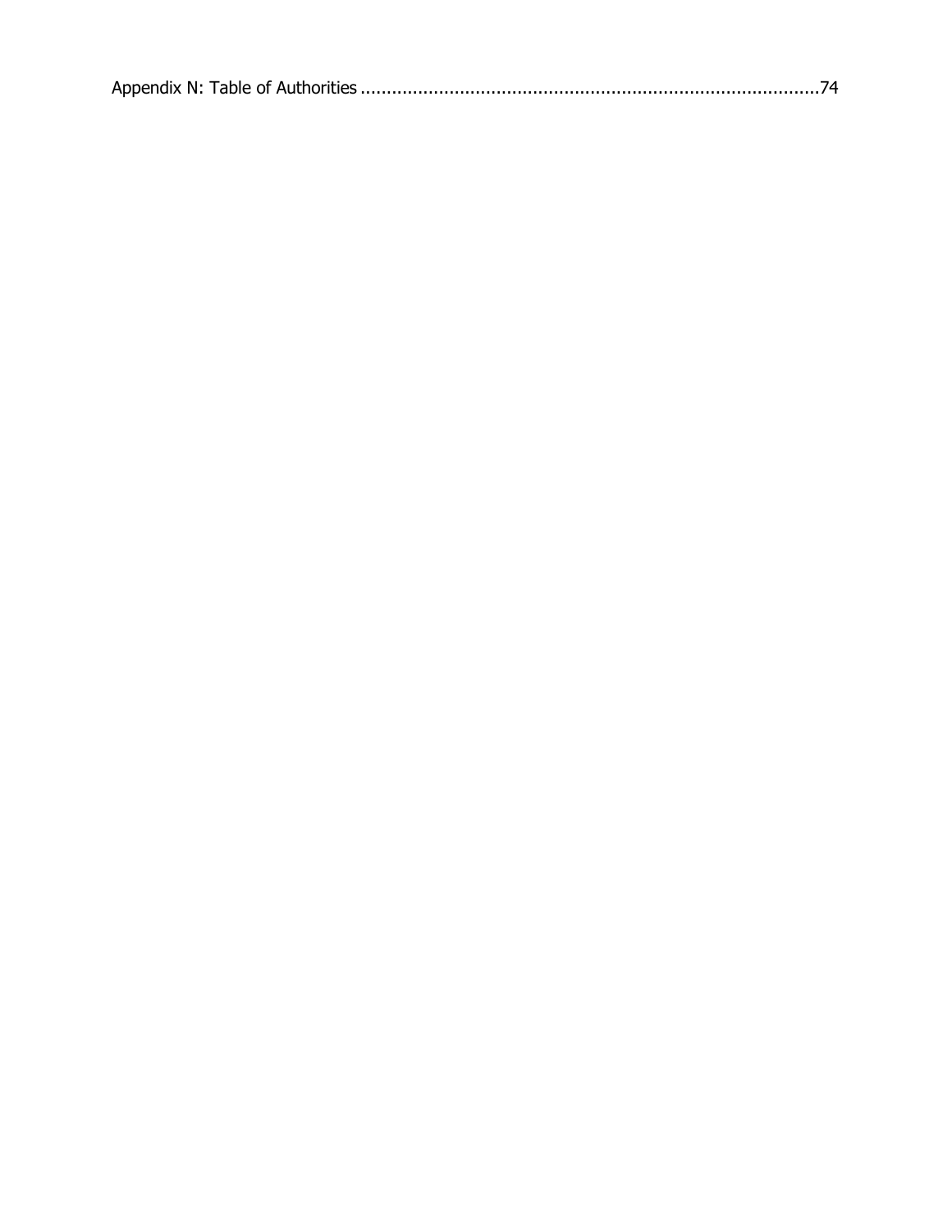Appendix N: Table of Authorities ........................................................................................74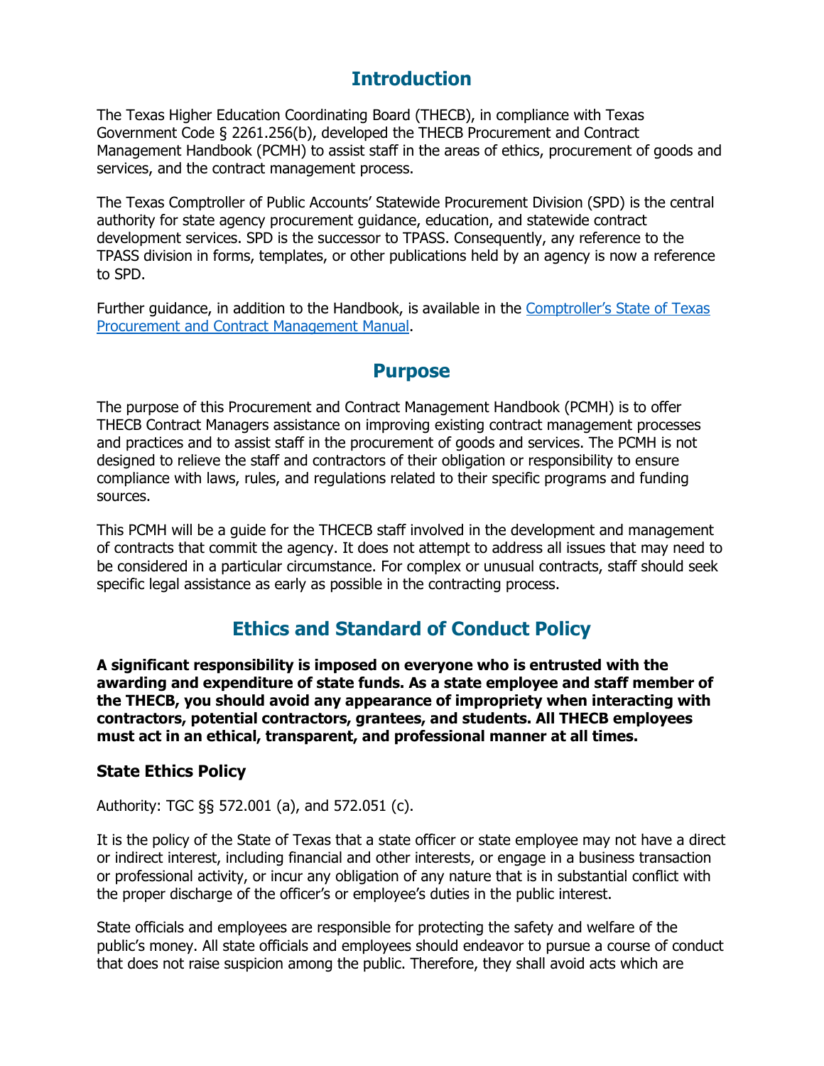## Introduction

The Texas Higher Education Coordinating Board (THECB), in compliance with Texas Government Code § 2261.256(b), developed the THECB Procurement and Contract Management Handbook (PCMH) to assist staff in the areas of ethics, procurement of goods and services, and the contract management process.

The Texas Comptroller of Public Accounts' Statewide Procurement Division (SPD) is the central authority for state agency procurement guidance, education, and statewide contract development services. SPD is the successor to TPASS. Consequently, any reference to the TPASS division in forms, templates, or other publications held by an agency is now a reference to SPD.

Further guidance, in addition to the Handbook, is available in the [Comptroller's State of Texas Procurement and Contract Management Manual](Comptroller's State of Texas Procurement and Contract Management Manual).

## Purpose

The purpose of this Procurement and Contract Management Handbook (PCMH) is to offer THECB Contract Managers assistance on improving existing contract management processes and practices and to assist staff in the procurement of goods and services. The PCMH is not designed to relieve the staff and contractors of their obligation or responsibility to ensure compliance with laws, rules, and regulations related to their specific programs and funding sources.

This PCMH will be a guide for the THCECB staff involved in the development and management of contracts that commit the agency. It does not attempt to address all issues that may need to be considered in a particular circumstance. For complex or unusual contracts, staff should seek specific legal assistance as early as possible in the contracting process.

## Ethics and Standard of Conduct Policy

**A significant responsibility is imposed on everyone who is entrusted with the awarding and expenditure of state funds. As a state employee and staff member of the THECB, you should avoid any appearance of impropriety when interacting with contractors, potential contractors, grantees, and students. All THECB employees must act in an ethical, transparent, and professional manner at all times.**

### State Ethics Policy

Authority: TGC §§ 572.001 (a), and 572.051 (c).

It is the policy of the State of Texas that a state officer or state employee may not have a direct or indirect interest, including financial and other interests, or engage in a business transaction or professional activity, or incur any obligation of any nature that is in substantial conflict with the proper discharge of the officer's or employee's duties in the public interest.

State officials and employees are responsible for protecting the safety and welfare of the public's money. All state officials and employees should endeavor to pursue a course of conduct that does not raise suspicion among the public. Therefore, they shall avoid acts which are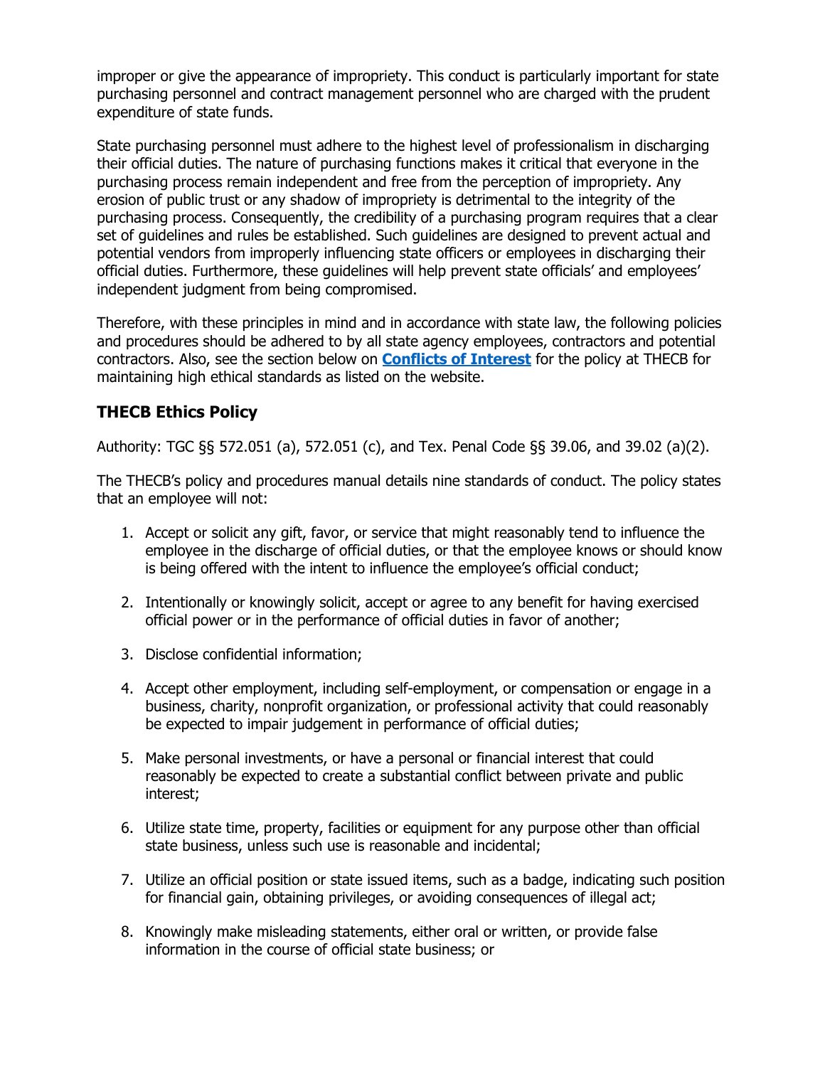improper or give the appearance of impropriety. This conduct is particularly important for state purchasing personnel and contract management personnel who are charged with the prudent expenditure of state funds.

State purchasing personnel must adhere to the highest level of professionalism in discharging their official duties. The nature of purchasing functions makes it critical that everyone in the purchasing process remain independent and free from the perception of impropriety. Any erosion of public trust or any shadow of impropriety is detrimental to the integrity of the purchasing process. Consequently, the credibility of a purchasing program requires that a clear set of guidelines and rules be established. Such guidelines are designed to prevent actual and potential vendors from improperly influencing state officers or employees in discharging their official duties. Furthermore, these guidelines will help prevent state officials' and employees' independent judgment from being compromised.

Therefore, with these principles in mind and in accordance with state law, the following policies and procedures should be adhered to by all state agency employees, contractors and potential contractors. Also, see the section below on **Conflicts of Interest** for the policy at THECB for maintaining high ethical standards as listed on the website.

## THECB Ethics Policy

Authority: TGC §§ 572.051 (a), 572.051 (c), and Tex. Penal Code §§ 39.06, and 39.02 (a)(2).

The THECB's policy and procedures manual details nine standards of conduct. The policy states that an employee will not:

1. Accept or solicit any gift, favor, or service that might reasonably tend to influence the employee in the discharge of official duties, or that the employee knows or should know is being offered with the intent to influence the employee's official conduct;
2. Intentionally or knowingly solicit, accept or agree to any benefit for having exercised official power or in the performance of official duties in favor of another;
3. Disclose confidential information;
4. Accept other employment, including self-employment, or compensation or engage in a business, charity, nonprofit organization, or professional activity that could reasonably be expected to impair judgement in performance of official duties;
5. Make personal investments, or have a personal or financial interest that could reasonably be expected to create a substantial conflict between private and public interest;
6. Utilize state time, property, facilities or equipment for any purpose other than official state business, unless such use is reasonable and incidental;
7. Utilize an official position or state issued items, such as a badge, indicating such position for financial gain, obtaining privileges, or avoiding consequences of illegal act;
8. Knowingly make misleading statements, either oral or written, or provide false information in the course of official state business; or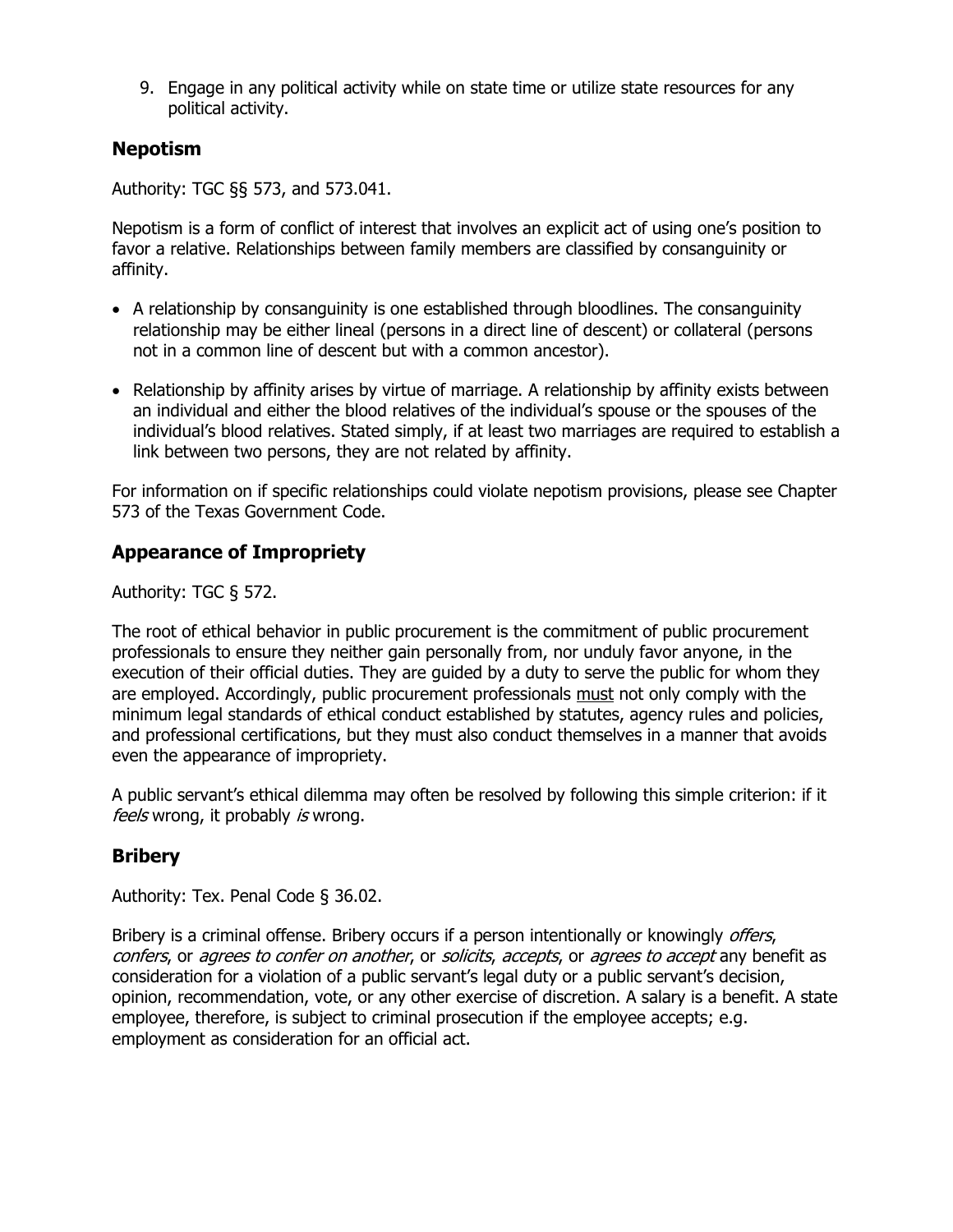9. Engage in any political activity while on state time or utilize state resources for any political activity.

## Nepotism

Authority: TGC §§ 573, and 573.041.

Nepotism is a form of conflict of interest that involves an explicit act of using one's position to favor a relative. Relationships between family members are classified by consanguinity or affinity.

- A relationship by consanguinity is one established through bloodlines. The consanguinity relationship may be either lineal (persons in a direct line of descent) or collateral (persons not in a common line of descent but with a common ancestor).
- Relationship by affinity arises by virtue of marriage. A relationship by affinity exists between an individual and either the blood relatives of the individual's spouse or the spouses of the individual's blood relatives. Stated simply, if at least two marriages are required to establish a link between two persons, they are not related by affinity.

For information on if specific relationships could violate nepotism provisions, please see Chapter 573 of the Texas Government Code.

## Appearance of Impropriety

Authority: TGC § 572.

The root of ethical behavior in public procurement is the commitment of public procurement professionals to ensure they neither gain personally from, nor unduly favor anyone, in the execution of their official duties. They are guided by a duty to serve the public for whom they are employed. Accordingly, public procurement professionals must not only comply with the minimum legal standards of ethical conduct established by statutes, agency rules and policies, and professional certifications, but they must also conduct themselves in a manner that avoids even the appearance of impropriety.

A public servant's ethical dilemma may often be resolved by following this simple criterion: if it *feels* wrong, it probably *is* wrong.

## Bribery

Authority: Tex. Penal Code § 36.02.

Bribery is a criminal offense. Bribery occurs if a person intentionally or knowingly *offers*, *confers*, or *agrees to confer on another*, or *solicits*, *accepts*, or *agrees to accept* any benefit as consideration for a violation of a public servant's legal duty or a public servant's decision, opinion, recommendation, vote, or any other exercise of discretion. A salary is a benefit. A state employee, therefore, is subject to criminal prosecution if the employee accepts; e.g. employment as consideration for an official act.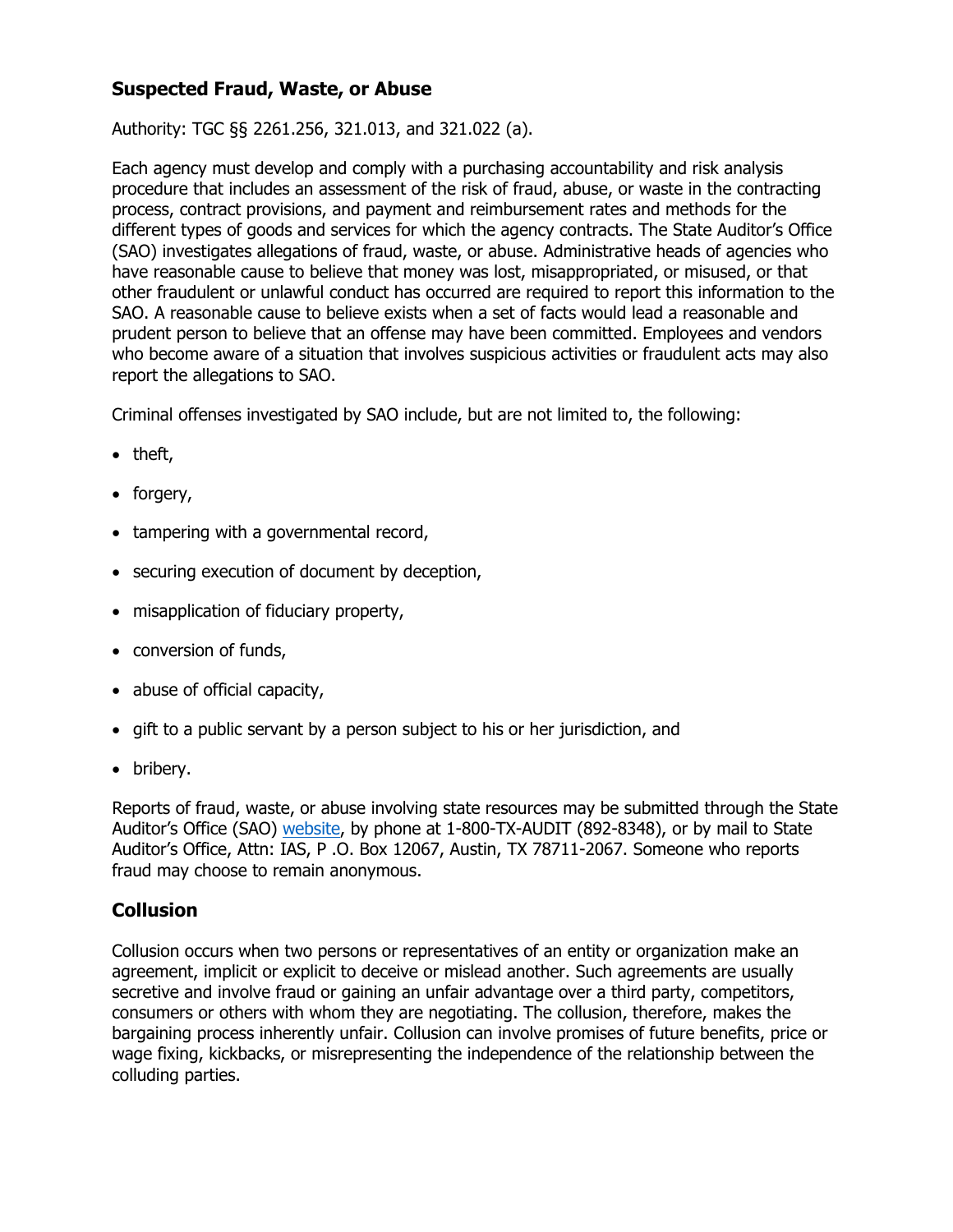## Suspected Fraud, Waste, or Abuse

Authority: TGC §§ 2261.256, 321.013, and 321.022 (a).

Each agency must develop and comply with a purchasing accountability and risk analysis procedure that includes an assessment of the risk of fraud, abuse, or waste in the contracting process, contract provisions, and payment and reimbursement rates and methods for the different types of goods and services for which the agency contracts. The State Auditor's Office (SAO) investigates allegations of fraud, waste, or abuse. Administrative heads of agencies who have reasonable cause to believe that money was lost, misappropriated, or misused, or that other fraudulent or unlawful conduct has occurred are required to report this information to the SAO. A reasonable cause to believe exists when a set of facts would lead a reasonable and prudent person to believe that an offense may have been committed. Employees and vendors who become aware of a situation that involves suspicious activities or fraudulent acts may also report the allegations to SAO.

Criminal offenses investigated by SAO include, but are not limited to, the following:

- theft,
- forgery,
- tampering with a governmental record,
- securing execution of document by deception,
- misapplication of fiduciary property,
- conversion of funds,
- abuse of official capacity,
- gift to a public servant by a person subject to his or her jurisdiction, and
- bribery.

Reports of fraud, waste, or abuse involving state resources may be submitted through the State Auditor's Office (SAO) website, by phone at 1-800-TX-AUDIT (892-8348), or by mail to State Auditor's Office, Attn: IAS, P .O. Box 12067, Austin, TX 78711-2067. Someone who reports fraud may choose to remain anonymous.

## Collusion

Collusion occurs when two persons or representatives of an entity or organization make an agreement, implicit or explicit to deceive or mislead another. Such agreements are usually secretive and involve fraud or gaining an unfair advantage over a third party, competitors, consumers or others with whom they are negotiating. The collusion, therefore, makes the bargaining process inherently unfair. Collusion can involve promises of future benefits, price or wage fixing, kickbacks, or misrepresenting the independence of the relationship between the colluding parties.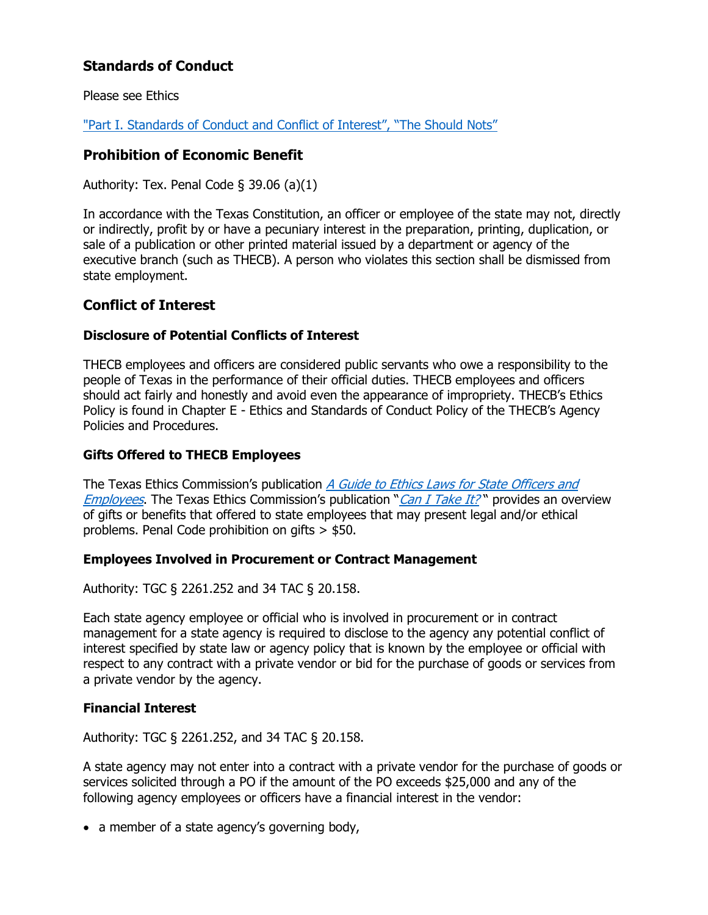## Standards of Conduct

Please see Ethics

["Part I. Standards of Conduct and Conflict of Interest", "The Should Nots"]

## Prohibition of Economic Benefit

Authority: Tex. Penal Code § 39.06 (a)(1)

In accordance with the Texas Constitution, an officer or employee of the state may not, directly or indirectly, profit by or have a pecuniary interest in the preparation, printing, duplication, or sale of a publication or other printed material issued by a department or agency of the executive branch (such as THECB). A person who violates this section shall be dismissed from state employment.

## Conflict of Interest

### Disclosure of Potential Conflicts of Interest

THECB employees and officers are considered public servants who owe a responsibility to the people of Texas in the performance of their official duties. THECB employees and officers should act fairly and honestly and avoid even the appearance of impropriety. THECB's Ethics Policy is found in Chapter E - Ethics and Standards of Conduct Policy of the THECB's Agency Policies and Procedures.

### Gifts Offered to THECB Employees

The Texas Ethics Commission's publication *A Guide to Ethics Laws for State Officers and Employees*. The Texas Ethics Commission's publication "*Can I Take It?*" provides an overview of gifts or benefits that offered to state employees that may present legal and/or ethical problems. Penal Code prohibition on gifts > $50.

### Employees Involved in Procurement or Contract Management

Authority: TGC § 2261.252 and 34 TAC § 20.158.

Each state agency employee or official who is involved in procurement or in contract management for a state agency is required to disclose to the agency any potential conflict of interest specified by state law or agency policy that is known by the employee or official with respect to any contract with a private vendor or bid for the purchase of goods or services from a private vendor by the agency.

### Financial Interest

Authority: TGC § 2261.252, and 34 TAC § 20.158.

A state agency may not enter into a contract with a private vendor for the purchase of goods or services solicited through a PO if the amount of the PO exceeds $25,000 and any of the following agency employees or officers have a financial interest in the vendor:

- a member of a state agency's governing body,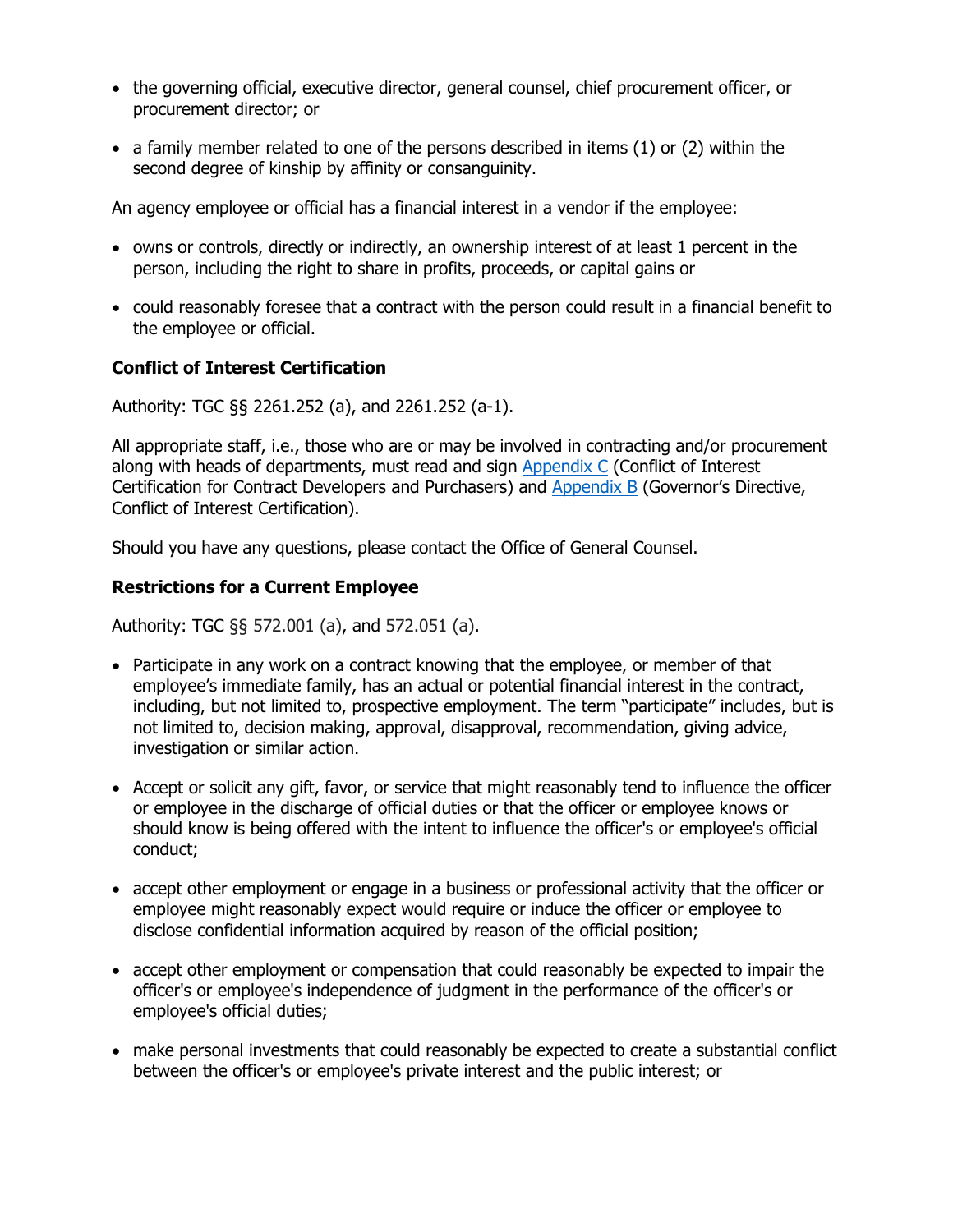- the governing official, executive director, general counsel, chief procurement officer, or procurement director; or
- a family member related to one of the persons described in items (1) or (2) within the second degree of kinship by affinity or consanguinity.

An agency employee or official has a financial interest in a vendor if the employee:

- owns or controls, directly or indirectly, an ownership interest of at least 1 percent in the person, including the right to share in profits, proceeds, or capital gains or
- could reasonably foresee that a contract with the person could result in a financial benefit to the employee or official.

**Conflict of Interest Certification**

Authority: TGC §§ 2261.252 (a), and 2261.252 (a-1).

All appropriate staff, i.e., those who are or may be involved in contracting and/or procurement along with heads of departments, must read and sign Appendix C (Conflict of Interest Certification for Contract Developers and Purchasers) and Appendix B (Governor's Directive, Conflict of Interest Certification).

Should you have any questions, please contact the Office of General Counsel.

**Restrictions for a Current Employee**

Authority: TGC §§ 572.001 (a), and 572.051 (a).

- Participate in any work on a contract knowing that the employee, or member of that employee's immediate family, has an actual or potential financial interest in the contract, including, but not limited to, prospective employment. The term "participate" includes, but is not limited to, decision making, approval, disapproval, recommendation, giving advice, investigation or similar action.
- Accept or solicit any gift, favor, or service that might reasonably tend to influence the officer or employee in the discharge of official duties or that the officer or employee knows or should know is being offered with the intent to influence the officer's or employee's official conduct;
- accept other employment or engage in a business or professional activity that the officer or employee might reasonably expect would require or induce the officer or employee to disclose confidential information acquired by reason of the official position;
- accept other employment or compensation that could reasonably be expected to impair the officer's or employee's independence of judgment in the performance of the officer's or employee's official duties;
- make personal investments that could reasonably be expected to create a substantial conflict between the officer's or employee's private interest and the public interest; or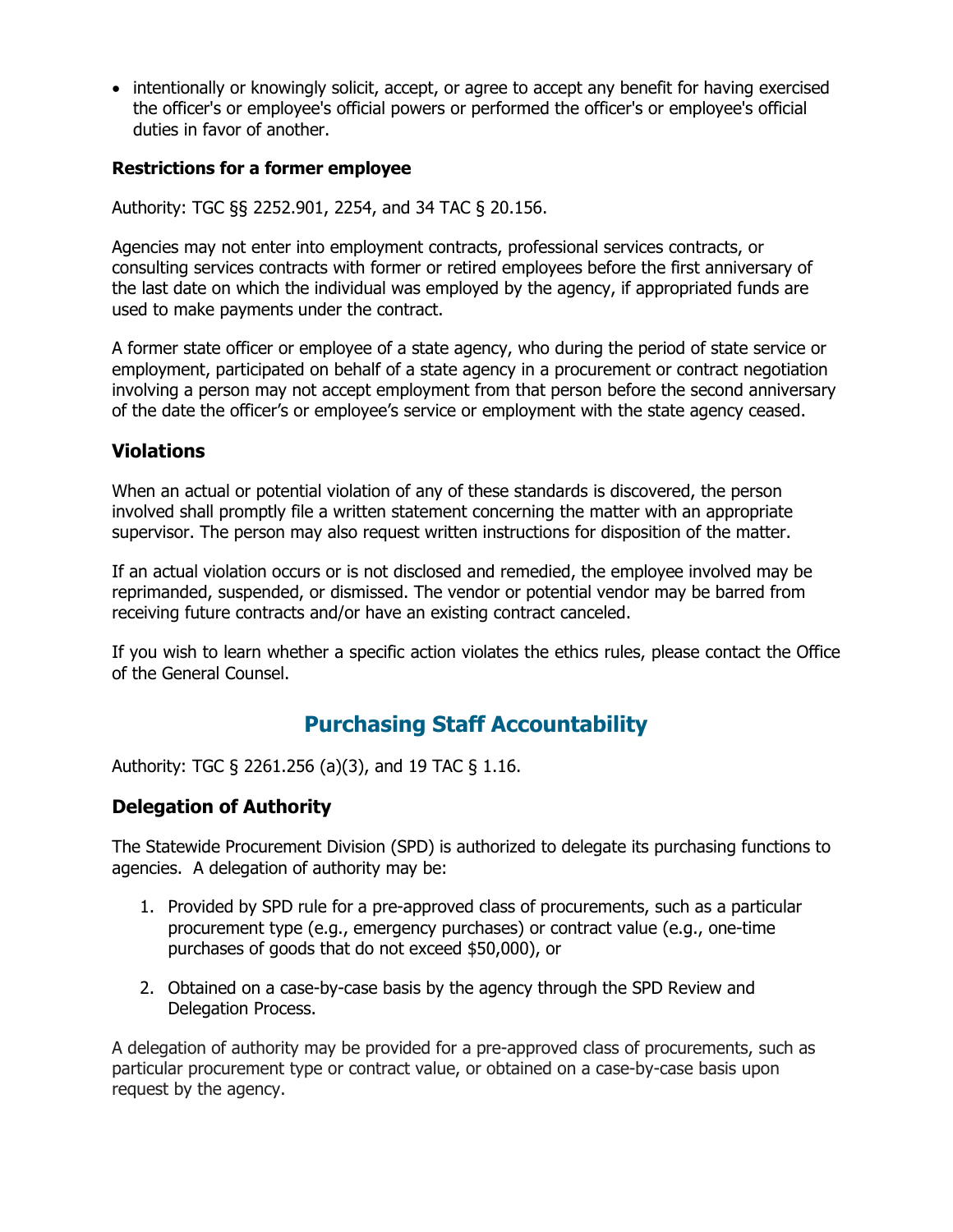- intentionally or knowingly solicit, accept, or agree to accept any benefit for having exercised the officer's or employee's official powers or performed the officer's or employee's official duties in favor of another.

**Restrictions for a former employee**

Authority: TGC §§ 2252.901, 2254, and 34 TAC § 20.156.

Agencies may not enter into employment contracts, professional services contracts, or consulting services contracts with former or retired employees before the first anniversary of the last date on which the individual was employed by the agency, if appropriated funds are used to make payments under the contract.

A former state officer or employee of a state agency, who during the period of state service or employment, participated on behalf of a state agency in a procurement or contract negotiation involving a person may not accept employment from that person before the second anniversary of the date the officer's or employee's service or employment with the state agency ceased.

### Violations

When an actual or potential violation of any of these standards is discovered, the person involved shall promptly file a written statement concerning the matter with an appropriate supervisor. The person may also request written instructions for disposition of the matter.

If an actual violation occurs or is not disclosed and remedied, the employee involved may be reprimanded, suspended, or dismissed. The vendor or potential vendor may be barred from receiving future contracts and/or have an existing contract canceled.

If you wish to learn whether a specific action violates the ethics rules, please contact the Office of the General Counsel.

## Purchasing Staff Accountability

Authority: TGC § 2261.256 (a)(3), and 19 TAC § 1.16.

### Delegation of Authority

The Statewide Procurement Division (SPD) is authorized to delegate its purchasing functions to agencies. A delegation of authority may be:

1. Provided by SPD rule for a pre-approved class of procurements, such as a particular procurement type (e.g., emergency purchases) or contract value (e.g., one-time purchases of goods that do not exceed $50,000), or

2. Obtained on a case-by-case basis by the agency through the SPD Review and Delegation Process.

A delegation of authority may be provided for a pre-approved class of procurements, such as particular procurement type or contract value, or obtained on a case-by-case basis upon request by the agency.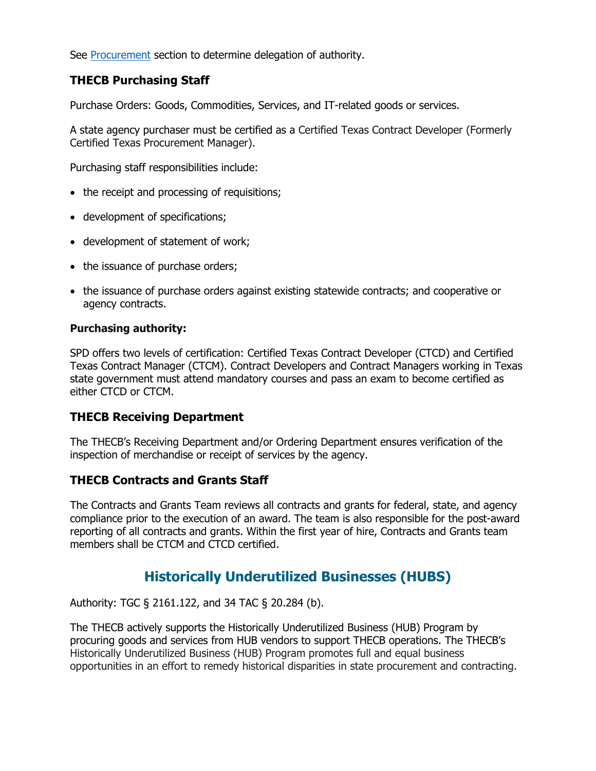See [Procurement](#) section to determine delegation of authority.

### THECB Purchasing Staff

Purchase Orders: Goods, Commodities, Services, and IT-related goods or services.

A state agency purchaser must be certified as a Certified Texas Contract Developer (Formerly Certified Texas Procurement Manager).

Purchasing staff responsibilities include:

- the receipt and processing of requisitions;
- development of specifications;
- development of statement of work;
- the issuance of purchase orders;
- the issuance of purchase orders against existing statewide contracts; and cooperative or agency contracts.

**Purchasing authority:**

SPD offers two levels of certification: Certified Texas Contract Developer (CTCD) and Certified Texas Contract Manager (CTCM). Contract Developers and Contract Managers working in Texas state government must attend mandatory courses and pass an exam to become certified as either CTCD or CTCM.

### THECB Receiving Department

The THECB's Receiving Department and/or Ordering Department ensures verification of the inspection of merchandise or receipt of services by the agency.

### THECB Contracts and Grants Staff

The Contracts and Grants Team reviews all contracts and grants for federal, state, and agency compliance prior to the execution of an award. The team is also responsible for the post-award reporting of all contracts and grants. Within the first year of hire, Contracts and Grants team members shall be CTCM and CTCD certified.

## Historically Underutilized Businesses (HUBS)

Authority: TGC § 2161.122, and 34 TAC § 20.284 (b).

The THECB actively supports the Historically Underutilized Business (HUB) Program by procuring goods and services from HUB vendors to support THECB operations. The THECB's Historically Underutilized Business (HUB) Program promotes full and equal business opportunities in an effort to remedy historical disparities in state procurement and contracting.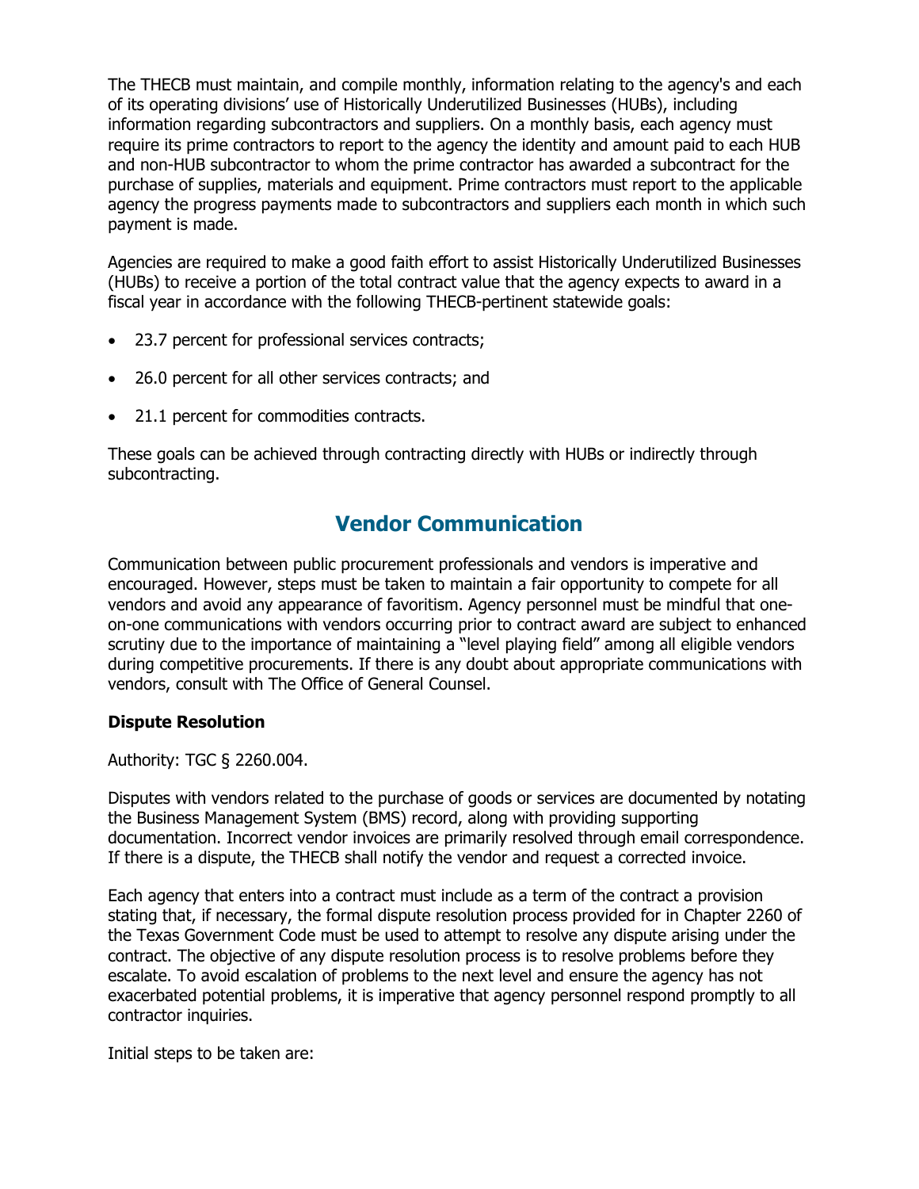The THECB must maintain, and compile monthly, information relating to the agency's and each of its operating divisions' use of Historically Underutilized Businesses (HUBs), including information regarding subcontractors and suppliers. On a monthly basis, each agency must require its prime contractors to report to the agency the identity and amount paid to each HUB and non-HUB subcontractor to whom the prime contractor has awarded a subcontract for the purchase of supplies, materials and equipment. Prime contractors must report to the applicable agency the progress payments made to subcontractors and suppliers each month in which such payment is made.

Agencies are required to make a good faith effort to assist Historically Underutilized Businesses (HUBs) to receive a portion of the total contract value that the agency expects to award in a fiscal year in accordance with the following THECB-pertinent statewide goals:

- 23.7 percent for professional services contracts;
- 26.0 percent for all other services contracts; and
- 21.1 percent for commodities contracts.

These goals can be achieved through contracting directly with HUBs or indirectly through subcontracting.

## Vendor Communication

Communication between public procurement professionals and vendors is imperative and encouraged. However, steps must be taken to maintain a fair opportunity to compete for all vendors and avoid any appearance of favoritism. Agency personnel must be mindful that one-on-one communications with vendors occurring prior to contract award are subject to enhanced scrutiny due to the importance of maintaining a "level playing field" among all eligible vendors during competitive procurements. If there is any doubt about appropriate communications with vendors, consult with The Office of General Counsel.

**Dispute Resolution**

Authority: TGC § 2260.004.

Disputes with vendors related to the purchase of goods or services are documented by notating the Business Management System (BMS) record, along with providing supporting documentation. Incorrect vendor invoices are primarily resolved through email correspondence. If there is a dispute, the THECB shall notify the vendor and request a corrected invoice.

Each agency that enters into a contract must include as a term of the contract a provision stating that, if necessary, the formal dispute resolution process provided for in Chapter 2260 of the Texas Government Code must be used to attempt to resolve any dispute arising under the contract. The objective of any dispute resolution process is to resolve problems before they escalate. To avoid escalation of problems to the next level and ensure the agency has not exacerbated potential problems, it is imperative that agency personnel respond promptly to all contractor inquiries.

Initial steps to be taken are: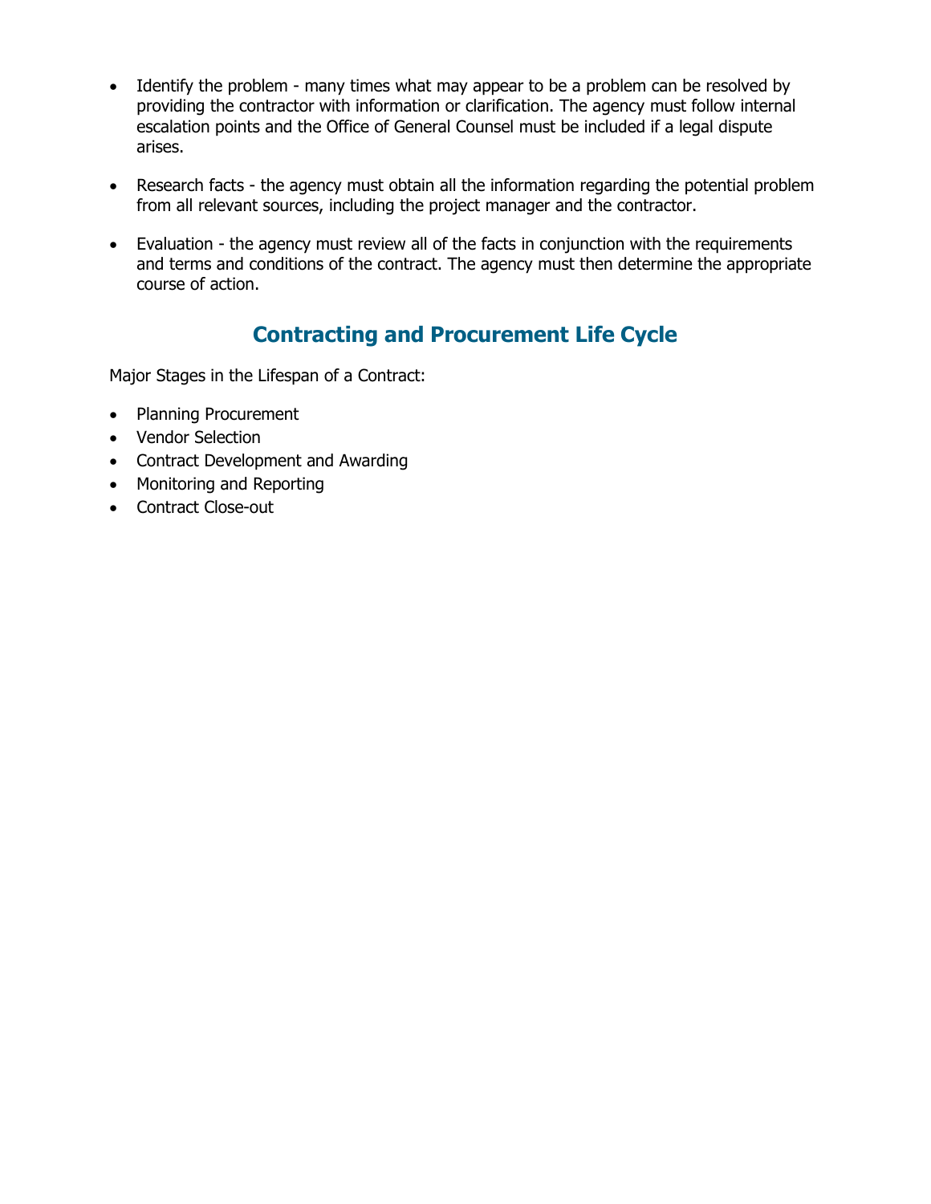- Identify the problem - many times what may appear to be a problem can be resolved by providing the contractor with information or clarification. The agency must follow internal escalation points and the Office of General Counsel must be included if a legal dispute arises.

- Research facts - the agency must obtain all the information regarding the potential problem from all relevant sources, including the project manager and the contractor.

- Evaluation - the agency must review all of the facts in conjunction with the requirements and terms and conditions of the contract. The agency must then determine the appropriate course of action.

## Contracting and Procurement Life Cycle

Major Stages in the Lifespan of a Contract:

- Planning Procurement
- Vendor Selection
- Contract Development and Awarding
- Monitoring and Reporting
- Contract Close-out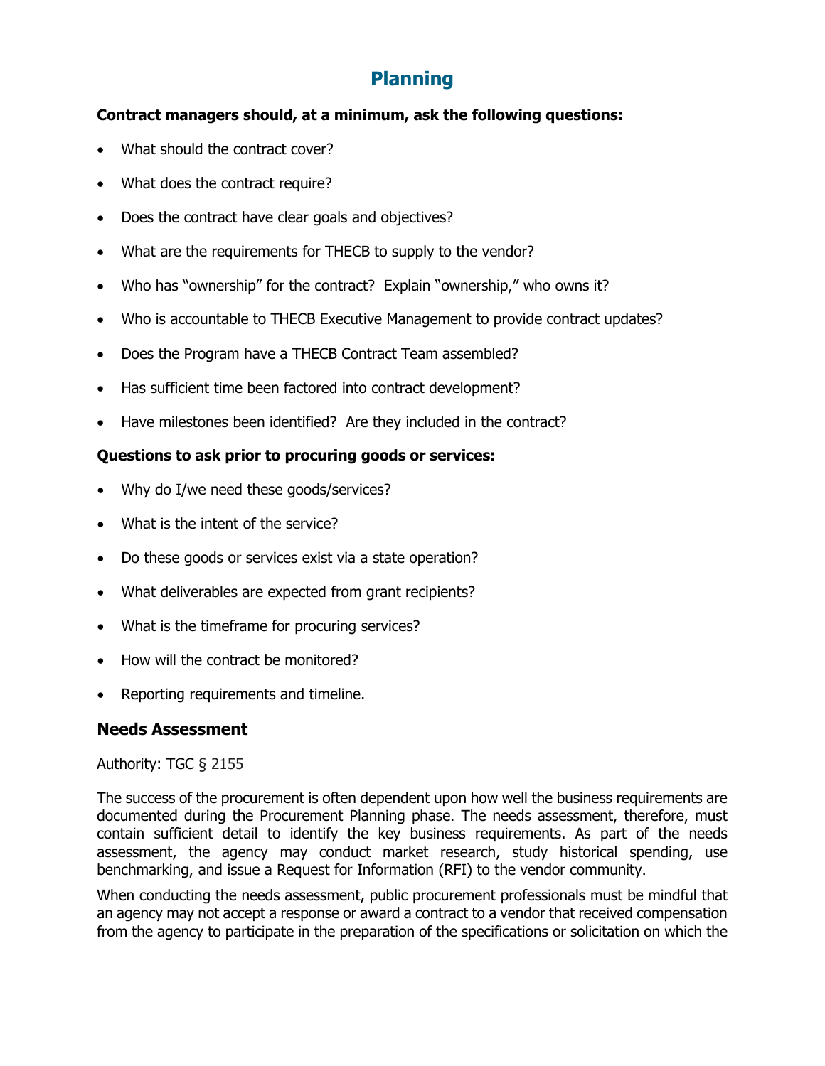# Planning

**Contract managers should, at a minimum, ask the following questions:**

- What should the contract cover?
- What does the contract require?
- Does the contract have clear goals and objectives?
- What are the requirements for THECB to supply to the vendor?
- Who has "ownership" for the contract? Explain "ownership," who owns it?
- Who is accountable to THECB Executive Management to provide contract updates?
- Does the Program have a THECB Contract Team assembled?
- Has sufficient time been factored into contract development?
- Have milestones been identified? Are they included in the contract?

**Questions to ask prior to procuring goods or services:**

- Why do I/we need these goods/services?
- What is the intent of the service?
- Do these goods or services exist via a state operation?
- What deliverables are expected from grant recipients?
- What is the timeframe for procuring services?
- How will the contract be monitored?
- Reporting requirements and timeline.

## Needs Assessment

Authority: TGC § 2155

The success of the procurement is often dependent upon how well the business requirements are documented during the Procurement Planning phase. The needs assessment, therefore, must contain sufficient detail to identify the key business requirements. As part of the needs assessment, the agency may conduct market research, study historical spending, use benchmarking, and issue a Request for Information (RFI) to the vendor community.

When conducting the needs assessment, public procurement professionals must be mindful that an agency may not accept a response or award a contract to a vendor that received compensation from the agency to participate in the preparation of the specifications or solicitation on which the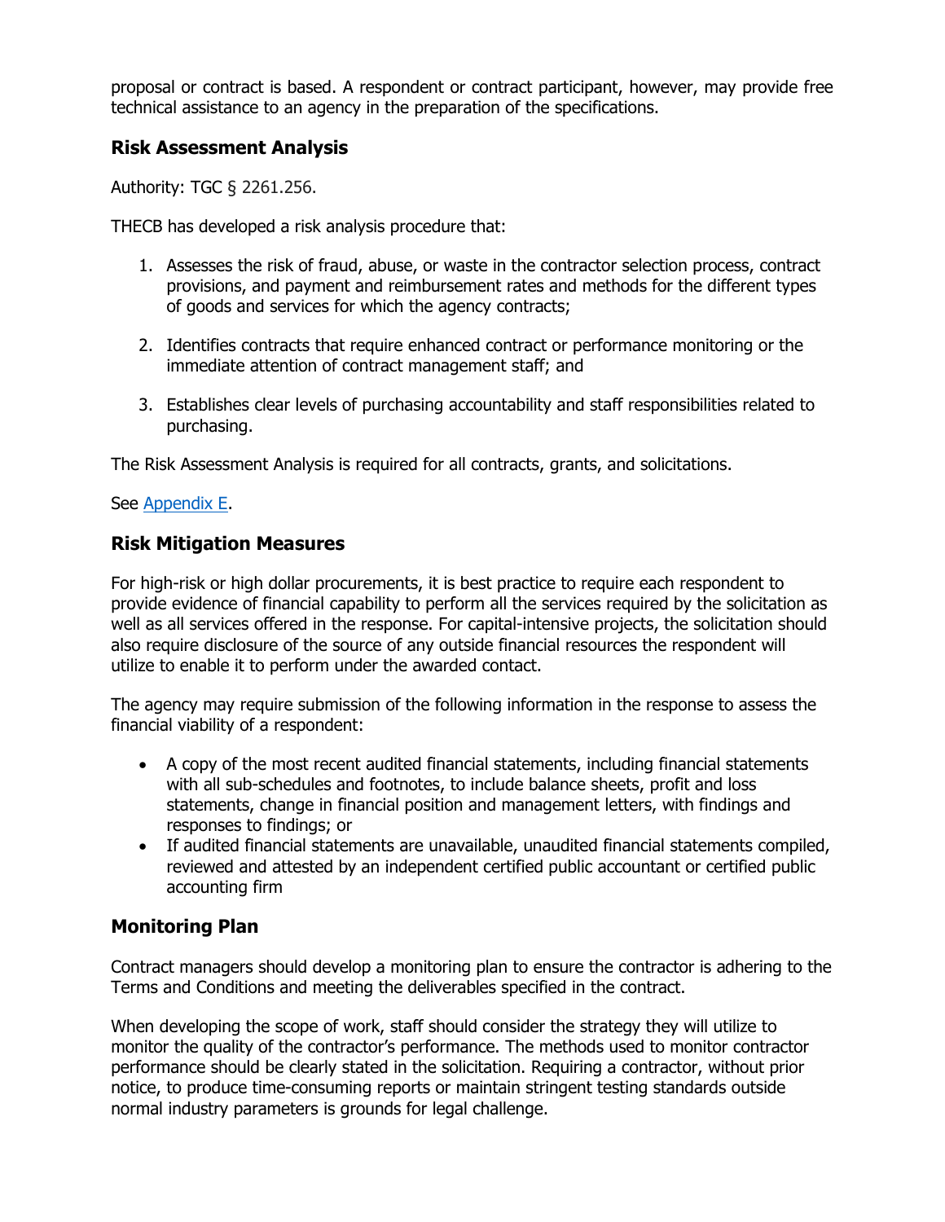proposal or contract is based. A respondent or contract participant, however, may provide free technical assistance to an agency in the preparation of the specifications.

### Risk Assessment Analysis

Authority: TGC § 2261.256.

THECB has developed a risk analysis procedure that:

1. Assesses the risk of fraud, abuse, or waste in the contractor selection process, contract provisions, and payment and reimbursement rates and methods for the different types of goods and services for which the agency contracts;
2. Identifies contracts that require enhanced contract or performance monitoring or the immediate attention of contract management staff; and
3. Establishes clear levels of purchasing accountability and staff responsibilities related to purchasing.

The Risk Assessment Analysis is required for all contracts, grants, and solicitations.

See Appendix E.

### Risk Mitigation Measures

For high-risk or high dollar procurements, it is best practice to require each respondent to provide evidence of financial capability to perform all the services required by the solicitation as well as all services offered in the response. For capital-intensive projects, the solicitation should also require disclosure of the source of any outside financial resources the respondent will utilize to enable it to perform under the awarded contact.

The agency may require submission of the following information in the response to assess the financial viability of a respondent:

- A copy of the most recent audited financial statements, including financial statements with all sub-schedules and footnotes, to include balance sheets, profit and loss statements, change in financial position and management letters, with findings and responses to findings; or
- If audited financial statements are unavailable, unaudited financial statements compiled, reviewed and attested by an independent certified public accountant or certified public accounting firm

### Monitoring Plan

Contract managers should develop a monitoring plan to ensure the contractor is adhering to the Terms and Conditions and meeting the deliverables specified in the contract.

When developing the scope of work, staff should consider the strategy they will utilize to monitor the quality of the contractor's performance. The methods used to monitor contractor performance should be clearly stated in the solicitation. Requiring a contractor, without prior notice, to produce time-consuming reports or maintain stringent testing standards outside normal industry parameters is grounds for legal challenge.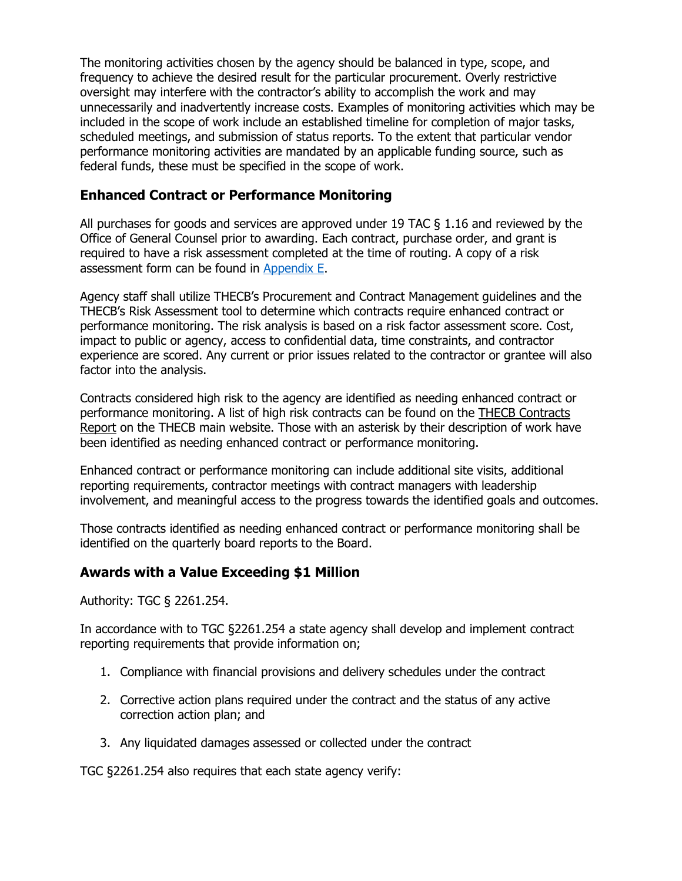The monitoring activities chosen by the agency should be balanced in type, scope, and frequency to achieve the desired result for the particular procurement. Overly restrictive oversight may interfere with the contractor's ability to accomplish the work and may unnecessarily and inadvertently increase costs. Examples of monitoring activities which may be included in the scope of work include an established timeline for completion of major tasks, scheduled meetings, and submission of status reports. To the extent that particular vendor performance monitoring activities are mandated by an applicable funding source, such as federal funds, these must be specified in the scope of work.

## Enhanced Contract or Performance Monitoring

All purchases for goods and services are approved under 19 TAC § 1.16 and reviewed by the Office of General Counsel prior to awarding. Each contract, purchase order, and grant is required to have a risk assessment completed at the time of routing. A copy of a risk assessment form can be found in Appendix E.

Agency staff shall utilize THECB's Procurement and Contract Management guidelines and the THECB's Risk Assessment tool to determine which contracts require enhanced contract or performance monitoring. The risk analysis is based on a risk factor assessment score. Cost, impact to public or agency, access to confidential data, time constraints, and contractor experience are scored. Any current or prior issues related to the contractor or grantee will also factor into the analysis.

Contracts considered high risk to the agency are identified as needing enhanced contract or performance monitoring. A list of high risk contracts can be found on the THECB Contracts Report on the THECB main website. Those with an asterisk by their description of work have been identified as needing enhanced contract or performance monitoring.

Enhanced contract or performance monitoring can include additional site visits, additional reporting requirements, contractor meetings with contract managers with leadership involvement, and meaningful access to the progress towards the identified goals and outcomes.

Those contracts identified as needing enhanced contract or performance monitoring shall be identified on the quarterly board reports to the Board.

## Awards with a Value Exceeding $1 Million

Authority: TGC § 2261.254.

In accordance with to TGC §2261.254 a state agency shall develop and implement contract reporting requirements that provide information on;

1. Compliance with financial provisions and delivery schedules under the contract
2. Corrective action plans required under the contract and the status of any active correction action plan; and
3. Any liquidated damages assessed or collected under the contract

TGC §2261.254 also requires that each state agency verify: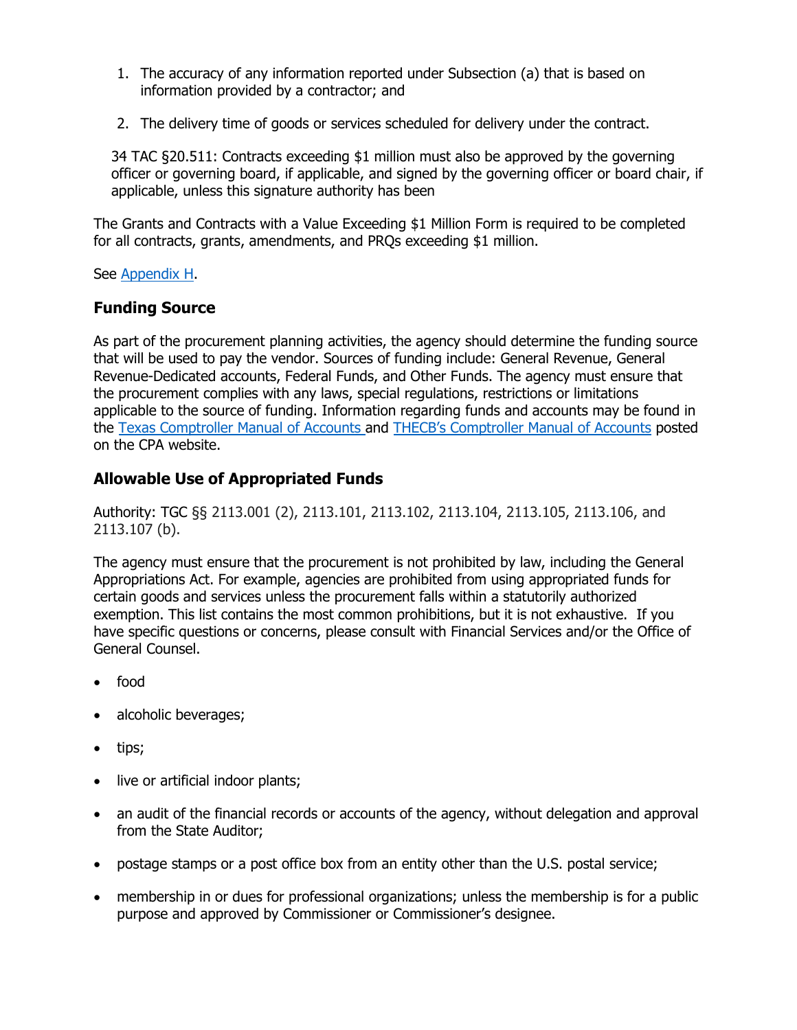1. The accuracy of any information reported under Subsection (a) that is based on information provided by a contractor; and

2. The delivery time of goods or services scheduled for delivery under the contract.

34 TAC §20.511: Contracts exceeding $1 million must also be approved by the governing officer or governing board, if applicable, and signed by the governing officer or board chair, if applicable, unless this signature authority has been

The Grants and Contracts with a Value Exceeding $1 Million Form is required to be completed for all contracts, grants, amendments, and PRQs exceeding $1 million.

See Appendix H.

## Funding Source

As part of the procurement planning activities, the agency should determine the funding source that will be used to pay the vendor. Sources of funding include: General Revenue, General Revenue-Dedicated accounts, Federal Funds, and Other Funds. The agency must ensure that the procurement complies with any laws, special regulations, restrictions or limitations applicable to the source of funding. Information regarding funds and accounts may be found in the Texas Comptroller Manual of Accounts and THECB's Comptroller Manual of Accounts posted on the CPA website.

## Allowable Use of Appropriated Funds

Authority: TGC §§ 2113.001 (2), 2113.101, 2113.102, 2113.104, 2113.105, 2113.106, and 2113.107 (b).

The agency must ensure that the procurement is not prohibited by law, including the General Appropriations Act. For example, agencies are prohibited from using appropriated funds for certain goods and services unless the procurement falls within a statutorily authorized exemption. This list contains the most common prohibitions, but it is not exhaustive. If you have specific questions or concerns, please consult with Financial Services and/or the Office of General Counsel.

- food
- alcoholic beverages;
- tips;
- live or artificial indoor plants;
- an audit of the financial records or accounts of the agency, without delegation and approval from the State Auditor;
- postage stamps or a post office box from an entity other than the U.S. postal service;
- membership in or dues for professional organizations; unless the membership is for a public purpose and approved by Commissioner or Commissioner's designee.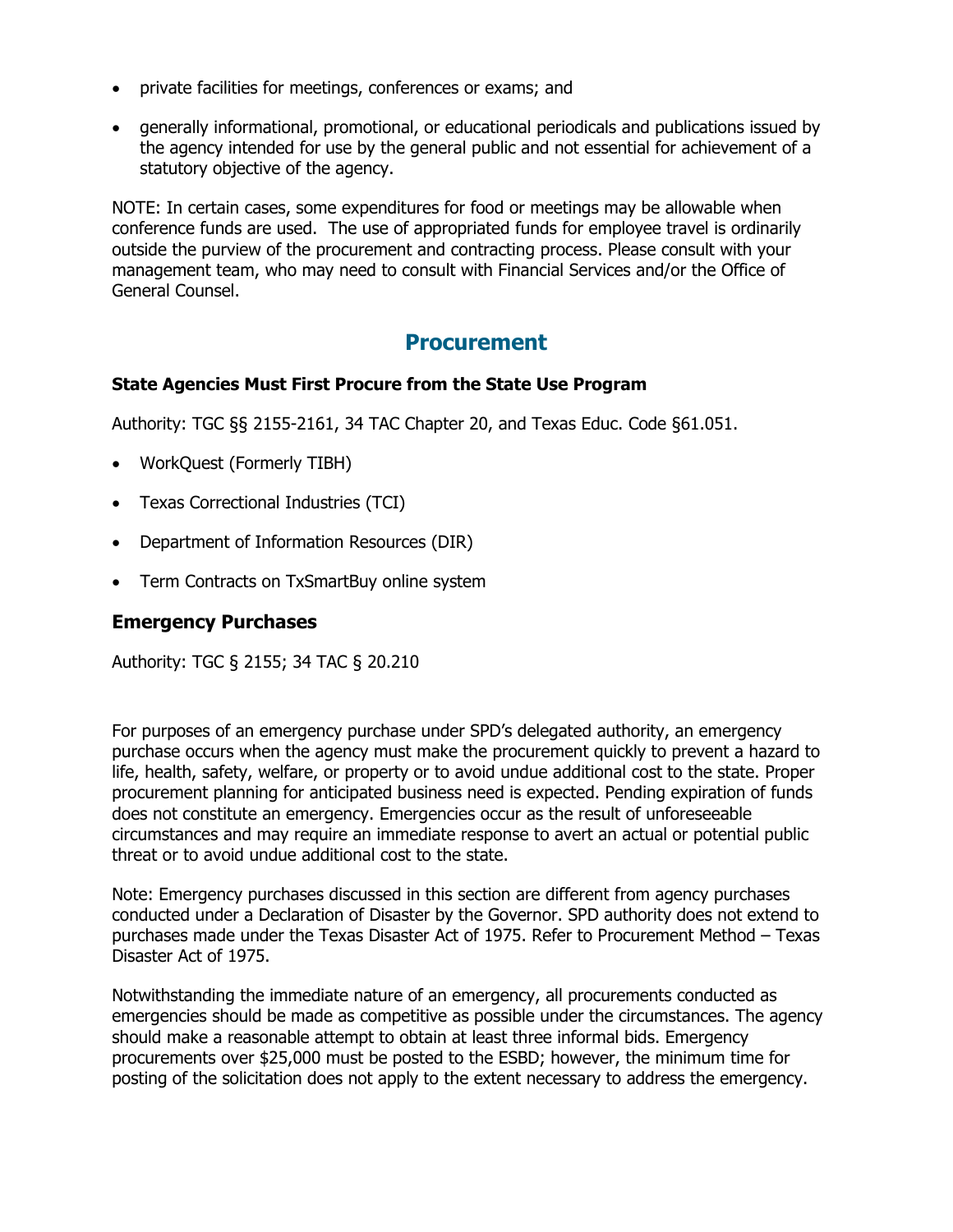- private facilities for meetings, conferences or exams; and
- generally informational, promotional, or educational periodicals and publications issued by the agency intended for use by the general public and not essential for achievement of a statutory objective of the agency.

NOTE: In certain cases, some expenditures for food or meetings may be allowable when conference funds are used. The use of appropriated funds for employee travel is ordinarily outside the purview of the procurement and contracting process. Please consult with your management team, who may need to consult with Financial Services and/or the Office of General Counsel.

# Procurement

**State Agencies Must First Procure from the State Use Program**

Authority: TGC §§ 2155-2161, 34 TAC Chapter 20, and Texas Educ. Code §61.051.

- WorkQuest (Formerly TIBH)
- Texas Correctional Industries (TCI)
- Department of Information Resources (DIR)
- Term Contracts on TxSmartBuy online system

## Emergency Purchases

Authority: TGC § 2155; 34 TAC § 20.210

For purposes of an emergency purchase under SPD's delegated authority, an emergency purchase occurs when the agency must make the procurement quickly to prevent a hazard to life, health, safety, welfare, or property or to avoid undue additional cost to the state. Proper procurement planning for anticipated business need is expected. Pending expiration of funds does not constitute an emergency. Emergencies occur as the result of unforeseeable circumstances and may require an immediate response to avert an actual or potential public threat or to avoid undue additional cost to the state.

Note: Emergency purchases discussed in this section are different from agency purchases conducted under a Declaration of Disaster by the Governor. SPD authority does not extend to purchases made under the Texas Disaster Act of 1975. Refer to Procurement Method – Texas Disaster Act of 1975.

Notwithstanding the immediate nature of an emergency, all procurements conducted as emergencies should be made as competitive as possible under the circumstances. The agency should make a reasonable attempt to obtain at least three informal bids. Emergency procurements over $25,000 must be posted to the ESBD; however, the minimum time for posting of the solicitation does not apply to the extent necessary to address the emergency.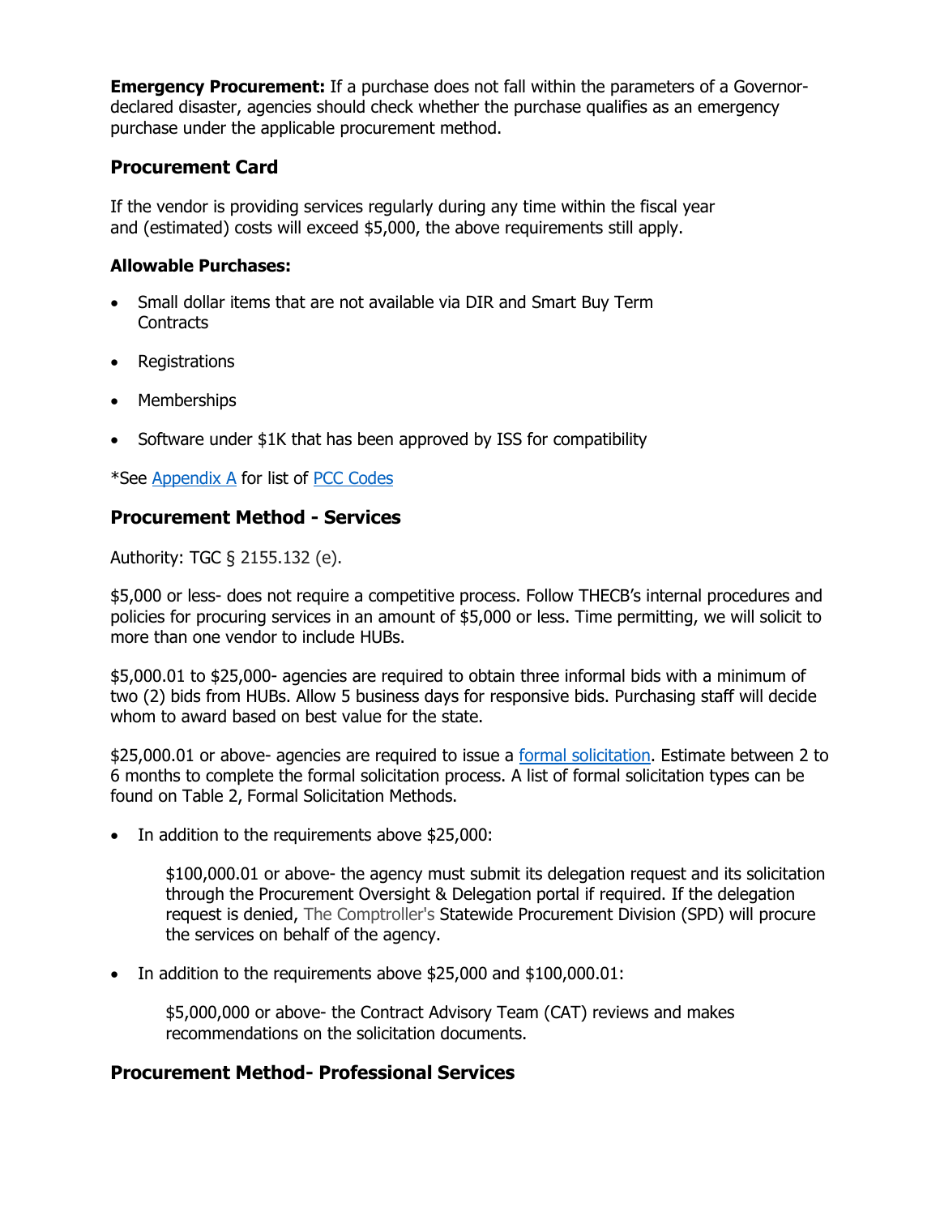**Emergency Procurement:** If a purchase does not fall within the parameters of a Governor-declared disaster, agencies should check whether the purchase qualifies as an emergency purchase under the applicable procurement method.

## Procurement Card

If the vendor is providing services regularly during any time within the fiscal year and (estimated) costs will exceed $5,000, the above requirements still apply.

### Allowable Purchases:

- Small dollar items that are not available via DIR and Smart Buy Term Contracts
- Registrations
- Memberships
- Software under $1K that has been approved by ISS for compatibility

*See Appendix A for list of PCC Codes

## Procurement Method - Services

Authority: TGC § 2155.132 (e).

$5,000 or less- does not require a competitive process. Follow THECB's internal procedures and policies for procuring services in an amount of $5,000 or less. Time permitting, we will solicit to more than one vendor to include HUBs.

$5,000.01 to $25,000- agencies are required to obtain three informal bids with a minimum of two (2) bids from HUBs. Allow 5 business days for responsive bids. Purchasing staff will decide whom to award based on best value for the state.

$25,000.01 or above- agencies are required to issue a formal solicitation. Estimate between 2 to 6 months to complete the formal solicitation process. A list of formal solicitation types can be found on Table 2, Formal Solicitation Methods.

- In addition to the requirements above $25,000:

  $100,000.01 or above- the agency must submit its delegation request and its solicitation through the Procurement Oversight & Delegation portal if required. If the delegation request is denied, The Comptroller's Statewide Procurement Division (SPD) will procure the services on behalf of the agency.

- In addition to the requirements above $25,000 and $100,000.01:

  $5,000,000 or above- the Contract Advisory Team (CAT) reviews and makes recommendations on the solicitation documents.

## Procurement Method- Professional Services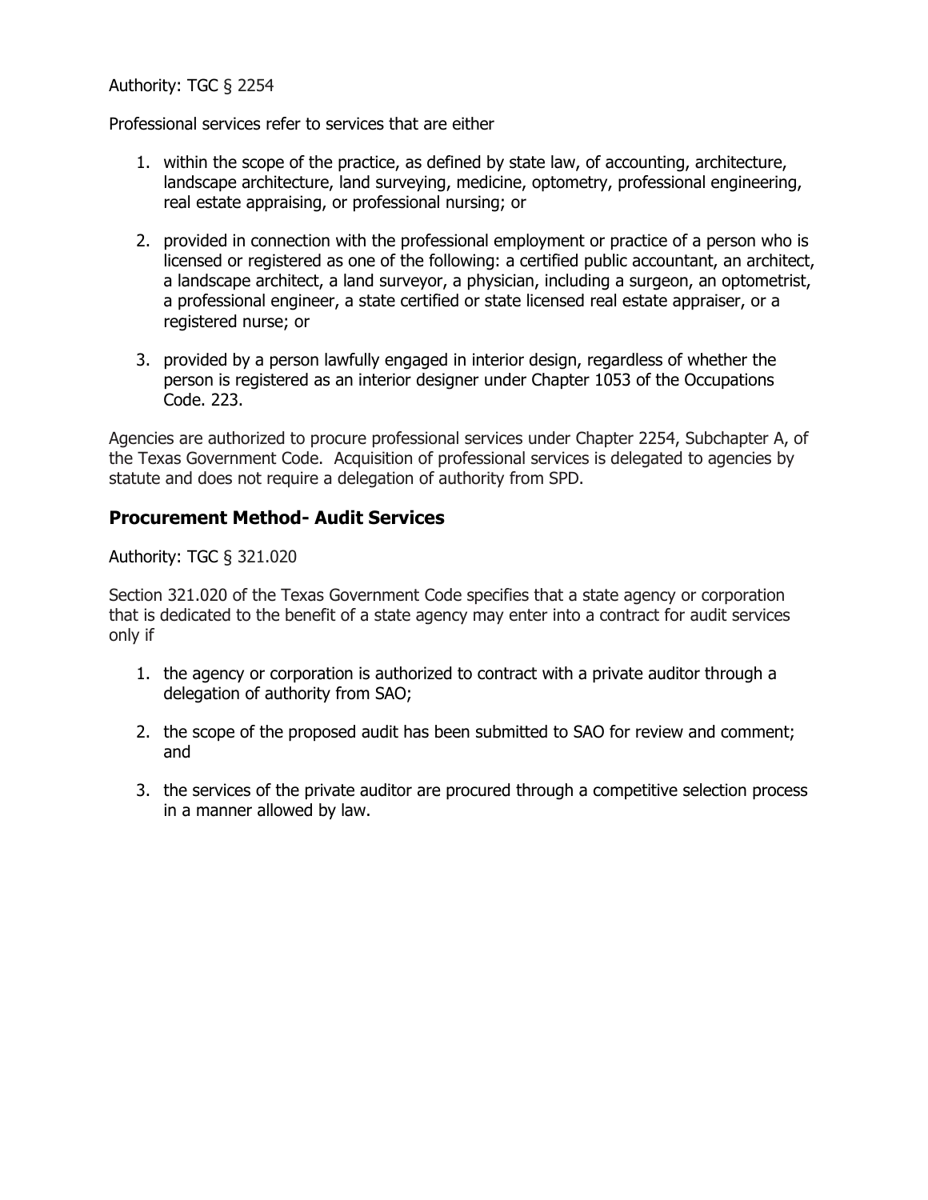Authority: TGC § 2254

Professional services refer to services that are either

1. within the scope of the practice, as defined by state law, of accounting, architecture, landscape architecture, land surveying, medicine, optometry, professional engineering, real estate appraising, or professional nursing; or

2. provided in connection with the professional employment or practice of a person who is licensed or registered as one of the following: a certified public accountant, an architect, a landscape architect, a land surveyor, a physician, including a surgeon, an optometrist, a professional engineer, a state certified or state licensed real estate appraiser, or a registered nurse; or

3. provided by a person lawfully engaged in interior design, regardless of whether the person is registered as an interior designer under Chapter 1053 of the Occupations Code. 223.

Agencies are authorized to procure professional services under Chapter 2254, Subchapter A, of the Texas Government Code. Acquisition of professional services is delegated to agencies by statute and does not require a delegation of authority from SPD.

## Procurement Method- Audit Services

Authority: TGC § 321.020

Section 321.020 of the Texas Government Code specifies that a state agency or corporation that is dedicated to the benefit of a state agency may enter into a contract for audit services only if

1. the agency or corporation is authorized to contract with a private auditor through a delegation of authority from SAO;

2. the scope of the proposed audit has been submitted to SAO for review and comment; and

3. the services of the private auditor are procured through a competitive selection process in a manner allowed by law.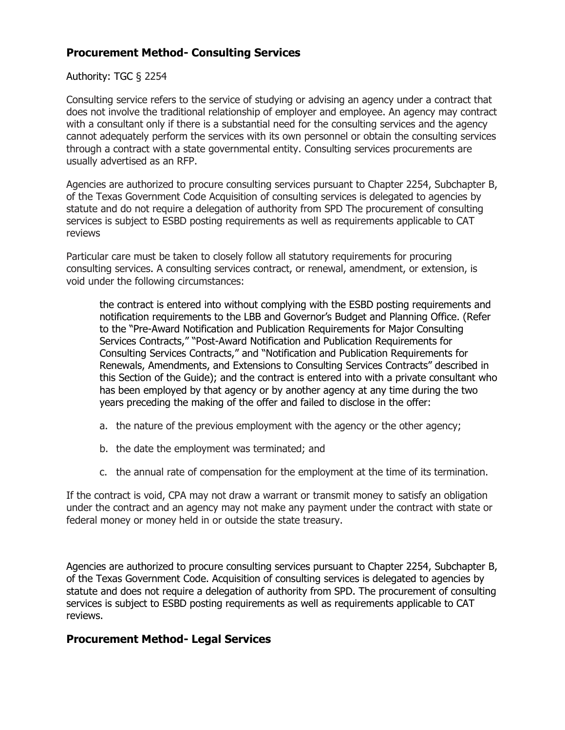## Procurement Method- Consulting Services

Authority: TGC § 2254

Consulting service refers to the service of studying or advising an agency under a contract that does not involve the traditional relationship of employer and employee. An agency may contract with a consultant only if there is a substantial need for the consulting services and the agency cannot adequately perform the services with its own personnel or obtain the consulting services through a contract with a state governmental entity. Consulting services procurements are usually advertised as an RFP.

Agencies are authorized to procure consulting services pursuant to Chapter 2254, Subchapter B, of the Texas Government Code Acquisition of consulting services is delegated to agencies by statute and do not require a delegation of authority from SPD The procurement of consulting services is subject to ESBD posting requirements as well as requirements applicable to CAT reviews

Particular care must be taken to closely follow all statutory requirements for procuring consulting services. A consulting services contract, or renewal, amendment, or extension, is void under the following circumstances:

> the contract is entered into without complying with the ESBD posting requirements and notification requirements to the LBB and Governor's Budget and Planning Office. (Refer to the "Pre-Award Notification and Publication Requirements for Major Consulting Services Contracts," "Post-Award Notification and Publication Requirements for Consulting Services Contracts," and "Notification and Publication Requirements for Renewals, Amendments, and Extensions to Consulting Services Contracts" described in this Section of the Guide); and the contract is entered into with a private consultant who has been employed by that agency or by another agency at any time during the two years preceding the making of the offer and failed to disclose in the offer:
>
> a. the nature of the previous employment with the agency or the other agency;
>
> b. the date the employment was terminated; and
>
> c. the annual rate of compensation for the employment at the time of its termination.

If the contract is void, CPA may not draw a warrant or transmit money to satisfy an obligation under the contract and an agency may not make any payment under the contract with state or federal money or money held in or outside the state treasury.

Agencies are authorized to procure consulting services pursuant to Chapter 2254, Subchapter B, of the Texas Government Code. Acquisition of consulting services is delegated to agencies by statute and does not require a delegation of authority from SPD. The procurement of consulting services is subject to ESBD posting requirements as well as requirements applicable to CAT reviews.

## Procurement Method- Legal Services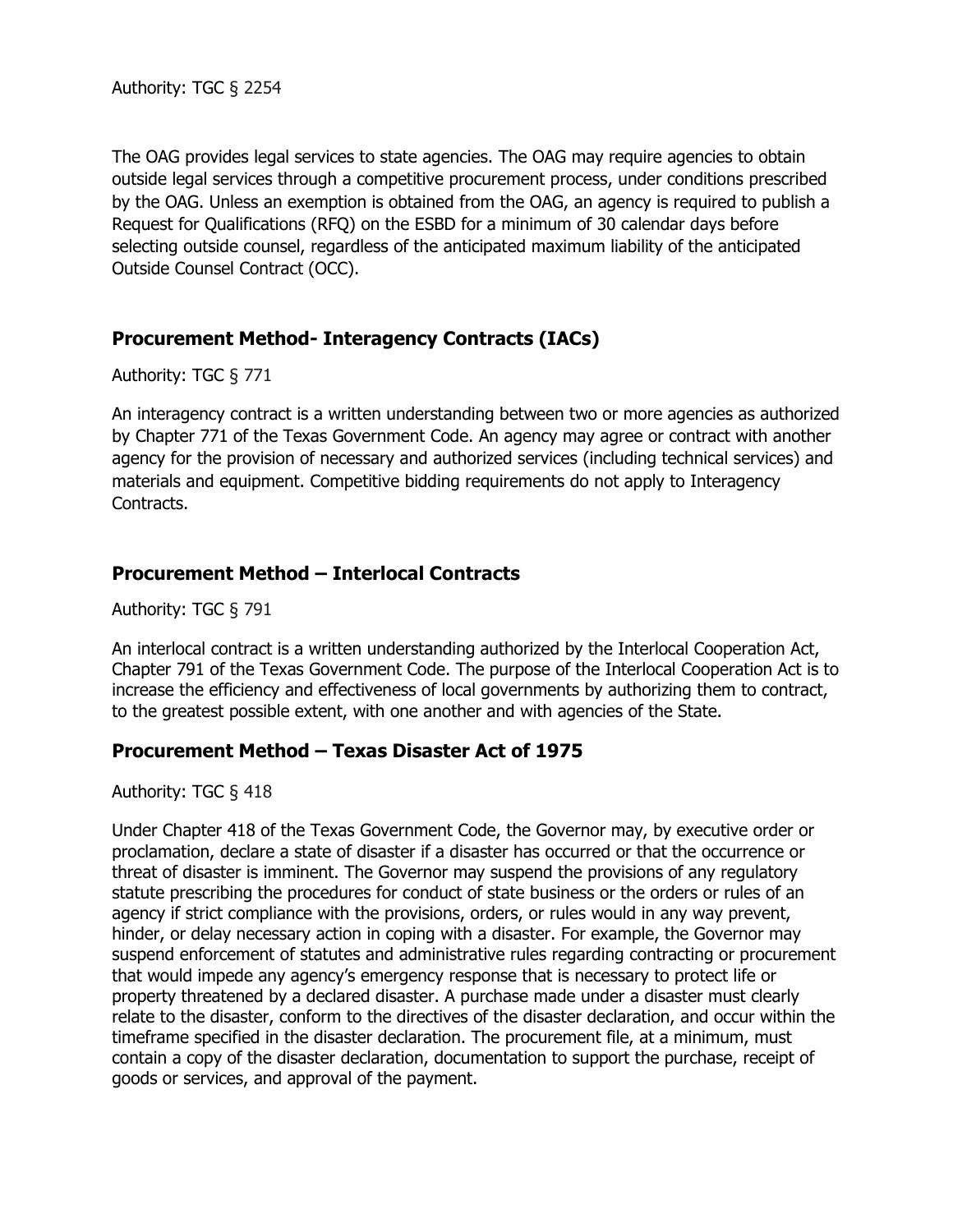Authority: TGC § 2254

The OAG provides legal services to state agencies. The OAG may require agencies to obtain outside legal services through a competitive procurement process, under conditions prescribed by the OAG. Unless an exemption is obtained from the OAG, an agency is required to publish a Request for Qualifications (RFQ) on the ESBD for a minimum of 30 calendar days before selecting outside counsel, regardless of the anticipated maximum liability of the anticipated Outside Counsel Contract (OCC).

## Procurement Method- Interagency Contracts (IACs)

Authority: TGC § 771

An interagency contract is a written understanding between two or more agencies as authorized by Chapter 771 of the Texas Government Code. An agency may agree or contract with another agency for the provision of necessary and authorized services (including technical services) and materials and equipment. Competitive bidding requirements do not apply to Interagency Contracts.

## Procurement Method – Interlocal Contracts

Authority: TGC § 791

An interlocal contract is a written understanding authorized by the Interlocal Cooperation Act, Chapter 791 of the Texas Government Code. The purpose of the Interlocal Cooperation Act is to increase the efficiency and effectiveness of local governments by authorizing them to contract, to the greatest possible extent, with one another and with agencies of the State.

## Procurement Method – Texas Disaster Act of 1975

Authority: TGC § 418

Under Chapter 418 of the Texas Government Code, the Governor may, by executive order or proclamation, declare a state of disaster if a disaster has occurred or that the occurrence or threat of disaster is imminent. The Governor may suspend the provisions of any regulatory statute prescribing the procedures for conduct of state business or the orders or rules of an agency if strict compliance with the provisions, orders, or rules would in any way prevent, hinder, or delay necessary action in coping with a disaster. For example, the Governor may suspend enforcement of statutes and administrative rules regarding contracting or procurement that would impede any agency's emergency response that is necessary to protect life or property threatened by a declared disaster. A purchase made under a disaster must clearly relate to the disaster, conform to the directives of the disaster declaration, and occur within the timeframe specified in the disaster declaration. The procurement file, at a minimum, must contain a copy of the disaster declaration, documentation to support the purchase, receipt of goods or services, and approval of the payment.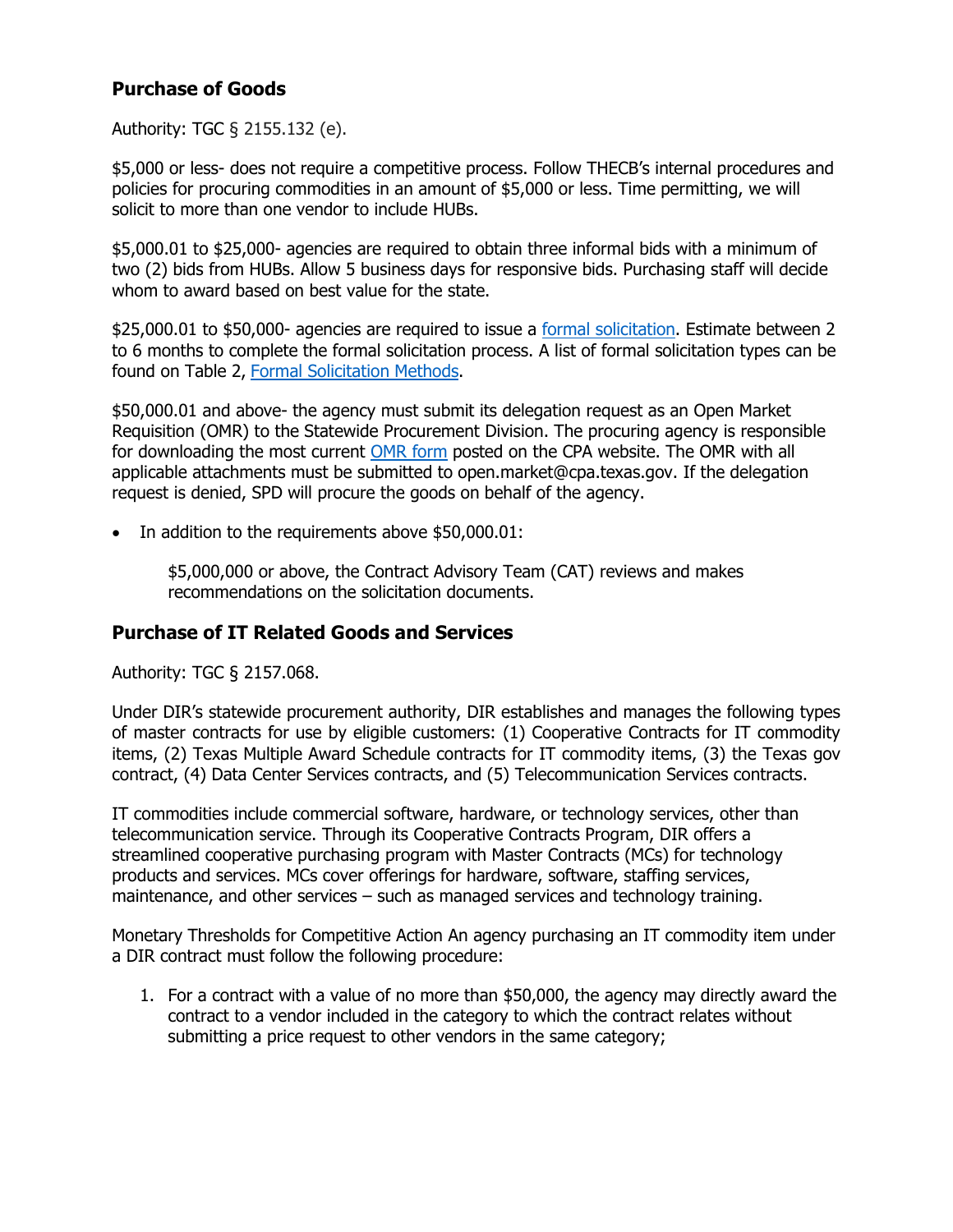## Purchase of Goods

Authority: TGC § 2155.132 (e).

$5,000 or less- does not require a competitive process. Follow THECB's internal procedures and policies for procuring commodities in an amount of $5,000 or less. Time permitting, we will solicit to more than one vendor to include HUBs.

$5,000.01 to $25,000- agencies are required to obtain three informal bids with a minimum of two (2) bids from HUBs. Allow 5 business days for responsive bids. Purchasing staff will decide whom to award based on best value for the state.

$25,000.01 to $50,000- agencies are required to issue a [formal solicitation](). Estimate between 2 to 6 months to complete the formal solicitation process. A list of formal solicitation types can be found on Table 2, [Formal Solicitation Methods]().

$50,000.01 and above- the agency must submit its delegation request as an Open Market Requisition (OMR) to the Statewide Procurement Division. The procuring agency is responsible for downloading the most current [OMR form]() posted on the CPA website. The OMR with all applicable attachments must be submitted to open.market@cpa.texas.gov. If the delegation request is denied, SPD will procure the goods on behalf of the agency.

- In addition to the requirements above $50,000.01:

  $5,000,000 or above, the Contract Advisory Team (CAT) reviews and makes recommendations on the solicitation documents.

## Purchase of IT Related Goods and Services

Authority: TGC § 2157.068.

Under DIR's statewide procurement authority, DIR establishes and manages the following types of master contracts for use by eligible customers: (1) Cooperative Contracts for IT commodity items, (2) Texas Multiple Award Schedule contracts for IT commodity items, (3) the Texas gov contract, (4) Data Center Services contracts, and (5) Telecommunication Services contracts.

IT commodities include commercial software, hardware, or technology services, other than telecommunication service. Through its Cooperative Contracts Program, DIR offers a streamlined cooperative purchasing program with Master Contracts (MCs) for technology products and services. MCs cover offerings for hardware, software, staffing services, maintenance, and other services – such as managed services and technology training.

Monetary Thresholds for Competitive Action An agency purchasing an IT commodity item under a DIR contract must follow the following procedure:

1. For a contract with a value of no more than $50,000, the agency may directly award the contract to a vendor included in the category to which the contract relates without submitting a price request to other vendors in the same category;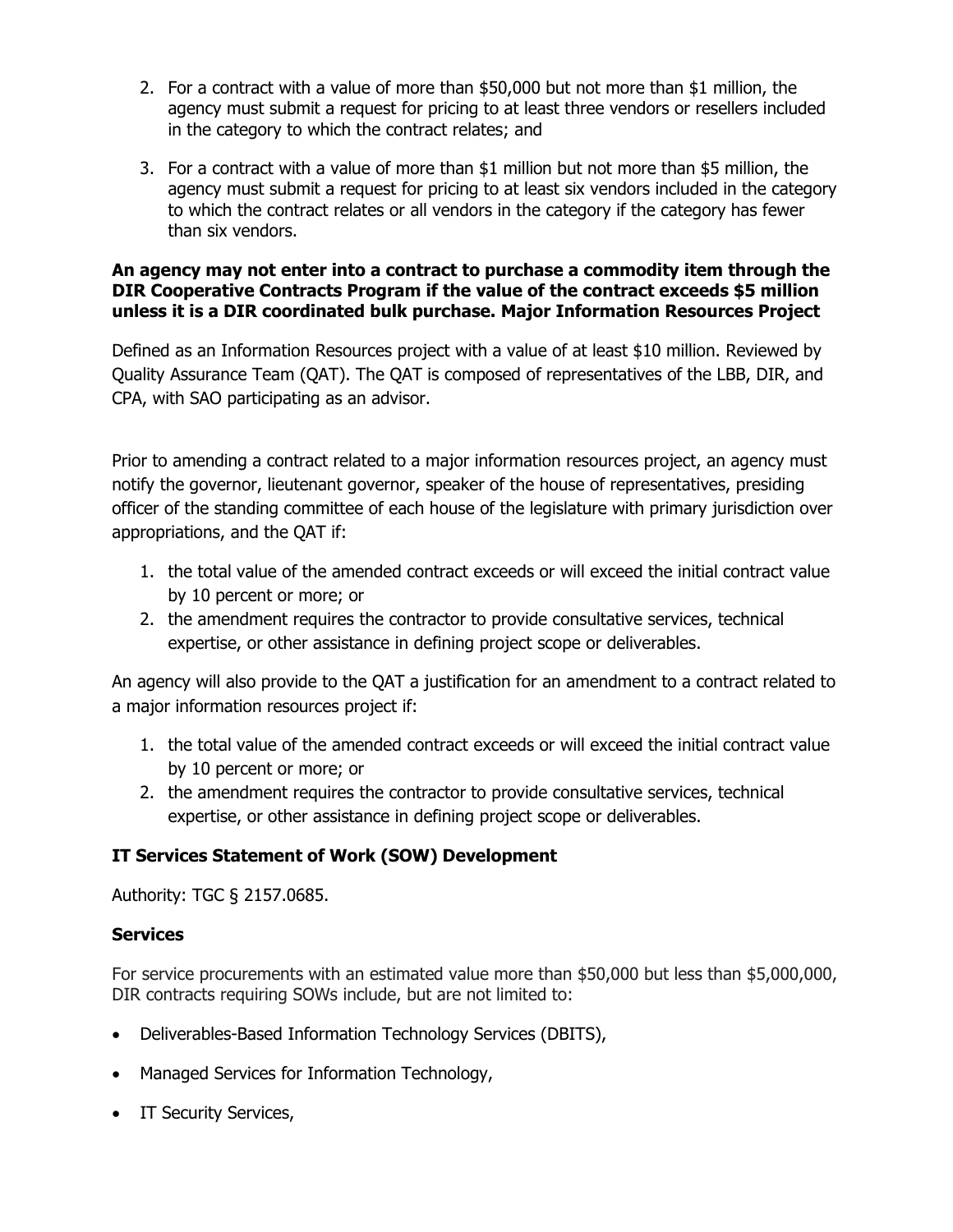2. For a contract with a value of more than $50,000 but not more than $1 million, the agency must submit a request for pricing to at least three vendors or resellers included in the category to which the contract relates; and

3. For a contract with a value of more than $1 million but not more than $5 million, the agency must submit a request for pricing to at least six vendors included in the category to which the contract relates or all vendors in the category if the category has fewer than six vendors.

**An agency may not enter into a contract to purchase a commodity item through the DIR Cooperative Contracts Program if the value of the contract exceeds $5 million unless it is a DIR coordinated bulk purchase. Major Information Resources Project**

Defined as an Information Resources project with a value of at least $10 million. Reviewed by Quality Assurance Team (QAT). The QAT is composed of representatives of the LBB, DIR, and CPA, with SAO participating as an advisor.

Prior to amending a contract related to a major information resources project, an agency must notify the governor, lieutenant governor, speaker of the house of representatives, presiding officer of the standing committee of each house of the legislature with primary jurisdiction over appropriations, and the QAT if:

1. the total value of the amended contract exceeds or will exceed the initial contract value by 10 percent or more; or
2. the amendment requires the contractor to provide consultative services, technical expertise, or other assistance in defining project scope or deliverables.

An agency will also provide to the QAT a justification for an amendment to a contract related to a major information resources project if:

1. the total value of the amended contract exceeds or will exceed the initial contract value by 10 percent or more; or
2. the amendment requires the contractor to provide consultative services, technical expertise, or other assistance in defining project scope or deliverables.

### IT Services Statement of Work (SOW) Development

Authority: TGC § 2157.0685.

### Services

For service procurements with an estimated value more than $50,000 but less than $5,000,000, DIR contracts requiring SOWs include, but are not limited to:

- Deliverables-Based Information Technology Services (DBITS),
- Managed Services for Information Technology,
- IT Security Services,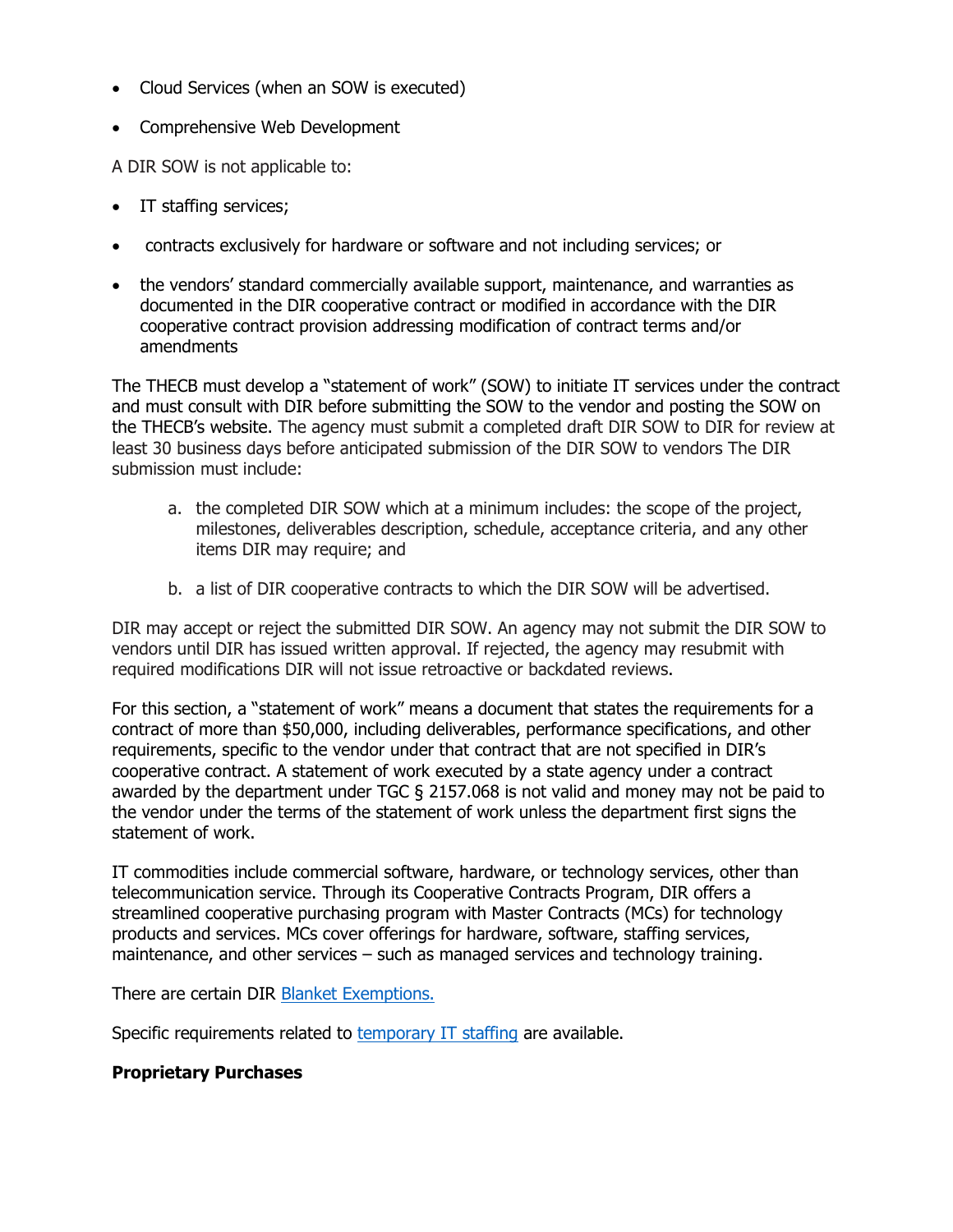- Cloud Services (when an SOW is executed)
- Comprehensive Web Development

A DIR SOW is not applicable to:

- IT staffing services;
- contracts exclusively for hardware or software and not including services; or
- the vendors' standard commercially available support, maintenance, and warranties as documented in the DIR cooperative contract or modified in accordance with the DIR cooperative contract provision addressing modification of contract terms and/or amendments

The THECB must develop a "statement of work" (SOW) to initiate IT services under the contract and must consult with DIR before submitting the SOW to the vendor and posting the SOW on the THECB's website. The agency must submit a completed draft DIR SOW to DIR for review at least 30 business days before anticipated submission of the DIR SOW to vendors The DIR submission must include:

a. the completed DIR SOW which at a minimum includes: the scope of the project, milestones, deliverables description, schedule, acceptance criteria, and any other items DIR may require; and

b. a list of DIR cooperative contracts to which the DIR SOW will be advertised.

DIR may accept or reject the submitted DIR SOW. An agency may not submit the DIR SOW to vendors until DIR has issued written approval. If rejected, the agency may resubmit with required modifications DIR will not issue retroactive or backdated reviews.

For this section, a "statement of work" means a document that states the requirements for a contract of more than $50,000, including deliverables, performance specifications, and other requirements, specific to the vendor under that contract that are not specified in DIR's cooperative contract. A statement of work executed by a state agency under a contract awarded by the department under TGC § 2157.068 is not valid and money may not be paid to the vendor under the terms of the statement of work unless the department first signs the statement of work.

IT commodities include commercial software, hardware, or technology services, other than telecommunication service. Through its Cooperative Contracts Program, DIR offers a streamlined cooperative purchasing program with Master Contracts (MCs) for technology products and services. MCs cover offerings for hardware, software, staffing services, maintenance, and other services – such as managed services and technology training.

There are certain DIR Blanket Exemptions.

Specific requirements related to temporary IT staffing are available.

**Proprietary Purchases**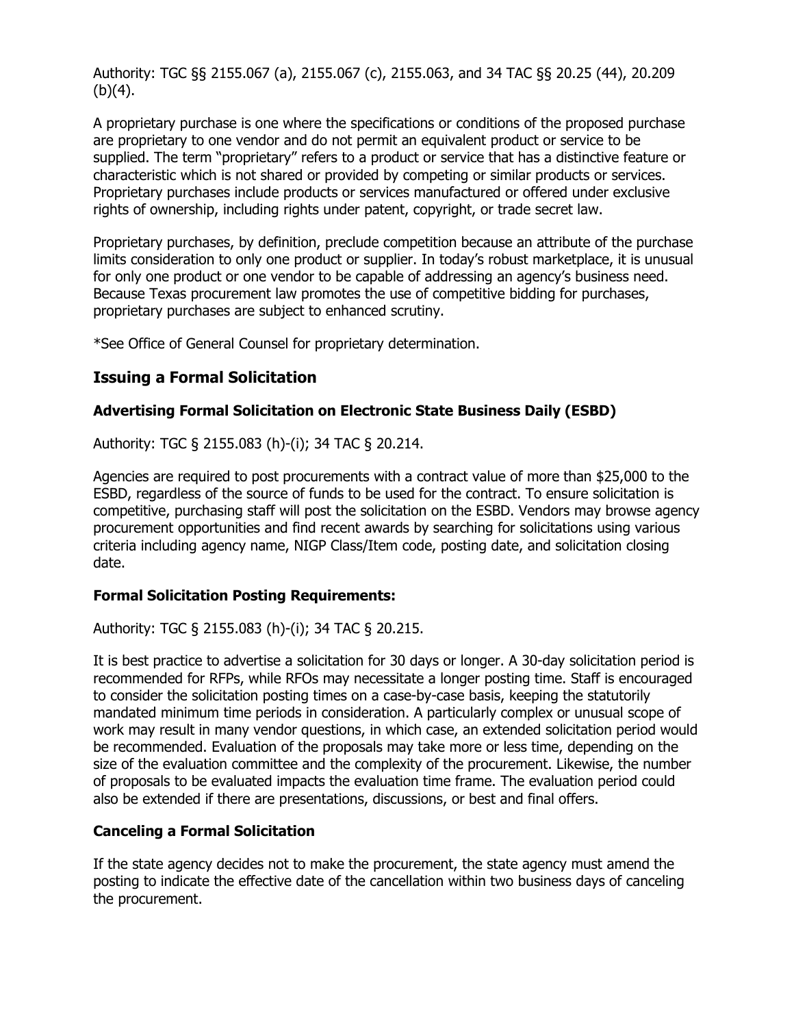Authority: TGC §§ 2155.067 (a), 2155.067 (c), 2155.063, and 34 TAC §§ 20.25 (44), 20.209 (b)(4).

A proprietary purchase is one where the specifications or conditions of the proposed purchase are proprietary to one vendor and do not permit an equivalent product or service to be supplied. The term "proprietary" refers to a product or service that has a distinctive feature or characteristic which is not shared or provided by competing or similar products or services. Proprietary purchases include products or services manufactured or offered under exclusive rights of ownership, including rights under patent, copyright, or trade secret law.

Proprietary purchases, by definition, preclude competition because an attribute of the purchase limits consideration to only one product or supplier. In today's robust marketplace, it is unusual for only one product or one vendor to be capable of addressing an agency's business need. Because Texas procurement law promotes the use of competitive bidding for purchases, proprietary purchases are subject to enhanced scrutiny.

*See Office of General Counsel for proprietary determination.

## Issuing a Formal Solicitation

### Advertising Formal Solicitation on Electronic State Business Daily (ESBD)

Authority: TGC § 2155.083 (h)-(i); 34 TAC § 20.214.

Agencies are required to post procurements with a contract value of more than $25,000 to the ESBD, regardless of the source of funds to be used for the contract. To ensure solicitation is competitive, purchasing staff will post the solicitation on the ESBD. Vendors may browse agency procurement opportunities and find recent awards by searching for solicitations using various criteria including agency name, NIGP Class/Item code, posting date, and solicitation closing date.

### Formal Solicitation Posting Requirements:

Authority: TGC § 2155.083 (h)-(i); 34 TAC § 20.215.

It is best practice to advertise a solicitation for 30 days or longer. A 30-day solicitation period is recommended for RFPs, while RFOs may necessitate a longer posting time. Staff is encouraged to consider the solicitation posting times on a case-by-case basis, keeping the statutorily mandated minimum time periods in consideration. A particularly complex or unusual scope of work may result in many vendor questions, in which case, an extended solicitation period would be recommended. Evaluation of the proposals may take more or less time, depending on the size of the evaluation committee and the complexity of the procurement. Likewise, the number of proposals to be evaluated impacts the evaluation time frame. The evaluation period could also be extended if there are presentations, discussions, or best and final offers.

### Canceling a Formal Solicitation

If the state agency decides not to make the procurement, the state agency must amend the posting to indicate the effective date of the cancellation within two business days of canceling the procurement.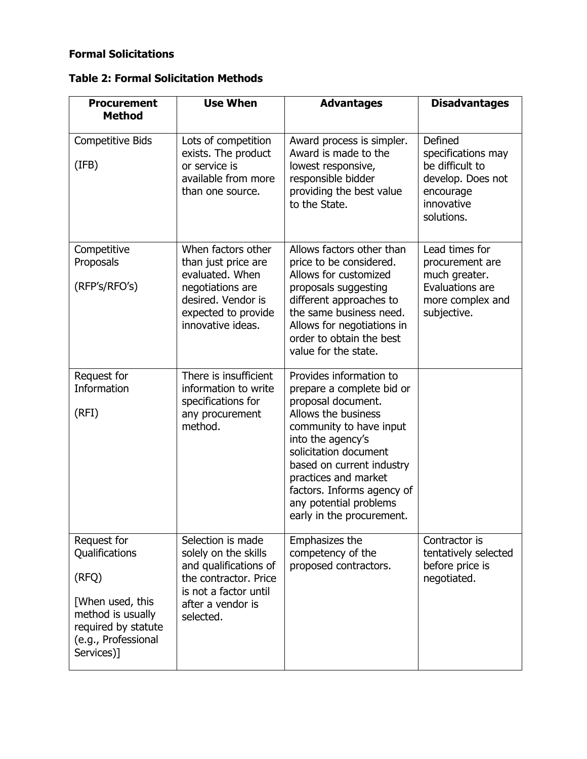**Formal Solicitations**

**Table 2: Formal Solicitation Methods**

| Procurement Method | Use When | Advantages | Disadvantages |
|---|---|---|---|
| Competitive Bids<br><br>(IFB) | Lots of competition exists. The product or service is available from more than one source. | Award process is simpler. Award is made to the lowest responsive, responsible bidder providing the best value to the State. | Defined specifications may be difficult to develop. Does not encourage innovative solutions. |
| Competitive Proposals<br><br>(RFP's/RFO's) | When factors other than just price are evaluated. When negotiations are desired. Vendor is expected to provide innovative ideas. | Allows factors other than price to be considered. Allows for customized proposals suggesting different approaches to the same business need. Allows for negotiations in order to obtain the best value for the state. | Lead times for procurement are much greater. Evaluations are more complex and subjective. |
| Request for Information<br><br>(RFI) | There is insufficient information to write specifications for any procurement method. | Provides information to prepare a complete bid or proposal document. Allows the business community to have input into the agency's solicitation document based on current industry practices and market factors. Informs agency of any potential problems early in the procurement. | |
| Request for Qualifications<br><br>(RFQ)<br><br>[When used, this method is usually required by statute (e.g., Professional Services)] | Selection is made solely on the skills and qualifications of the contractor. Price is not a factor until after a vendor is selected. | Emphasizes the competency of the proposed contractors. | Contractor is tentatively selected before price is negotiated. |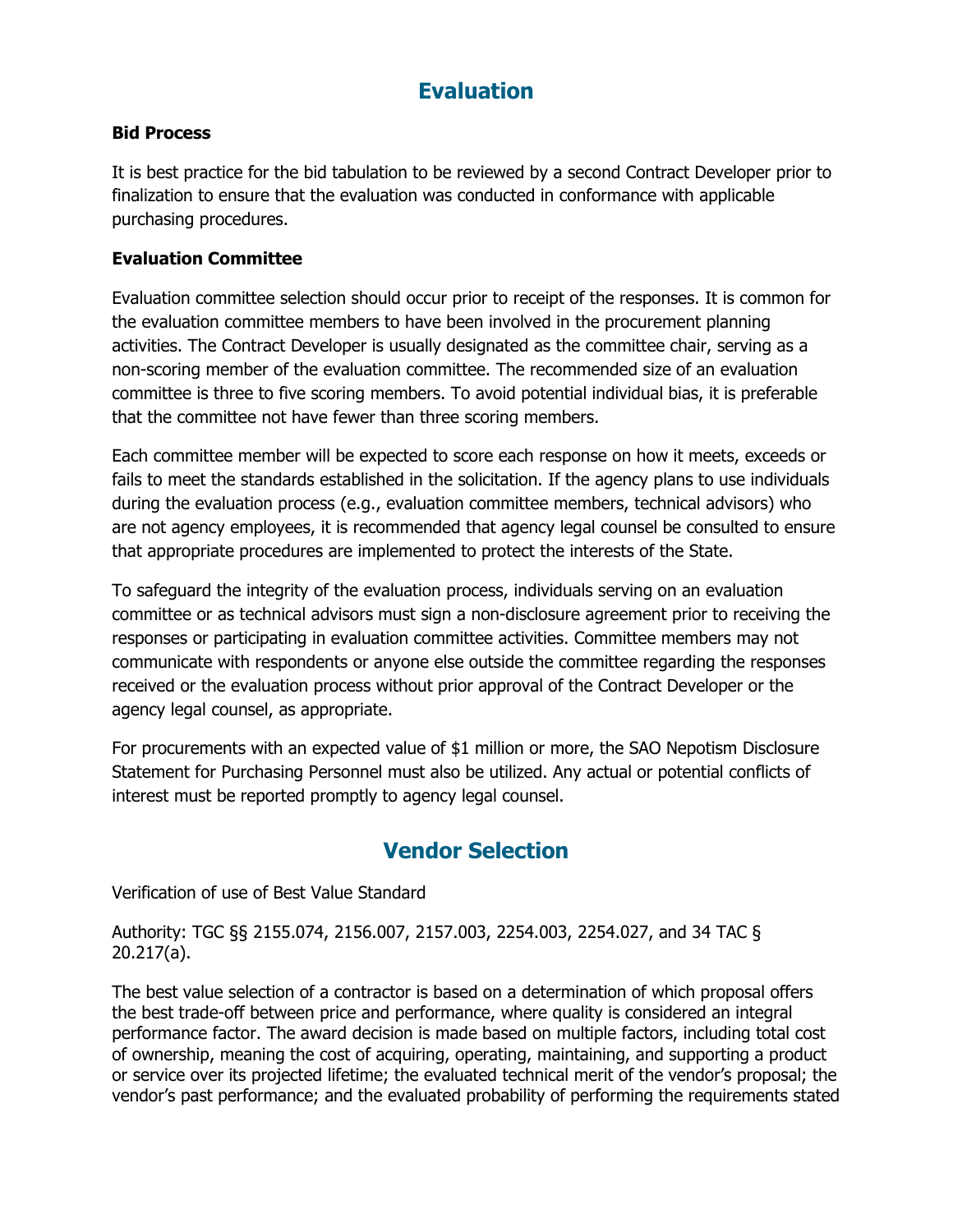## Evaluation

**Bid Process**

It is best practice for the bid tabulation to be reviewed by a second Contract Developer prior to finalization to ensure that the evaluation was conducted in conformance with applicable purchasing procedures.

**Evaluation Committee**

Evaluation committee selection should occur prior to receipt of the responses. It is common for the evaluation committee members to have been involved in the procurement planning activities. The Contract Developer is usually designated as the committee chair, serving as a non-scoring member of the evaluation committee. The recommended size of an evaluation committee is three to five scoring members. To avoid potential individual bias, it is preferable that the committee not have fewer than three scoring members.

Each committee member will be expected to score each response on how it meets, exceeds or fails to meet the standards established in the solicitation. If the agency plans to use individuals during the evaluation process (e.g., evaluation committee members, technical advisors) who are not agency employees, it is recommended that agency legal counsel be consulted to ensure that appropriate procedures are implemented to protect the interests of the State.

To safeguard the integrity of the evaluation process, individuals serving on an evaluation committee or as technical advisors must sign a non-disclosure agreement prior to receiving the responses or participating in evaluation committee activities. Committee members may not communicate with respondents or anyone else outside the committee regarding the responses received or the evaluation process without prior approval of the Contract Developer or the agency legal counsel, as appropriate.

For procurements with an expected value of $1 million or more, the SAO Nepotism Disclosure Statement for Purchasing Personnel must also be utilized. Any actual or potential conflicts of interest must be reported promptly to agency legal counsel.

## Vendor Selection

Verification of use of Best Value Standard

Authority: TGC §§ 2155.074, 2156.007, 2157.003, 2254.003, 2254.027, and 34 TAC § 20.217(a).

The best value selection of a contractor is based on a determination of which proposal offers the best trade-off between price and performance, where quality is considered an integral performance factor. The award decision is made based on multiple factors, including total cost of ownership, meaning the cost of acquiring, operating, maintaining, and supporting a product or service over its projected lifetime; the evaluated technical merit of the vendor's proposal; the vendor's past performance; and the evaluated probability of performing the requirements stated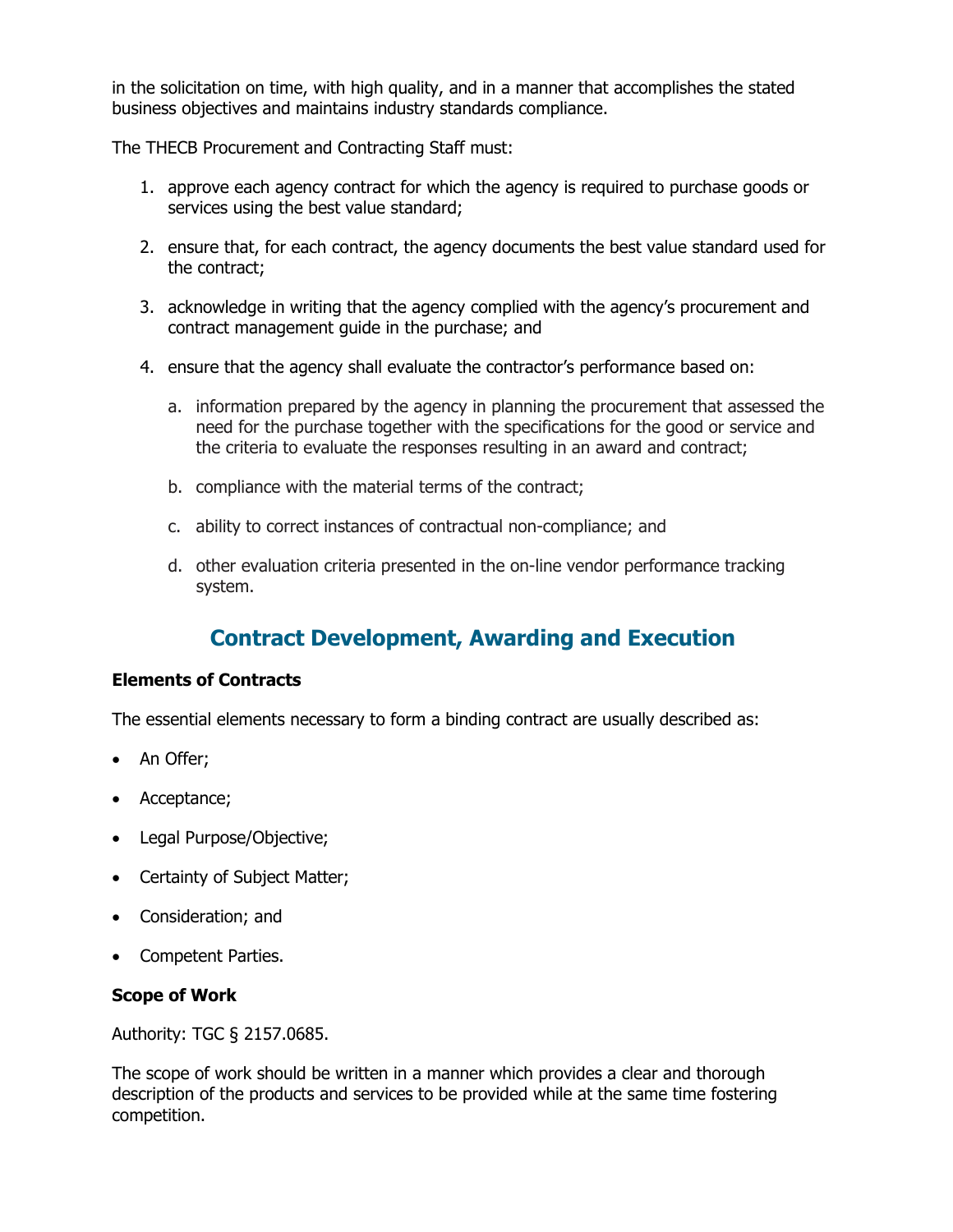in the solicitation on time, with high quality, and in a manner that accomplishes the stated business objectives and maintains industry standards compliance.

The THECB Procurement and Contracting Staff must:

1. approve each agency contract for which the agency is required to purchase goods or services using the best value standard;

2. ensure that, for each contract, the agency documents the best value standard used for the contract;

3. acknowledge in writing that the agency complied with the agency's procurement and contract management guide in the purchase; and

4. ensure that the agency shall evaluate the contractor's performance based on:

   a. information prepared by the agency in planning the procurement that assessed the need for the purchase together with the specifications for the good or service and the criteria to evaluate the responses resulting in an award and contract;

   b. compliance with the material terms of the contract;

   c. ability to correct instances of contractual non-compliance; and

   d. other evaluation criteria presented in the on-line vendor performance tracking system.

## Contract Development, Awarding and Execution

**Elements of Contracts**

The essential elements necessary to form a binding contract are usually described as:

- An Offer;
- Acceptance;
- Legal Purpose/Objective;
- Certainty of Subject Matter;
- Consideration; and
- Competent Parties.

**Scope of Work**

Authority: TGC § 2157.0685.

The scope of work should be written in a manner which provides a clear and thorough description of the products and services to be provided while at the same time fostering competition.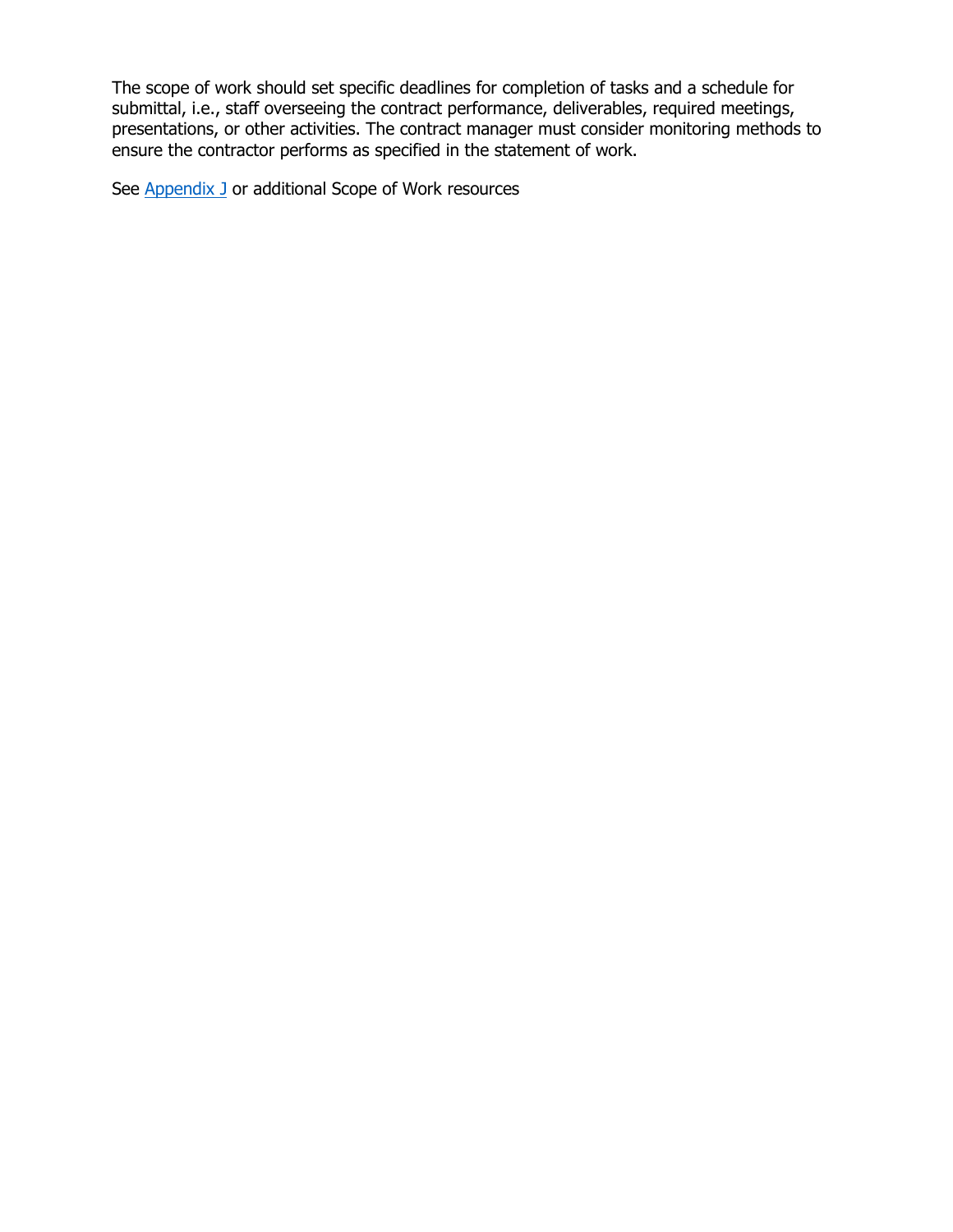The scope of work should set specific deadlines for completion of tasks and a schedule for submittal, i.e., staff overseeing the contract performance, deliverables, required meetings, presentations, or other activities. The contract manager must consider monitoring methods to ensure the contractor performs as specified in the statement of work.

See Appendix J or additional Scope of Work resources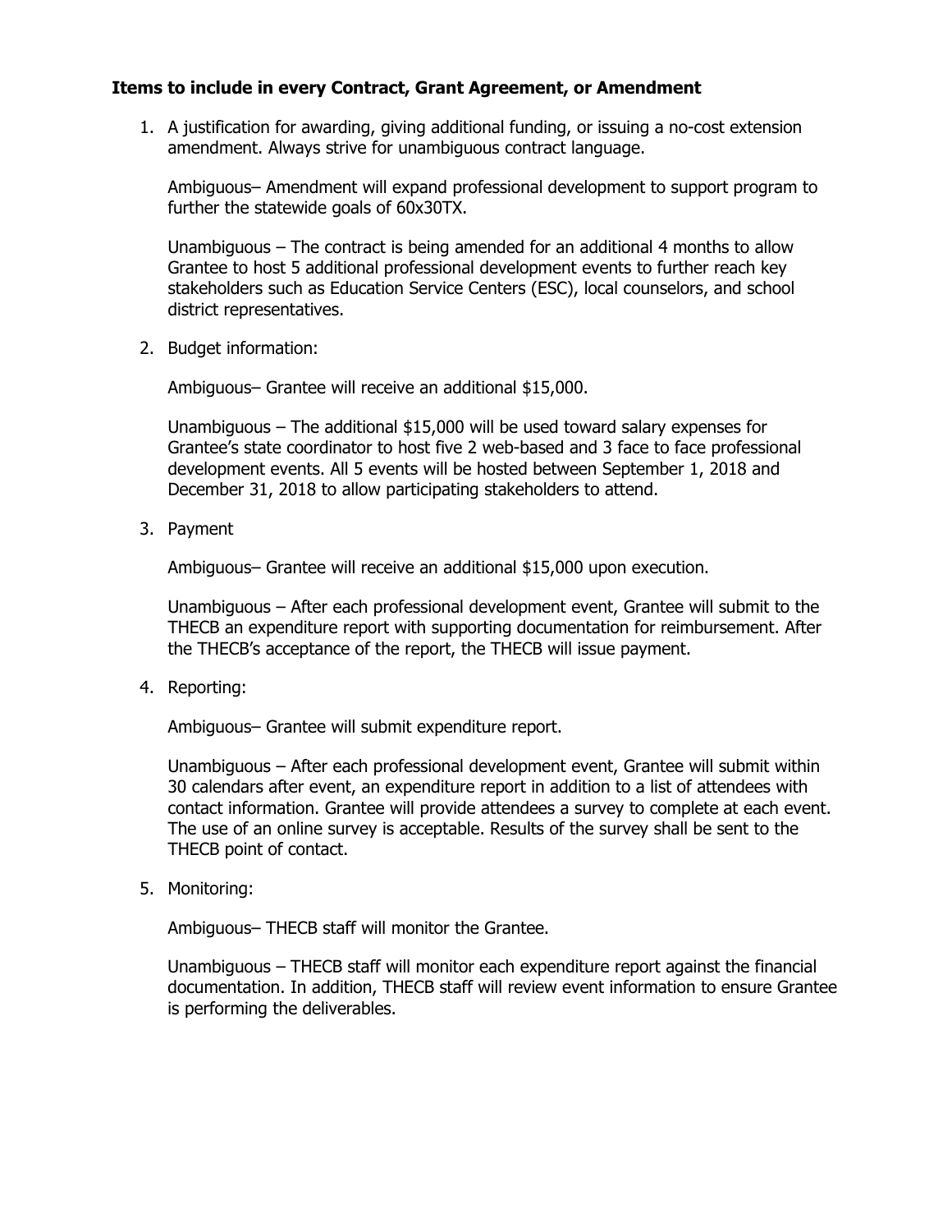**Items to include in every Contract, Grant Agreement, or Amendment**

1. A justification for awarding, giving additional funding, or issuing a no-cost extension amendment. Always strive for unambiguous contract language.

   Ambiguous– Amendment will expand professional development to support program to further the statewide goals of 60x30TX.

   Unambiguous – The contract is being amended for an additional 4 months to allow Grantee to host 5 additional professional development events to further reach key stakeholders such as Education Service Centers (ESC), local counselors, and school district representatives.

2. Budget information:

   Ambiguous– Grantee will receive an additional $15,000.

   Unambiguous – The additional $15,000 will be used toward salary expenses for Grantee's state coordinator to host five 2 web-based and 3 face to face professional development events. All 5 events will be hosted between September 1, 2018 and December 31, 2018 to allow participating stakeholders to attend.

3. Payment

   Ambiguous– Grantee will receive an additional $15,000 upon execution.

   Unambiguous – After each professional development event, Grantee will submit to the THECB an expenditure report with supporting documentation for reimbursement. After the THECB's acceptance of the report, the THECB will issue payment.

4. Reporting:

   Ambiguous– Grantee will submit expenditure report.

   Unambiguous – After each professional development event, Grantee will submit within 30 calendars after event, an expenditure report in addition to a list of attendees with contact information. Grantee will provide attendees a survey to complete at each event. The use of an online survey is acceptable. Results of the survey shall be sent to the THECB point of contact.

5. Monitoring:

   Ambiguous– THECB staff will monitor the Grantee.

   Unambiguous – THECB staff will monitor each expenditure report against the financial documentation. In addition, THECB staff will review event information to ensure Grantee is performing the deliverables.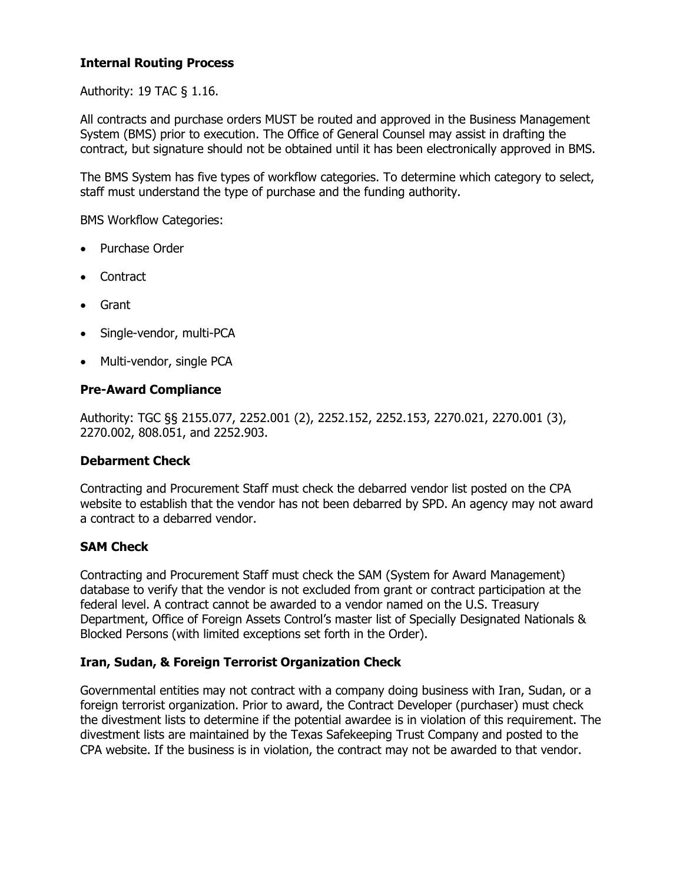### Internal Routing Process

Authority: 19 TAC § 1.16.

All contracts and purchase orders MUST be routed and approved in the Business Management System (BMS) prior to execution. The Office of General Counsel may assist in drafting the contract, but signature should not be obtained until it has been electronically approved in BMS.

The BMS System has five types of workflow categories. To determine which category to select, staff must understand the type of purchase and the funding authority.

BMS Workflow Categories:

- Purchase Order
- Contract
- Grant
- Single-vendor, multi-PCA
- Multi-vendor, single PCA

### Pre-Award Compliance

Authority: TGC §§ 2155.077, 2252.001 (2), 2252.152, 2252.153, 2270.021, 2270.001 (3), 2270.002, 808.051, and 2252.903.

### Debarment Check

Contracting and Procurement Staff must check the debarred vendor list posted on the CPA website to establish that the vendor has not been debarred by SPD. An agency may not award a contract to a debarred vendor.

### SAM Check

Contracting and Procurement Staff must check the SAM (System for Award Management) database to verify that the vendor is not excluded from grant or contract participation at the federal level. A contract cannot be awarded to a vendor named on the U.S. Treasury Department, Office of Foreign Assets Control's master list of Specially Designated Nationals & Blocked Persons (with limited exceptions set forth in the Order).

### Iran, Sudan, & Foreign Terrorist Organization Check

Governmental entities may not contract with a company doing business with Iran, Sudan, or a foreign terrorist organization. Prior to award, the Contract Developer (purchaser) must check the divestment lists to determine if the potential awardee is in violation of this requirement. The divestment lists are maintained by the Texas Safekeeping Trust Company and posted to the CPA website. If the business is in violation, the contract may not be awarded to that vendor.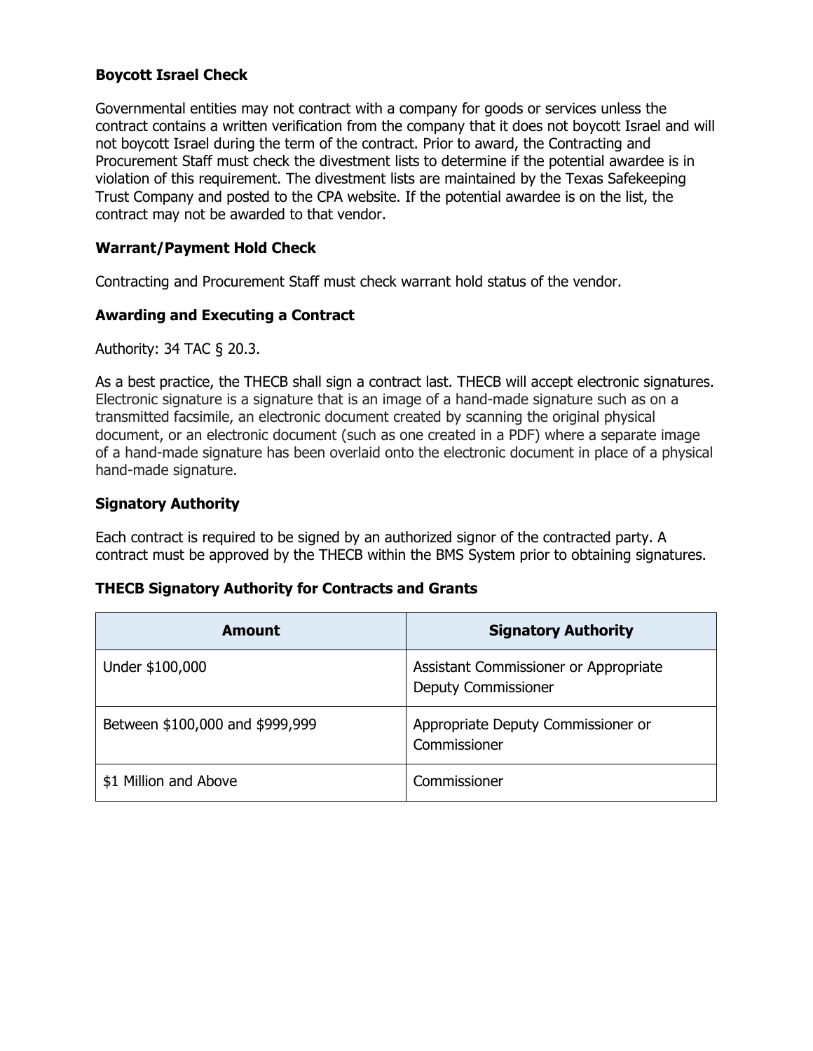### Boycott Israel Check

Governmental entities may not contract with a company for goods or services unless the contract contains a written verification from the company that it does not boycott Israel and will not boycott Israel during the term of the contract. Prior to award, the Contracting and Procurement Staff must check the divestment lists to determine if the potential awardee is in violation of this requirement. The divestment lists are maintained by the Texas Safekeeping Trust Company and posted to the CPA website. If the potential awardee is on the list, the contract may not be awarded to that vendor.

### Warrant/Payment Hold Check

Contracting and Procurement Staff must check warrant hold status of the vendor.

### Awarding and Executing a Contract

Authority: 34 TAC § 20.3.

As a best practice, the THECB shall sign a contract last. THECB will accept electronic signatures. Electronic signature is a signature that is an image of a hand-made signature such as on a transmitted facsimile, an electronic document created by scanning the original physical document, or an electronic document (such as one created in a PDF) where a separate image of a hand-made signature has been overlaid onto the electronic document in place of a physical hand-made signature.

### Signatory Authority

Each contract is required to be signed by an authorized signor of the contracted party. A contract must be approved by the THECB within the BMS System prior to obtaining signatures.

### THECB Signatory Authority for Contracts and Grants

| Amount | Signatory Authority |
|---|---|
| Under $100,000 | Assistant Commissioner or Appropriate Deputy Commissioner |
| Between $100,000 and $999,999 | Appropriate Deputy Commissioner or Commissioner |
| $1 Million and Above | Commissioner |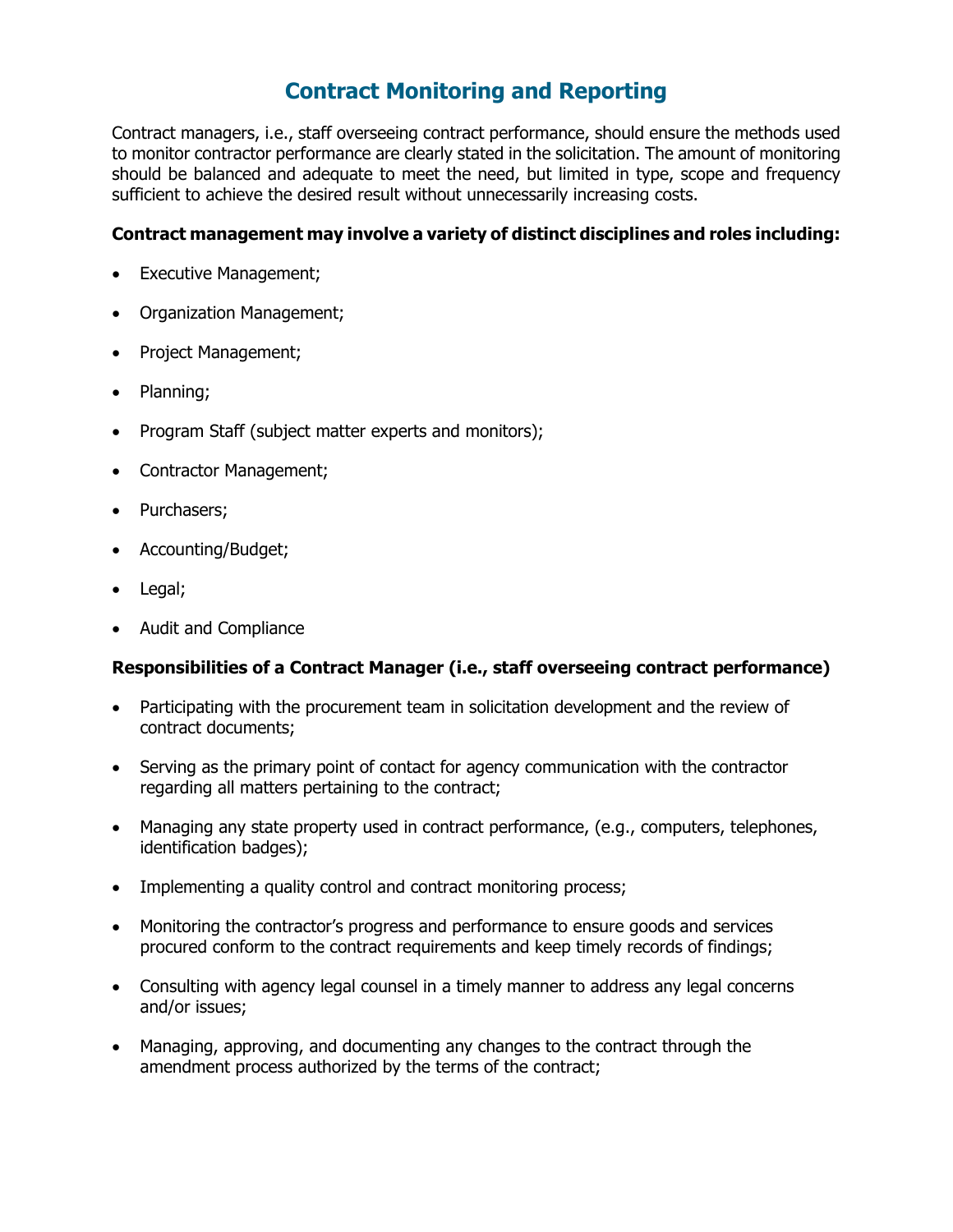# Contract Monitoring and Reporting

Contract managers, i.e., staff overseeing contract performance, should ensure the methods used to monitor contractor performance are clearly stated in the solicitation. The amount of monitoring should be balanced and adequate to meet the need, but limited in type, scope and frequency sufficient to achieve the desired result without unnecessarily increasing costs.

**Contract management may involve a variety of distinct disciplines and roles including:**

- Executive Management;
- Organization Management;
- Project Management;
- Planning;
- Program Staff (subject matter experts and monitors);
- Contractor Management;
- Purchasers;
- Accounting/Budget;
- Legal;
- Audit and Compliance

**Responsibilities of a Contract Manager (i.e., staff overseeing contract performance)**

- Participating with the procurement team in solicitation development and the review of contract documents;
- Serving as the primary point of contact for agency communication with the contractor regarding all matters pertaining to the contract;
- Managing any state property used in contract performance, (e.g., computers, telephones, identification badges);
- Implementing a quality control and contract monitoring process;
- Monitoring the contractor's progress and performance to ensure goods and services procured conform to the contract requirements and keep timely records of findings;
- Consulting with agency legal counsel in a timely manner to address any legal concerns and/or issues;
- Managing, approving, and documenting any changes to the contract through the amendment process authorized by the terms of the contract;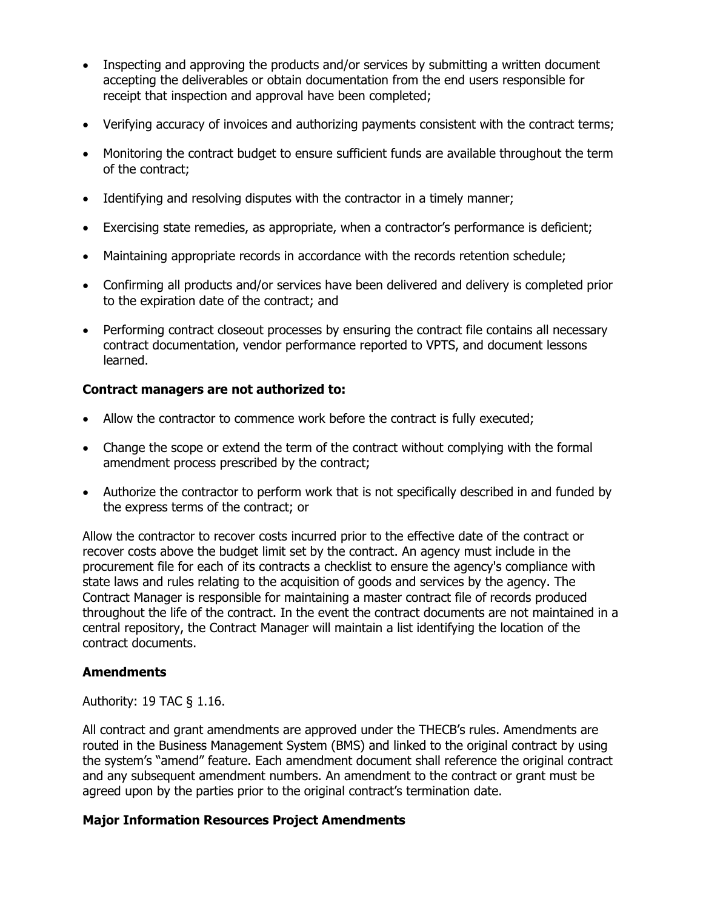- Inspecting and approving the products and/or services by submitting a written document accepting the deliverables or obtain documentation from the end users responsible for receipt that inspection and approval have been completed;
- Verifying accuracy of invoices and authorizing payments consistent with the contract terms;
- Monitoring the contract budget to ensure sufficient funds are available throughout the term of the contract;
- Identifying and resolving disputes with the contractor in a timely manner;
- Exercising state remedies, as appropriate, when a contractor's performance is deficient;
- Maintaining appropriate records in accordance with the records retention schedule;
- Confirming all products and/or services have been delivered and delivery is completed prior to the expiration date of the contract; and
- Performing contract closeout processes by ensuring the contract file contains all necessary contract documentation, vendor performance reported to VPTS, and document lessons learned.

**Contract managers are not authorized to:**

- Allow the contractor to commence work before the contract is fully executed;
- Change the scope or extend the term of the contract without complying with the formal amendment process prescribed by the contract;
- Authorize the contractor to perform work that is not specifically described in and funded by the express terms of the contract; or

Allow the contractor to recover costs incurred prior to the effective date of the contract or recover costs above the budget limit set by the contract. An agency must include in the procurement file for each of its contracts a checklist to ensure the agency's compliance with state laws and rules relating to the acquisition of goods and services by the agency. The Contract Manager is responsible for maintaining a master contract file of records produced throughout the life of the contract. In the event the contract documents are not maintained in a central repository, the Contract Manager will maintain a list identifying the location of the contract documents.

**Amendments**

Authority: 19 TAC § 1.16.

All contract and grant amendments are approved under the THECB's rules. Amendments are routed in the Business Management System (BMS) and linked to the original contract by using the system's "amend" feature. Each amendment document shall reference the original contract and any subsequent amendment numbers. An amendment to the contract or grant must be agreed upon by the parties prior to the original contract's termination date.

**Major Information Resources Project Amendments**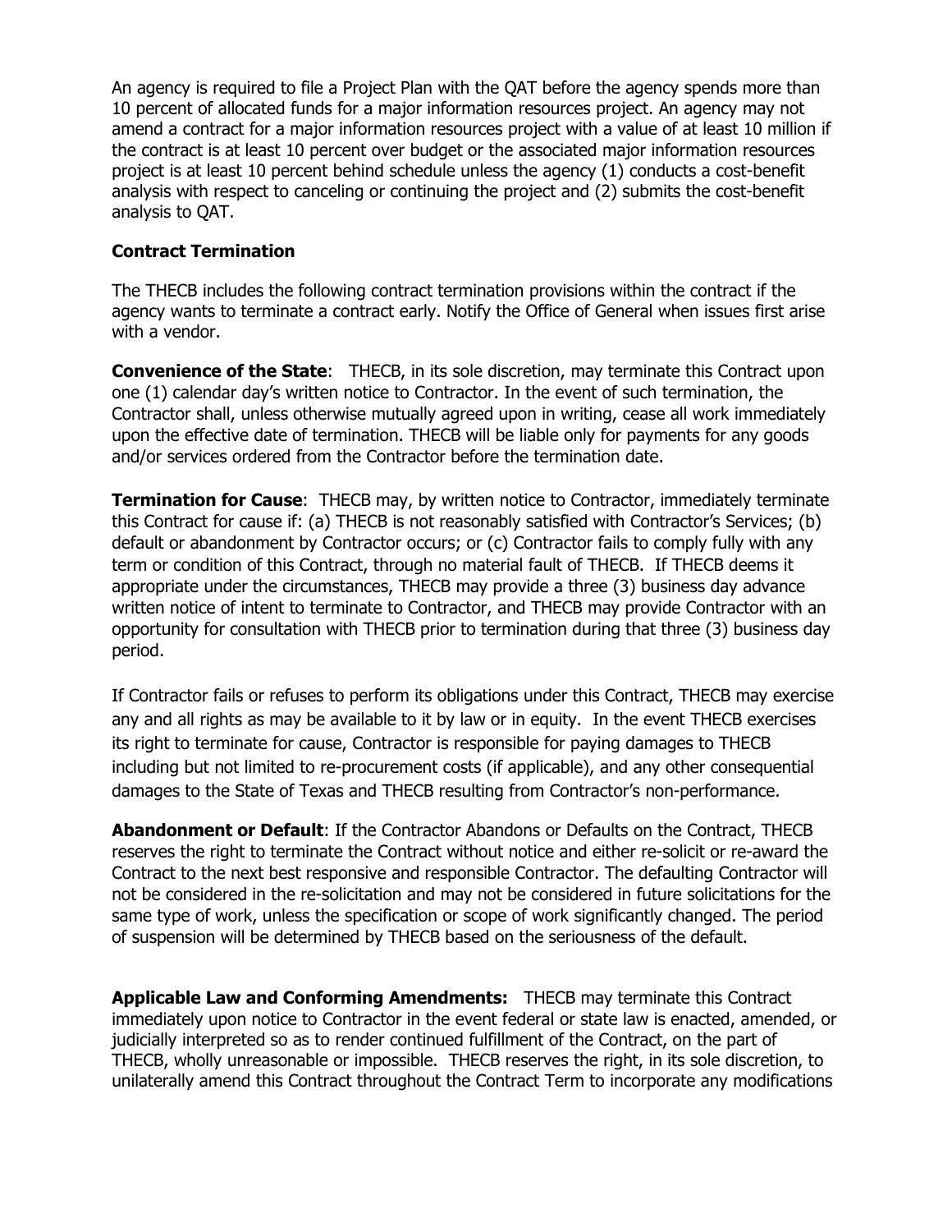An agency is required to file a Project Plan with the QAT before the agency spends more than 10 percent of allocated funds for a major information resources project. An agency may not amend a contract for a major information resources project with a value of at least 10 million if the contract is at least 10 percent over budget or the associated major information resources project is at least 10 percent behind schedule unless the agency (1) conducts a cost-benefit analysis with respect to canceling or continuing the project and (2) submits the cost-benefit analysis to QAT.

### Contract Termination

The THECB includes the following contract termination provisions within the contract if the agency wants to terminate a contract early. Notify the Office of General when issues first arise with a vendor.

**Convenience of the State**: THECB, in its sole discretion, may terminate this Contract upon one (1) calendar day's written notice to Contractor. In the event of such termination, the Contractor shall, unless otherwise mutually agreed upon in writing, cease all work immediately upon the effective date of termination. THECB will be liable only for payments for any goods and/or services ordered from the Contractor before the termination date.

**Termination for Cause**: THECB may, by written notice to Contractor, immediately terminate this Contract for cause if: (a) THECB is not reasonably satisfied with Contractor's Services; (b) default or abandonment by Contractor occurs; or (c) Contractor fails to comply fully with any term or condition of this Contract, through no material fault of THECB. If THECB deems it appropriate under the circumstances, THECB may provide a three (3) business day advance written notice of intent to terminate to Contractor, and THECB may provide Contractor with an opportunity for consultation with THECB prior to termination during that three (3) business day period.

If Contractor fails or refuses to perform its obligations under this Contract, THECB may exercise any and all rights as may be available to it by law or in equity. In the event THECB exercises its right to terminate for cause, Contractor is responsible for paying damages to THECB including but not limited to re-procurement costs (if applicable), and any other consequential damages to the State of Texas and THECB resulting from Contractor's non-performance.

**Abandonment or Default**: If the Contractor Abandons or Defaults on the Contract, THECB reserves the right to terminate the Contract without notice and either re-solicit or re-award the Contract to the next best responsive and responsible Contractor. The defaulting Contractor will not be considered in the re-solicitation and may not be considered in future solicitations for the same type of work, unless the specification or scope of work significantly changed. The period of suspension will be determined by THECB based on the seriousness of the default.

**Applicable Law and Conforming Amendments:** THECB may terminate this Contract immediately upon notice to Contractor in the event federal or state law is enacted, amended, or judicially interpreted so as to render continued fulfillment of the Contract, on the part of THECB, wholly unreasonable or impossible. THECB reserves the right, in its sole discretion, to unilaterally amend this Contract throughout the Contract Term to incorporate any modifications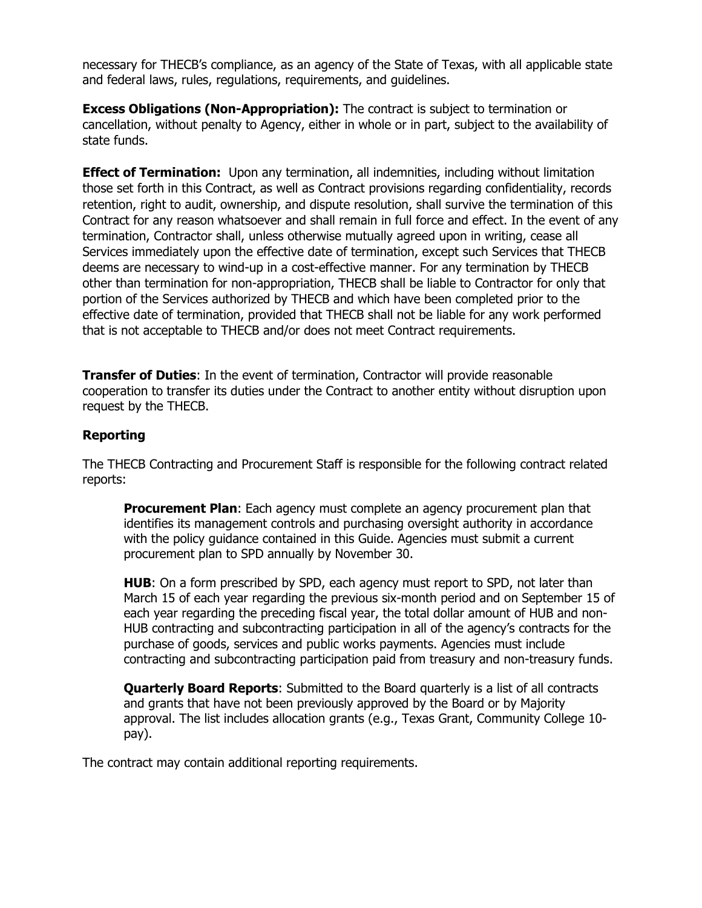necessary for THECB's compliance, as an agency of the State of Texas, with all applicable state and federal laws, rules, regulations, requirements, and guidelines.

**Excess Obligations (Non-Appropriation):** The contract is subject to termination or cancellation, without penalty to Agency, either in whole or in part, subject to the availability of state funds.

**Effect of Termination:** Upon any termination, all indemnities, including without limitation those set forth in this Contract, as well as Contract provisions regarding confidentiality, records retention, right to audit, ownership, and dispute resolution, shall survive the termination of this Contract for any reason whatsoever and shall remain in full force and effect. In the event of any termination, Contractor shall, unless otherwise mutually agreed upon in writing, cease all Services immediately upon the effective date of termination, except such Services that THECB deems are necessary to wind-up in a cost-effective manner. For any termination by THECB other than termination for non-appropriation, THECB shall be liable to Contractor for only that portion of the Services authorized by THECB and which have been completed prior to the effective date of termination, provided that THECB shall not be liable for any work performed that is not acceptable to THECB and/or does not meet Contract requirements.

**Transfer of Duties**: In the event of termination, Contractor will provide reasonable cooperation to transfer its duties under the Contract to another entity without disruption upon request by the THECB.

### Reporting

The THECB Contracting and Procurement Staff is responsible for the following contract related reports:

> **Procurement Plan**: Each agency must complete an agency procurement plan that identifies its management controls and purchasing oversight authority in accordance with the policy guidance contained in this Guide. Agencies must submit a current procurement plan to SPD annually by November 30.
>
> **HUB**: On a form prescribed by SPD, each agency must report to SPD, not later than March 15 of each year regarding the previous six-month period and on September 15 of each year regarding the preceding fiscal year, the total dollar amount of HUB and non-HUB contracting and subcontracting participation in all of the agency's contracts for the purchase of goods, services and public works payments. Agencies must include contracting and subcontracting participation paid from treasury and non-treasury funds.
>
> **Quarterly Board Reports**: Submitted to the Board quarterly is a list of all contracts and grants that have not been previously approved by the Board or by Majority approval. The list includes allocation grants (e.g., Texas Grant, Community College 10-pay).

The contract may contain additional reporting requirements.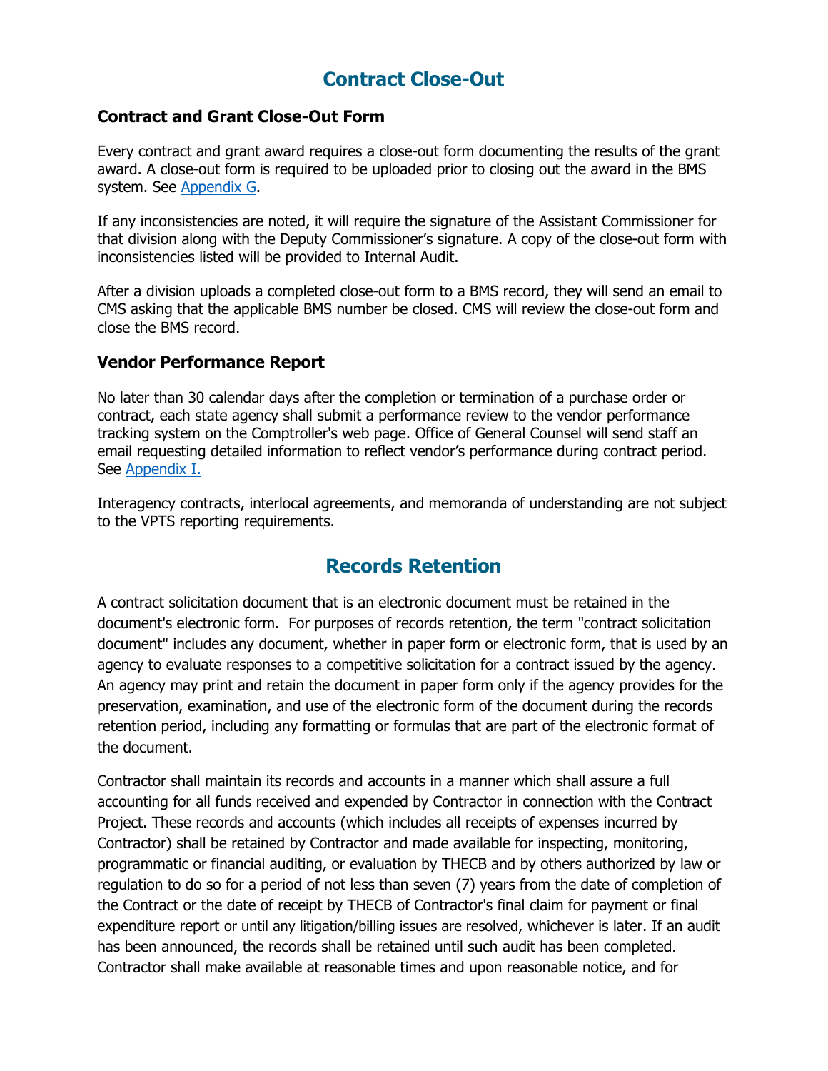# Contract Close-Out

## Contract and Grant Close-Out Form

Every contract and grant award requires a close-out form documenting the results of the grant award. A close-out form is required to be uploaded prior to closing out the award in the BMS system. See [Appendix G](#).

If any inconsistencies are noted, it will require the signature of the Assistant Commissioner for that division along with the Deputy Commissioner's signature. A copy of the close-out form with inconsistencies listed will be provided to Internal Audit.

After a division uploads a completed close-out form to a BMS record, they will send an email to CMS asking that the applicable BMS number be closed. CMS will review the close-out form and close the BMS record.

## Vendor Performance Report

No later than 30 calendar days after the completion or termination of a purchase order or contract, each state agency shall submit a performance review to the vendor performance tracking system on the Comptroller's web page. Office of General Counsel will send staff an email requesting detailed information to reflect vendor's performance during contract period. See [Appendix I.](#)

Interagency contracts, interlocal agreements, and memoranda of understanding are not subject to the VPTS reporting requirements.

# Records Retention

A contract solicitation document that is an electronic document must be retained in the document's electronic form. For purposes of records retention, the term "contract solicitation document" includes any document, whether in paper form or electronic form, that is used by an agency to evaluate responses to a competitive solicitation for a contract issued by the agency. An agency may print and retain the document in paper form only if the agency provides for the preservation, examination, and use of the electronic form of the document during the records retention period, including any formatting or formulas that are part of the electronic format of the document.

Contractor shall maintain its records and accounts in a manner which shall assure a full accounting for all funds received and expended by Contractor in connection with the Contract Project. These records and accounts (which includes all receipts of expenses incurred by Contractor) shall be retained by Contractor and made available for inspecting, monitoring, programmatic or financial auditing, or evaluation by THECB and by others authorized by law or regulation to do so for a period of not less than seven (7) years from the date of completion of the Contract or the date of receipt by THECB of Contractor's final claim for payment or final expenditure report or until any litigation/billing issues are resolved, whichever is later. If an audit has been announced, the records shall be retained until such audit has been completed. Contractor shall make available at reasonable times and upon reasonable notice, and for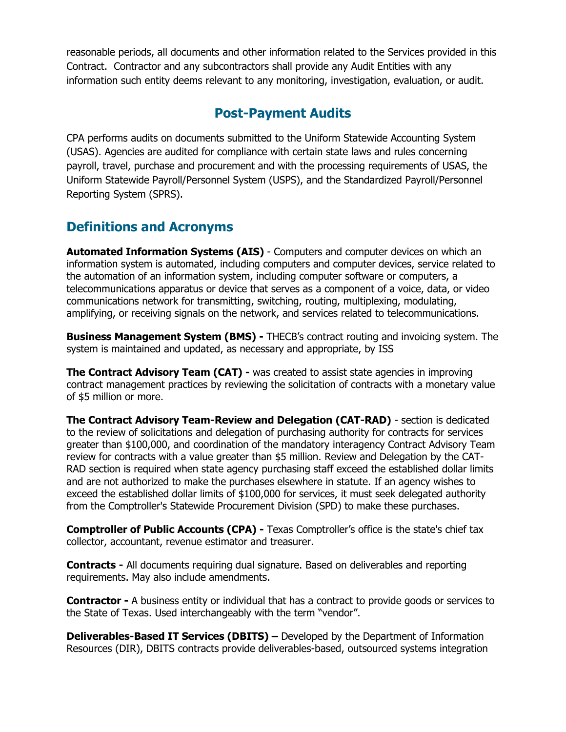reasonable periods, all documents and other information related to the Services provided in this Contract. Contractor and any subcontractors shall provide any Audit Entities with any information such entity deems relevant to any monitoring, investigation, evaluation, or audit.

### Post-Payment Audits

CPA performs audits on documents submitted to the Uniform Statewide Accounting System (USAS). Agencies are audited for compliance with certain state laws and rules concerning payroll, travel, purchase and procurement and with the processing requirements of USAS, the Uniform Statewide Payroll/Personnel System (USPS), and the Standardized Payroll/Personnel Reporting System (SPRS).

## Definitions and Acronyms

**Automated Information Systems (AIS)** - Computers and computer devices on which an information system is automated, including computers and computer devices, service related to the automation of an information system, including computer software or computers, a telecommunications apparatus or device that serves as a component of a voice, data, or video communications network for transmitting, switching, routing, multiplexing, modulating, amplifying, or receiving signals on the network, and services related to telecommunications.

**Business Management System (BMS) -** THECB's contract routing and invoicing system. The system is maintained and updated, as necessary and appropriate, by ISS

**The Contract Advisory Team (CAT) -** was created to assist state agencies in improving contract management practices by reviewing the solicitation of contracts with a monetary value of $5 million or more.

**The Contract Advisory Team-Review and Delegation (CAT-RAD)** - section is dedicated to the review of solicitations and delegation of purchasing authority for contracts for services greater than $100,000, and coordination of the mandatory interagency Contract Advisory Team review for contracts with a value greater than $5 million. Review and Delegation by the CAT-RAD section is required when state agency purchasing staff exceed the established dollar limits and are not authorized to make the purchases elsewhere in statute. If an agency wishes to exceed the established dollar limits of $100,000 for services, it must seek delegated authority from the Comptroller's Statewide Procurement Division (SPD) to make these purchases.

**Comptroller of Public Accounts (CPA) -** Texas Comptroller's office is the state's chief tax collector, accountant, revenue estimator and treasurer.

**Contracts -** All documents requiring dual signature. Based on deliverables and reporting requirements. May also include amendments.

**Contractor -** A business entity or individual that has a contract to provide goods or services to the State of Texas. Used interchangeably with the term "vendor".

**Deliverables-Based IT Services (DBITS) –** Developed by the Department of Information Resources (DIR), DBITS contracts provide deliverables-based, outsourced systems integration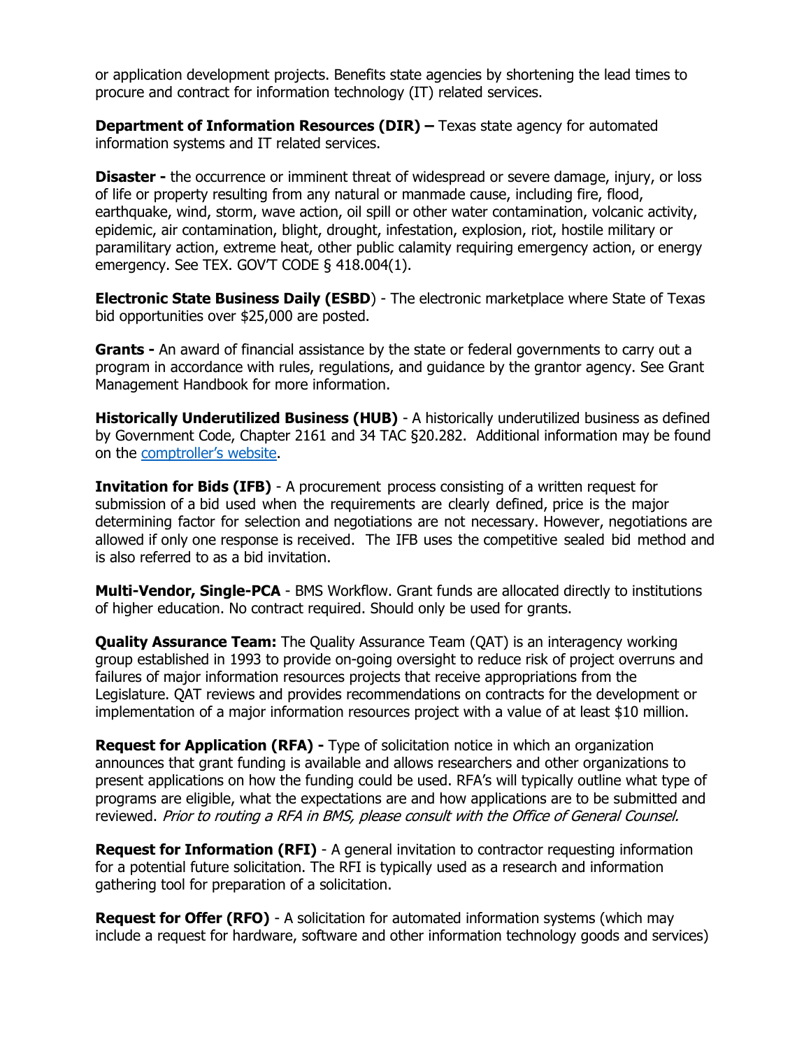or application development projects. Benefits state agencies by shortening the lead times to procure and contract for information technology (IT) related services.

**Department of Information Resources (DIR) –** Texas state agency for automated information systems and IT related services.

**Disaster -** the occurrence or imminent threat of widespread or severe damage, injury, or loss of life or property resulting from any natural or manmade cause, including fire, flood, earthquake, wind, storm, wave action, oil spill or other water contamination, volcanic activity, epidemic, air contamination, blight, drought, infestation, explosion, riot, hostile military or paramilitary action, extreme heat, other public calamity requiring emergency action, or energy emergency. See TEX. GOV'T CODE § 418.004(1).

**Electronic State Business Daily (ESBD**) - The electronic marketplace where State of Texas bid opportunities over $25,000 are posted.

**Grants -** An award of financial assistance by the state or federal governments to carry out a program in accordance with rules, regulations, and guidance by the grantor agency. See Grant Management Handbook for more information.

**Historically Underutilized Business (HUB)** - A historically underutilized business as defined by Government Code, Chapter 2161 and 34 TAC §20.282. Additional information may be found on the comptroller's website.

**Invitation for Bids (IFB)** - A procurement process consisting of a written request for submission of a bid used when the requirements are clearly defined, price is the major determining factor for selection and negotiations are not necessary. However, negotiations are allowed if only one response is received. The IFB uses the competitive sealed bid method and is also referred to as a bid invitation.

**Multi-Vendor, Single-PCA** - BMS Workflow. Grant funds are allocated directly to institutions of higher education. No contract required. Should only be used for grants.

**Quality Assurance Team:** The Quality Assurance Team (QAT) is an interagency working group established in 1993 to provide on-going oversight to reduce risk of project overruns and failures of major information resources projects that receive appropriations from the Legislature. QAT reviews and provides recommendations on contracts for the development or implementation of a major information resources project with a value of at least $10 million.

**Request for Application (RFA) -** Type of solicitation notice in which an organization announces that grant funding is available and allows researchers and other organizations to present applications on how the funding could be used. RFA's will typically outline what type of programs are eligible, what the expectations are and how applications are to be submitted and reviewed. *Prior to routing a RFA in BMS, please consult with the Office of General Counsel.*

**Request for Information (RFI)** - A general invitation to contractor requesting information for a potential future solicitation. The RFI is typically used as a research and information gathering tool for preparation of a solicitation.

**Request for Offer (RFO)** - A solicitation for automated information systems (which may include a request for hardware, software and other information technology goods and services)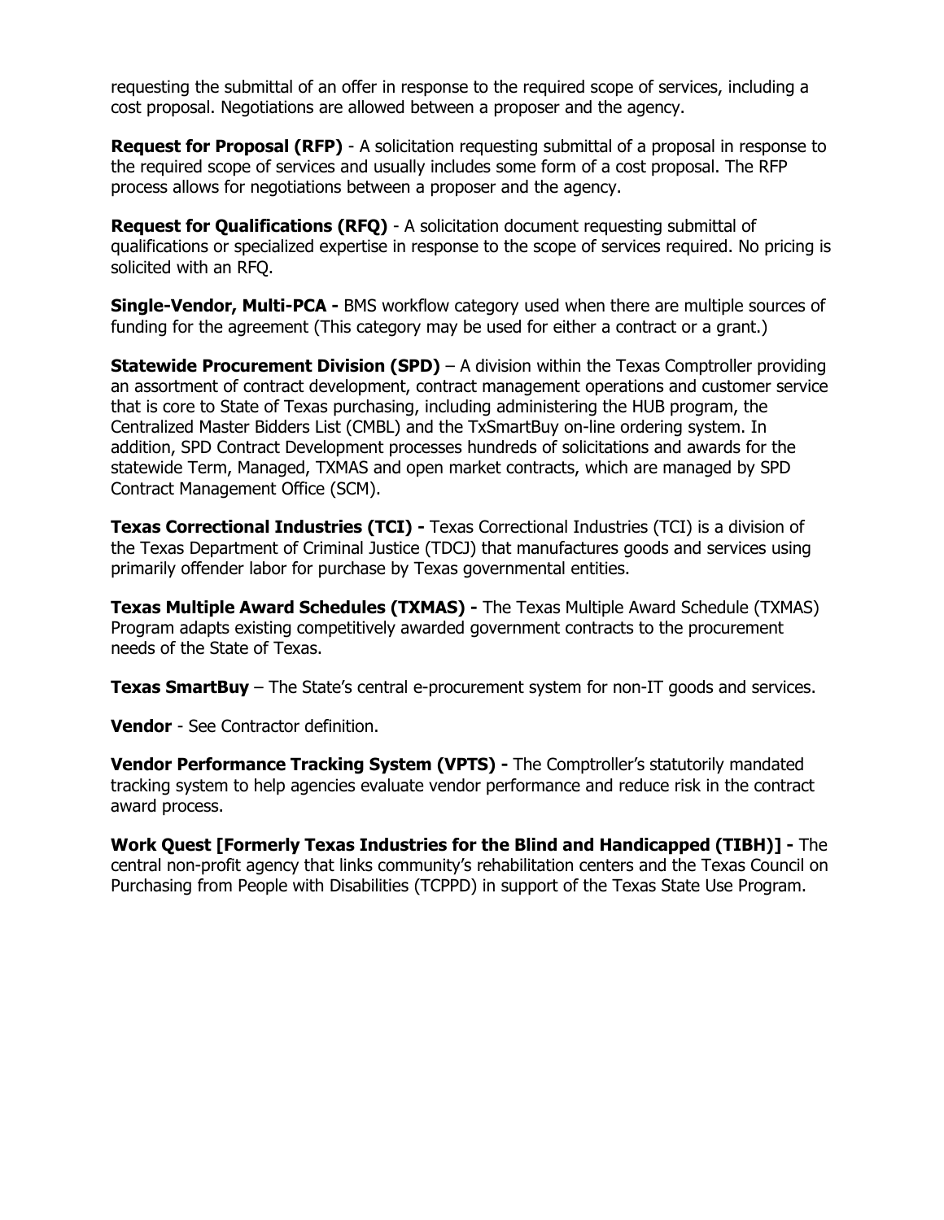requesting the submittal of an offer in response to the required scope of services, including a cost proposal. Negotiations are allowed between a proposer and the agency.

**Request for Proposal (RFP)** - A solicitation requesting submittal of a proposal in response to the required scope of services and usually includes some form of a cost proposal. The RFP process allows for negotiations between a proposer and the agency.

**Request for Qualifications (RFQ)** - A solicitation document requesting submittal of qualifications or specialized expertise in response to the scope of services required. No pricing is solicited with an RFQ.

**Single-Vendor, Multi-PCA -** BMS workflow category used when there are multiple sources of funding for the agreement (This category may be used for either a contract or a grant.)

**Statewide Procurement Division (SPD)** – A division within the Texas Comptroller providing an assortment of contract development, contract management operations and customer service that is core to State of Texas purchasing, including administering the HUB program, the Centralized Master Bidders List (CMBL) and the TxSmartBuy on-line ordering system. In addition, SPD Contract Development processes hundreds of solicitations and awards for the statewide Term, Managed, TXMAS and open market contracts, which are managed by SPD Contract Management Office (SCM).

**Texas Correctional Industries (TCI) -** Texas Correctional Industries (TCI) is a division of the Texas Department of Criminal Justice (TDCJ) that manufactures goods and services using primarily offender labor for purchase by Texas governmental entities.

**Texas Multiple Award Schedules (TXMAS) -** The Texas Multiple Award Schedule (TXMAS) Program adapts existing competitively awarded government contracts to the procurement needs of the State of Texas.

**Texas SmartBuy** – The State's central e-procurement system for non-IT goods and services.

**Vendor** - See Contractor definition.

**Vendor Performance Tracking System (VPTS) -** The Comptroller's statutorily mandated tracking system to help agencies evaluate vendor performance and reduce risk in the contract award process.

**Work Quest [Formerly Texas Industries for the Blind and Handicapped (TIBH)] -** The central non-profit agency that links community's rehabilitation centers and the Texas Council on Purchasing from People with Disabilities (TCPPD) in support of the Texas State Use Program.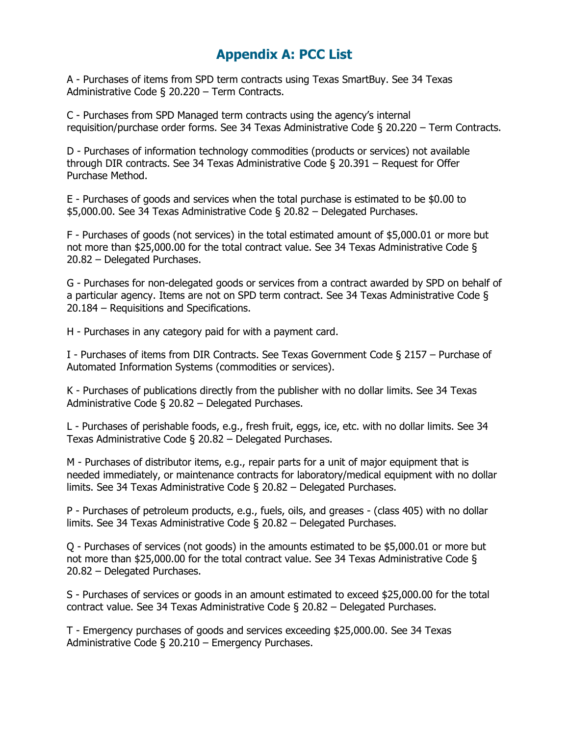# Appendix A: PCC List

A - Purchases of items from SPD term contracts using Texas SmartBuy. See 34 Texas Administrative Code § 20.220 – Term Contracts.

C - Purchases from SPD Managed term contracts using the agency's internal requisition/purchase order forms. See 34 Texas Administrative Code § 20.220 – Term Contracts.

D - Purchases of information technology commodities (products or services) not available through DIR contracts. See 34 Texas Administrative Code § 20.391 – Request for Offer Purchase Method.

E - Purchases of goods and services when the total purchase is estimated to be $0.00 to $5,000.00. See 34 Texas Administrative Code § 20.82 – Delegated Purchases.

F - Purchases of goods (not services) in the total estimated amount of $5,000.01 or more but not more than $25,000.00 for the total contract value. See 34 Texas Administrative Code § 20.82 – Delegated Purchases.

G - Purchases for non-delegated goods or services from a contract awarded by SPD on behalf of a particular agency. Items are not on SPD term contract. See 34 Texas Administrative Code § 20.184 – Requisitions and Specifications.

H - Purchases in any category paid for with a payment card.

I - Purchases of items from DIR Contracts. See Texas Government Code § 2157 – Purchase of Automated Information Systems (commodities or services).

K - Purchases of publications directly from the publisher with no dollar limits. See 34 Texas Administrative Code § 20.82 – Delegated Purchases.

L - Purchases of perishable foods, e.g., fresh fruit, eggs, ice, etc. with no dollar limits. See 34 Texas Administrative Code § 20.82 – Delegated Purchases.

M - Purchases of distributor items, e.g., repair parts for a unit of major equipment that is needed immediately, or maintenance contracts for laboratory/medical equipment with no dollar limits. See 34 Texas Administrative Code § 20.82 – Delegated Purchases.

P - Purchases of petroleum products, e.g., fuels, oils, and greases - (class 405) with no dollar limits. See 34 Texas Administrative Code § 20.82 – Delegated Purchases.

Q - Purchases of services (not goods) in the amounts estimated to be $5,000.01 or more but not more than $25,000.00 for the total contract value. See 34 Texas Administrative Code § 20.82 – Delegated Purchases.

S - Purchases of services or goods in an amount estimated to exceed $25,000.00 for the total contract value. See 34 Texas Administrative Code § 20.82 – Delegated Purchases.

T - Emergency purchases of goods and services exceeding $25,000.00. See 34 Texas Administrative Code § 20.210 – Emergency Purchases.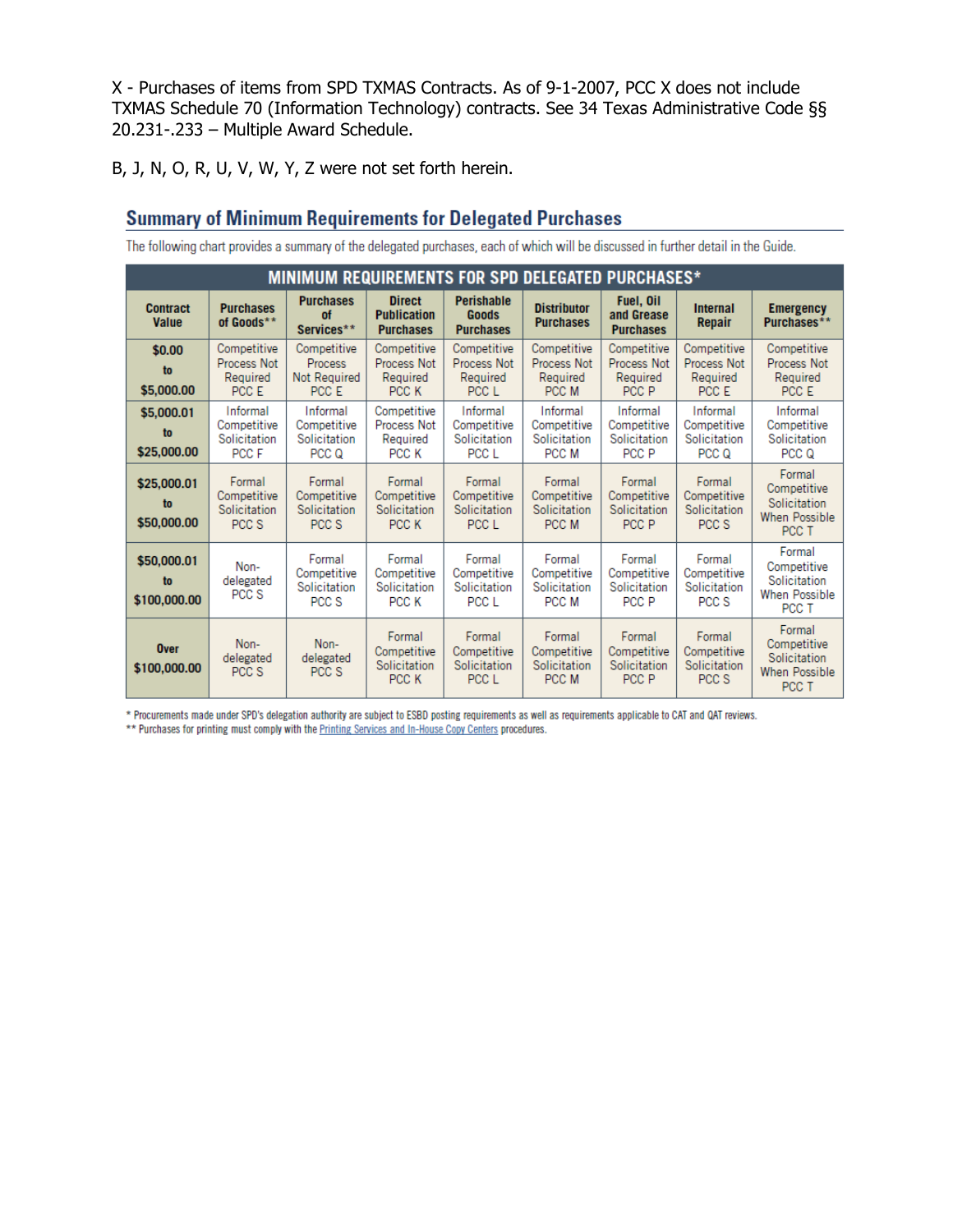X - Purchases of items from SPD TXMAS Contracts. As of 9-1-2007, PCC X does not include TXMAS Schedule 70 (Information Technology) contracts. See 34 Texas Administrative Code §§ 20.231-.233 – Multiple Award Schedule.

B, J, N, O, R, U, V, W, Y, Z were not set forth herein.

## Summary of Minimum Requirements for Delegated Purchases

The following chart provides a summary of the delegated purchases, each of which will be discussed in further detail in the Guide.

| MINIMUM REQUIREMENTS FOR SPD DELEGATED PURCHASES* | | | | | | | | |
|---|---|---|---|---|---|---|---|---|
| **Contract Value** | **Purchases of Goods**** | **Purchases of Services**** | **Direct Publication Purchases** | **Perishable Goods Purchases** | **Distributor Purchases** | **Fuel, Oil and Grease Purchases** | **Internal Repair** | **Emergency Purchases**** |
| **$0.00 to $5,000.00** | Competitive Process Not Required PCC E | Competitive Process Not Required PCC E | Competitive Process Not Required PCC K | Competitive Process Not Required PCC L | Competitive Process Not Required PCC M | Competitive Process Not Required PCC P | Competitive Process Not Required PCC E | Competitive Process Not Required PCC E |
| **$5,000.01 to $25,000.00** | Informal Competitive Solicitation PCC F | Informal Competitive Solicitation PCC Q | Competitive Process Not Required PCC K | Informal Competitive Solicitation PCC L | Informal Competitive Solicitation PCC M | Informal Competitive Solicitation PCC P | Informal Competitive Solicitation PCC Q | Informal Competitive Solicitation PCC Q |
| **$25,000.01 to $50,000.00** | Formal Competitive Solicitation PCC S | Formal Competitive Solicitation PCC S | Formal Competitive Solicitation PCC K | Formal Competitive Solicitation PCC L | Formal Competitive Solicitation PCC M | Formal Competitive Solicitation PCC P | Formal Competitive Solicitation PCC S | Formal Competitive Solicitation When Possible PCC T |
| **$50,000.01 to $100,000.00** | Non-delegated PCC S | Formal Competitive Solicitation PCC S | Formal Competitive Solicitation PCC K | Formal Competitive Solicitation PCC L | Formal Competitive Solicitation PCC M | Formal Competitive Solicitation PCC P | Formal Competitive Solicitation PCC S | Formal Competitive Solicitation When Possible PCC T |
| **Over $100,000.00** | Non-delegated PCC S | Non-delegated PCC S | Formal Competitive Solicitation PCC K | Formal Competitive Solicitation PCC L | Formal Competitive Solicitation PCC M | Formal Competitive Solicitation PCC P | Formal Competitive Solicitation PCC S | Formal Competitive Solicitation When Possible PCC T |

\* Procurements made under SPD's delegation authority are subject to ESBD posting requirements as well as requirements applicable to CAT and QAT reviews.

\** Purchases for printing must comply with the Printing Services and In-House Copy Centers procedures.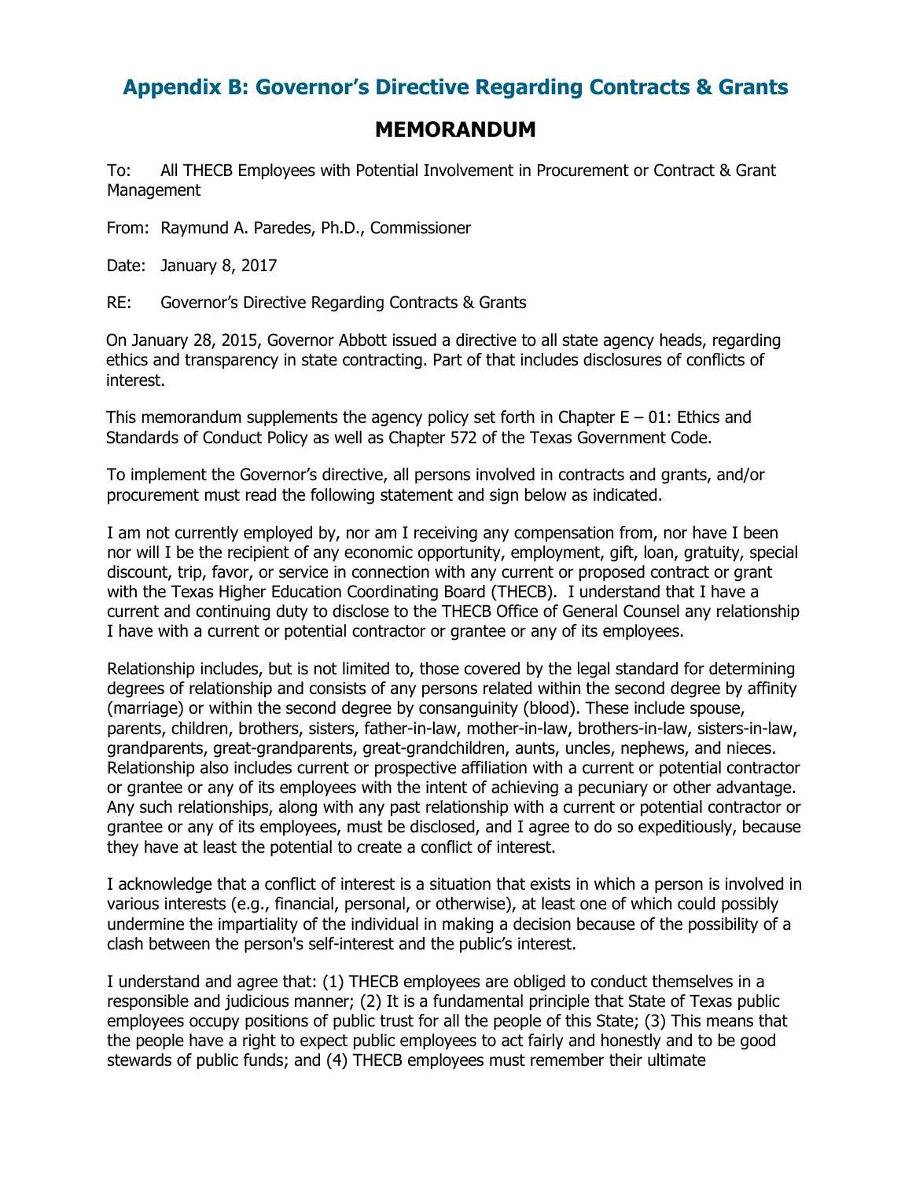## Appendix B: Governor's Directive Regarding Contracts & Grants

# MEMORANDUM

To: All THECB Employees with Potential Involvement in Procurement or Contract & Grant Management

From: Raymund A. Paredes, Ph.D., Commissioner

Date: January 8, 2017

RE: Governor's Directive Regarding Contracts & Grants

On January 28, 2015, Governor Abbott issued a directive to all state agency heads, regarding ethics and transparency in state contracting. Part of that includes disclosures of conflicts of interest.

This memorandum supplements the agency policy set forth in Chapter E – 01: Ethics and Standards of Conduct Policy as well as Chapter 572 of the Texas Government Code.

To implement the Governor's directive, all persons involved in contracts and grants, and/or procurement must read the following statement and sign below as indicated.

I am not currently employed by, nor am I receiving any compensation from, nor have I been nor will I be the recipient of any economic opportunity, employment, gift, loan, gratuity, special discount, trip, favor, or service in connection with any current or proposed contract or grant with the Texas Higher Education Coordinating Board (THECB). I understand that I have a current and continuing duty to disclose to the THECB Office of General Counsel any relationship I have with a current or potential contractor or grantee or any of its employees.

Relationship includes, but is not limited to, those covered by the legal standard for determining degrees of relationship and consists of any persons related within the second degree by affinity (marriage) or within the second degree by consanguinity (blood). These include spouse, parents, children, brothers, sisters, father-in-law, mother-in-law, brothers-in-law, sisters-in-law, grandparents, great-grandparents, great-grandchildren, aunts, uncles, nephews, and nieces. Relationship also includes current or prospective affiliation with a current or potential contractor or grantee or any of its employees with the intent of achieving a pecuniary or other advantage. Any such relationships, along with any past relationship with a current or potential contractor or grantee or any of its employees, must be disclosed, and I agree to do so expeditiously, because they have at least the potential to create a conflict of interest.

I acknowledge that a conflict of interest is a situation that exists in which a person is involved in various interests (e.g., financial, personal, or otherwise), at least one of which could possibly undermine the impartiality of the individual in making a decision because of the possibility of a clash between the person's self-interest and the public's interest.

I understand and agree that: (1) THECB employees are obliged to conduct themselves in a responsible and judicious manner; (2) It is a fundamental principle that State of Texas public employees occupy positions of public trust for all the people of this State; (3) This means that the people have a right to expect public employees to act fairly and honestly and to be good stewards of public funds; and (4) THECB employees must remember their ultimate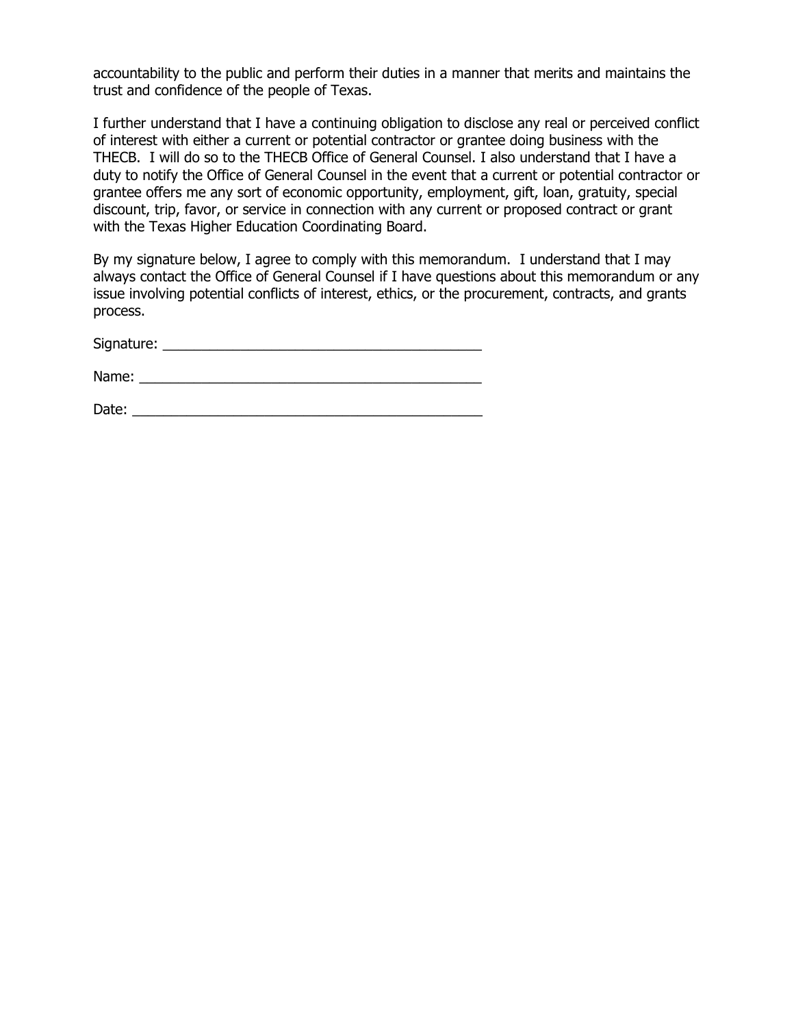accountability to the public and perform their duties in a manner that merits and maintains the trust and confidence of the people of Texas.

I further understand that I have a continuing obligation to disclose any real or perceived conflict of interest with either a current or potential contractor or grantee doing business with the THECB. I will do so to the THECB Office of General Counsel. I also understand that I have a duty to notify the Office of General Counsel in the event that a current or potential contractor or grantee offers me any sort of economic opportunity, employment, gift, loan, gratuity, special discount, trip, favor, or service in connection with any current or proposed contract or grant with the Texas Higher Education Coordinating Board.

By my signature below, I agree to comply with this memorandum. I understand that I may always contact the Office of General Counsel if I have questions about this memorandum or any issue involving potential conflicts of interest, ethics, or the procurement, contracts, and grants process.

Signature: ________________________________________

Name: ___________________________________________

Date: ____________________________________________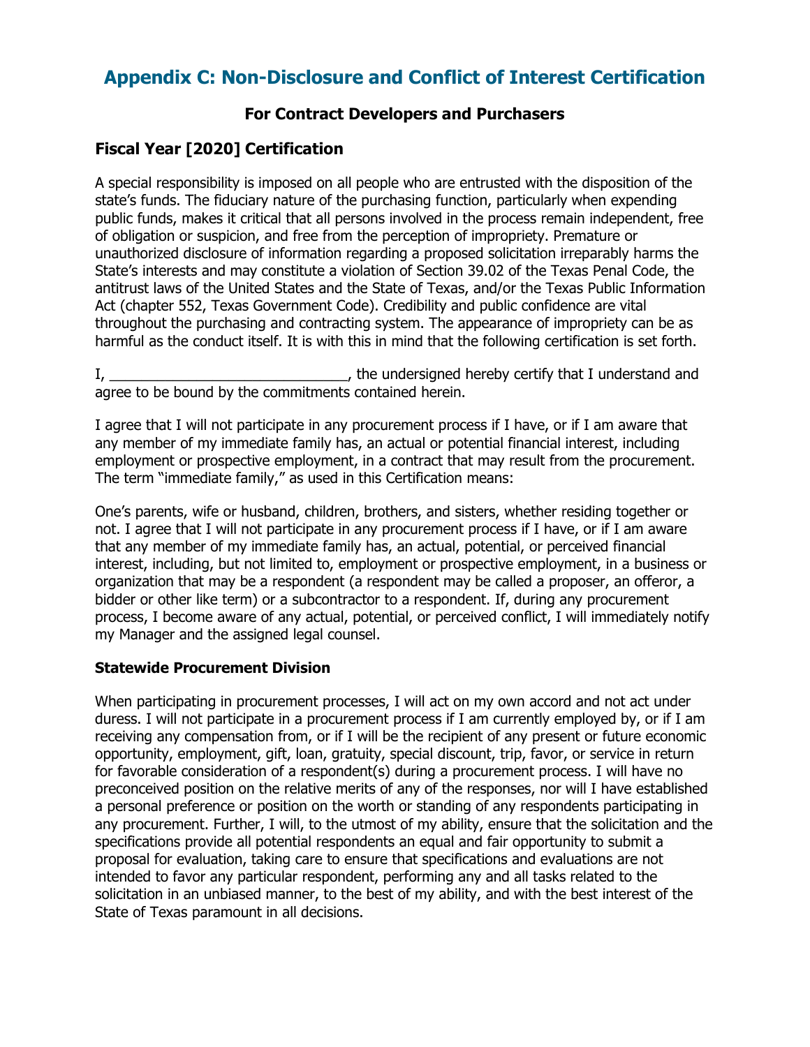# Appendix C: Non-Disclosure and Conflict of Interest Certification

### For Contract Developers and Purchasers

## Fiscal Year [2020] Certification

A special responsibility is imposed on all people who are entrusted with the disposition of the state's funds. The fiduciary nature of the purchasing function, particularly when expending public funds, makes it critical that all persons involved in the process remain independent, free of obligation or suspicion, and free from the perception of impropriety. Premature or unauthorized disclosure of information regarding a proposed solicitation irreparably harms the State's interests and may constitute a violation of Section 39.02 of the Texas Penal Code, the antitrust laws of the United States and the State of Texas, and/or the Texas Public Information Act (chapter 552, Texas Government Code). Credibility and public confidence are vital throughout the purchasing and contracting system. The appearance of impropriety can be as harmful as the conduct itself. It is with this in mind that the following certification is set forth.

I, ______________________________, the undersigned hereby certify that I understand and agree to be bound by the commitments contained herein.

I agree that I will not participate in any procurement process if I have, or if I am aware that any member of my immediate family has, an actual or potential financial interest, including employment or prospective employment, in a contract that may result from the procurement. The term "immediate family," as used in this Certification means:

One's parents, wife or husband, children, brothers, and sisters, whether residing together or not. I agree that I will not participate in any procurement process if I have, or if I am aware that any member of my immediate family has, an actual, potential, or perceived financial interest, including, but not limited to, employment or prospective employment, in a business or organization that may be a respondent (a respondent may be called a proposer, an offeror, a bidder or other like term) or a subcontractor to a respondent. If, during any procurement process, I become aware of any actual, potential, or perceived conflict, I will immediately notify my Manager and the assigned legal counsel.

**Statewide Procurement Division**

When participating in procurement processes, I will act on my own accord and not act under duress. I will not participate in a procurement process if I am currently employed by, or if I am receiving any compensation from, or if I will be the recipient of any present or future economic opportunity, employment, gift, loan, gratuity, special discount, trip, favor, or service in return for favorable consideration of a respondent(s) during a procurement process. I will have no preconceived position on the relative merits of any of the responses, nor will I have established a personal preference or position on the worth or standing of any respondents participating in any procurement. Further, I will, to the utmost of my ability, ensure that the solicitation and the specifications provide all potential respondents an equal and fair opportunity to submit a proposal for evaluation, taking care to ensure that specifications and evaluations are not intended to favor any particular respondent, performing any and all tasks related to the solicitation in an unbiased manner, to the best of my ability, and with the best interest of the State of Texas paramount in all decisions.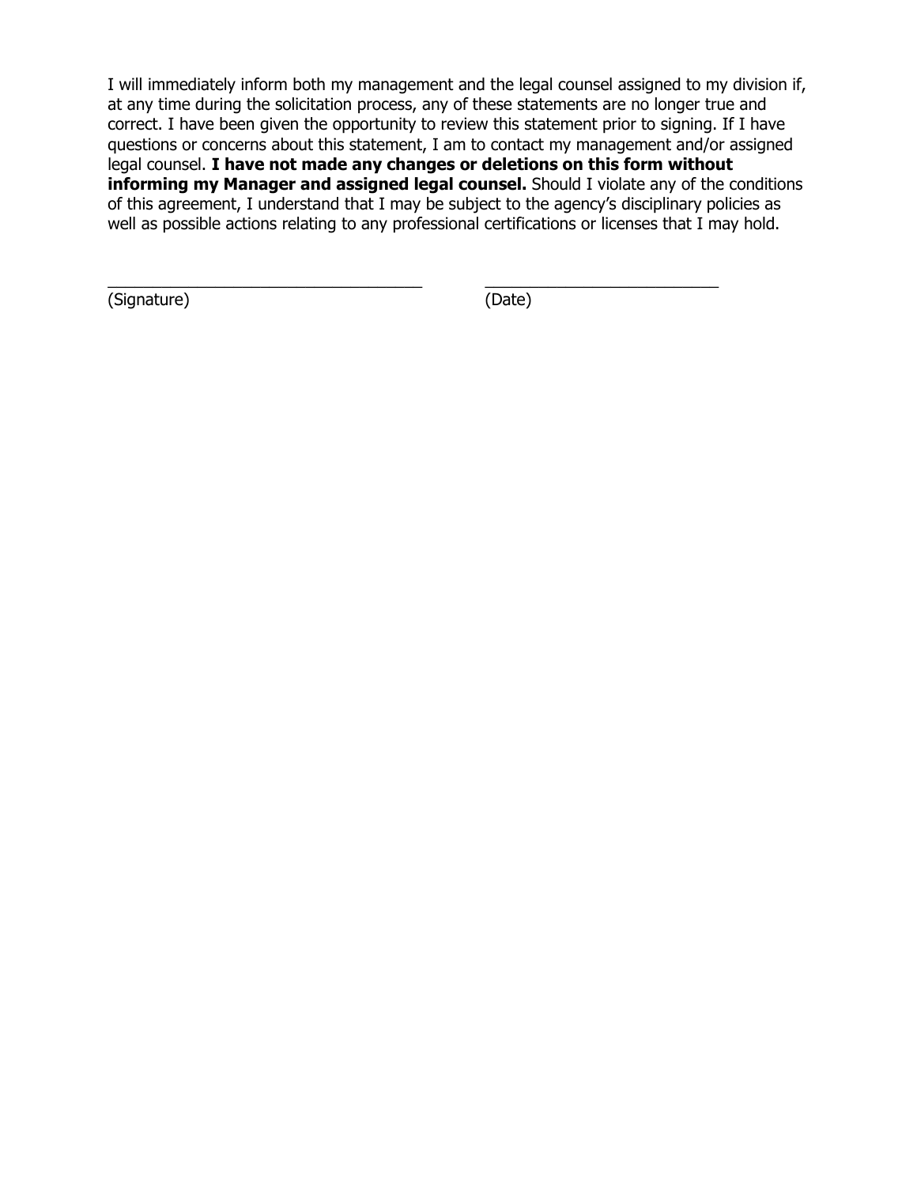I will immediately inform both my management and the legal counsel assigned to my division if, at any time during the solicitation process, any of these statements are no longer true and correct. I have been given the opportunity to review this statement prior to signing. If I have questions or concerns about this statement, I am to contact my management and/or assigned legal counsel. **I have not made any changes or deletions on this form without informing my Manager and assigned legal counsel.** Should I violate any of the conditions of this agreement, I understand that I may be subject to the agency's disciplinary policies as well as possible actions relating to any professional certifications or licenses that I may hold.

____________________________________ (Signature)

__________________________ (Date)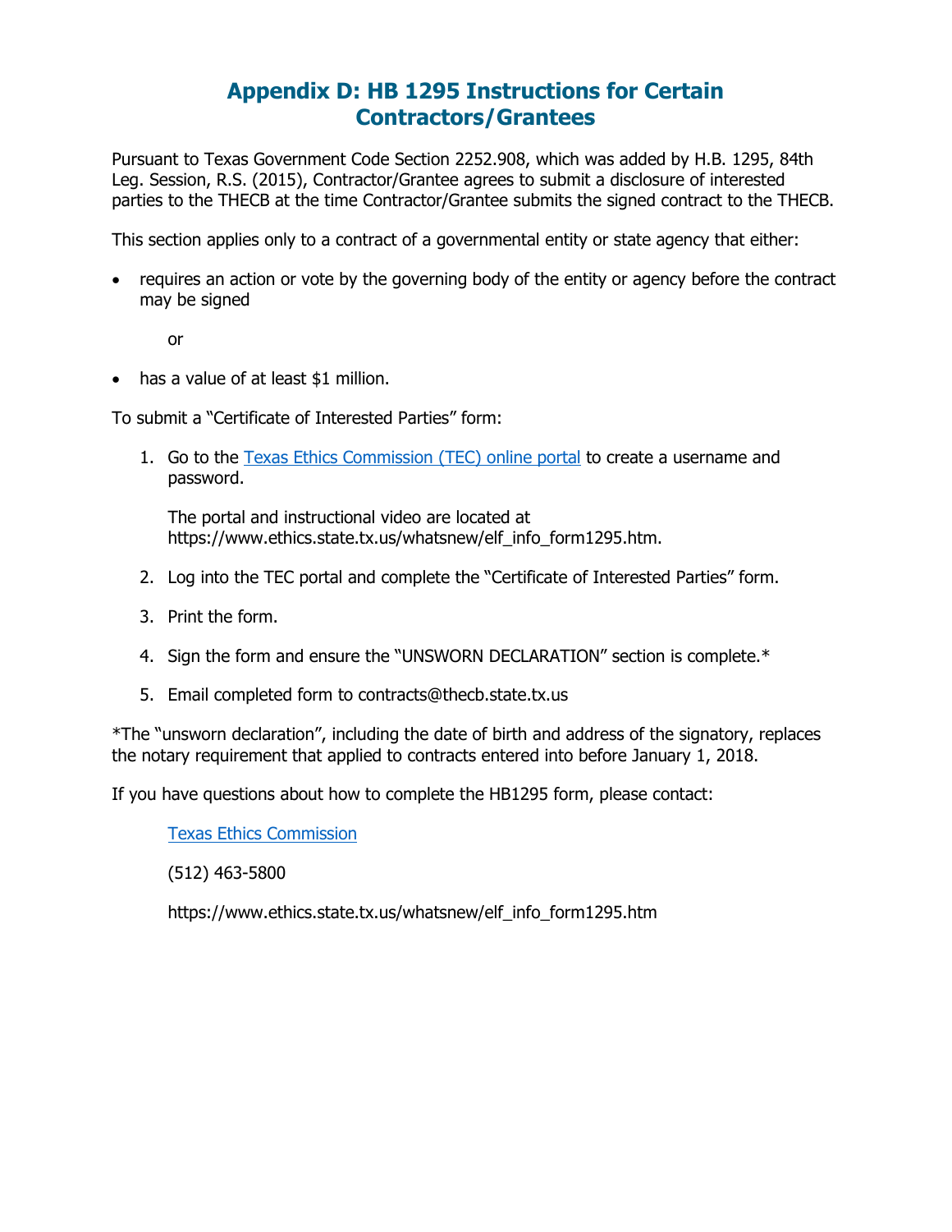# Appendix D: HB 1295 Instructions for Certain Contractors/Grantees

Pursuant to Texas Government Code Section 2252.908, which was added by H.B. 1295, 84th Leg. Session, R.S. (2015), Contractor/Grantee agrees to submit a disclosure of interested parties to the THECB at the time Contractor/Grantee submits the signed contract to the THECB.

This section applies only to a contract of a governmental entity or state agency that either:

- requires an action or vote by the governing body of the entity or agency before the contract may be signed

  or

- has a value of at least $1 million.

To submit a "Certificate of Interested Parties" form:

1. Go to the Texas Ethics Commission (TEC) online portal to create a username and password.

   The portal and instructional video are located at https://www.ethics.state.tx.us/whatsnew/elf_info_form1295.htm.

2. Log into the TEC portal and complete the "Certificate of Interested Parties" form.

3. Print the form.

4. Sign the form and ensure the "UNSWORN DECLARATION" section is complete.*

5. Email completed form to contracts@thecb.state.tx.us

*The "unsworn declaration", including the date of birth and address of the signatory, replaces the notary requirement that applied to contracts entered into before January 1, 2018.

If you have questions about how to complete the HB1295 form, please contact:

> Texas Ethics Commission
>
> (512) 463-5800
>
> https://www.ethics.state.tx.us/whatsnew/elf_info_form1295.htm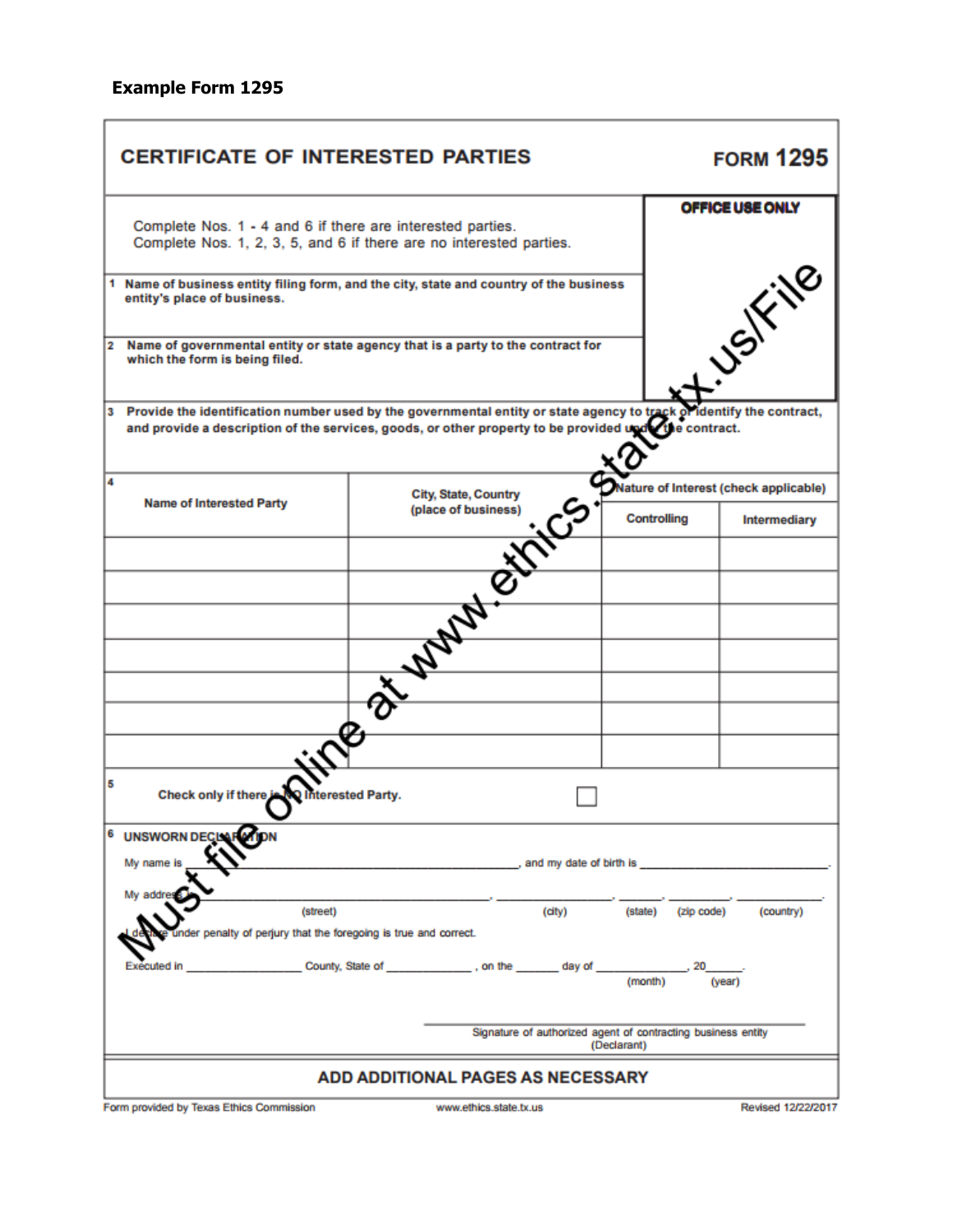**Example Form 1295**

## CERTIFICATE OF INTERESTED PARTIES — FORM 1295

| | OFFICE USE ONLY |
|---|---|
| Complete Nos. 1 - 4 and 6 if there are interested parties.<br>Complete Nos. 1, 2, 3, 5, and 6 if there are no interested parties. | |
| **1** Name of business entity filing form, and the city, state and country of the business entity's place of business. | |
| **2** Name of governmental entity or state agency that is a party to the contract for which the form is being filed. | |

**3** Provide the identification number used by the governmental entity or state agency to track or identify the contract, and provide a description of the services, goods, or other property to be provided under the contract.

| **4** Name of Interested Party | City, State, Country (place of business) | Nature of Interest (check applicable) | |
|---|---|---|---|
| | | Controlling | Intermediary |
| | | | |
| | | | |
| | | | |
| | | | |
| | | | |
| | | | |
| | | | |

**5** Check only if there is NO Interested Party. ☐

**6 UNSWORN DECLARATION**

My name is \_\_\_\_\_\_\_\_\_\_\_\_\_\_\_\_\_\_\_\_\_\_\_\_\_\_\_\_\_\_\_\_\_\_\_\_\_\_\_\_, and my date of birth is \_\_\_\_\_\_\_\_\_\_\_\_\_\_\_\_\_\_\_\_\_\_\_\_.

My address is \_\_\_\_\_\_\_\_\_\_\_\_\_\_\_\_\_\_\_\_\_\_\_\_\_\_\_\_\_\_, \_\_\_\_\_\_\_\_\_\_\_\_\_\_, \_\_\_\_\_\_, \_\_\_\_\_\_\_\_, \_\_\_\_\_\_\_\_\_\_.
(street) (city) (state) (zip code) (country)

I declare under penalty of perjury that the foregoing is true and correct.

Executed in \_\_\_\_\_\_\_\_\_\_\_\_\_\_\_\_ County, State of \_\_\_\_\_\_\_\_\_\_\_\_, on the \_\_\_\_\_\_ day of \_\_\_\_\_\_\_\_\_\_\_\_, 20\_\_\_\_\_.
(month) (year)

\_\_\_\_\_\_\_\_\_\_\_\_\_\_\_\_\_\_\_\_\_\_\_\_\_\_\_\_\_\_\_\_\_\_\_\_\_\_\_\_
Signature of authorized agent of contracting business entity (Declarant)

**ADD ADDITIONAL PAGES AS NECESSARY**

Must file online at www.ethics.state.tx.us/File

Form provided by Texas Ethics Commission — www.ethics.state.tx.us — Revised 12/22/2017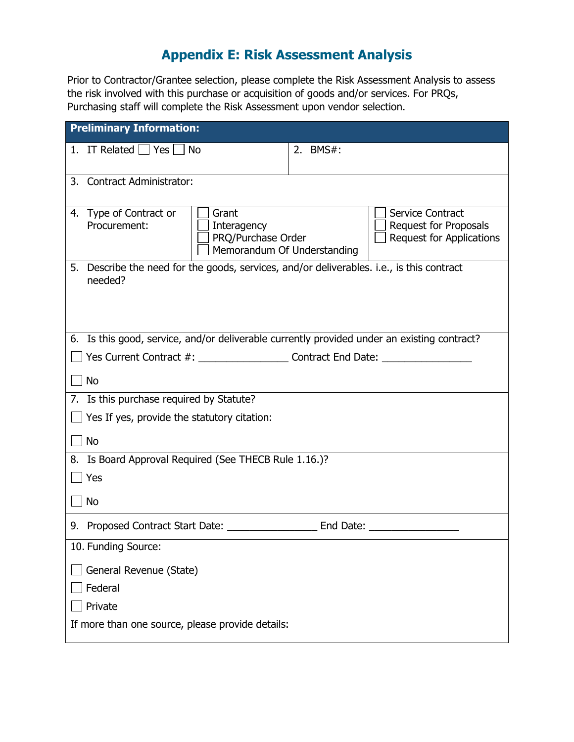# Appendix E: Risk Assessment Analysis

Prior to Contractor/Grantee selection, please complete the Risk Assessment Analysis to assess the risk involved with this purchase or acquisition of goods and/or services. For PRQs, Purchasing staff will complete the Risk Assessment upon vendor selection.

| **Preliminary Information:** | | |
|---|---|---|
| 1. IT Related ☐ Yes ☐ No | 2. BMS#: | |
| 3. Contract Administrator: | | |
| 4. Type of Contract or Procurement: | ☐ Grant<br>☐ Interagency<br>☐ PRQ/Purchase Order<br>☐ Memorandum Of Understanding | ☐ Service Contract<br>☐ Request for Proposals<br>☐ Request for Applications |
| 5. Describe the need for the goods, services, and/or deliverables. i.e., is this contract needed? | | |
| 6. Is this good, service, and/or deliverable currently provided under an existing contract?<br>☐ Yes Current Contract #: ________________ Contract End Date: ________________<br>☐ No | | |
| 7. Is this purchase required by Statute?<br>☐ Yes If yes, provide the statutory citation:<br>☐ No | | |
| 8. Is Board Approval Required (See THECB Rule 1.16.)?<br>☐ Yes<br>☐ No | | |
| 9. Proposed Contract Start Date: ________________ End Date: ________________ | | |
| 10. Funding Source:<br>☐ General Revenue (State)<br>☐ Federal<br>☐ Private<br>If more than one source, please provide details: | | |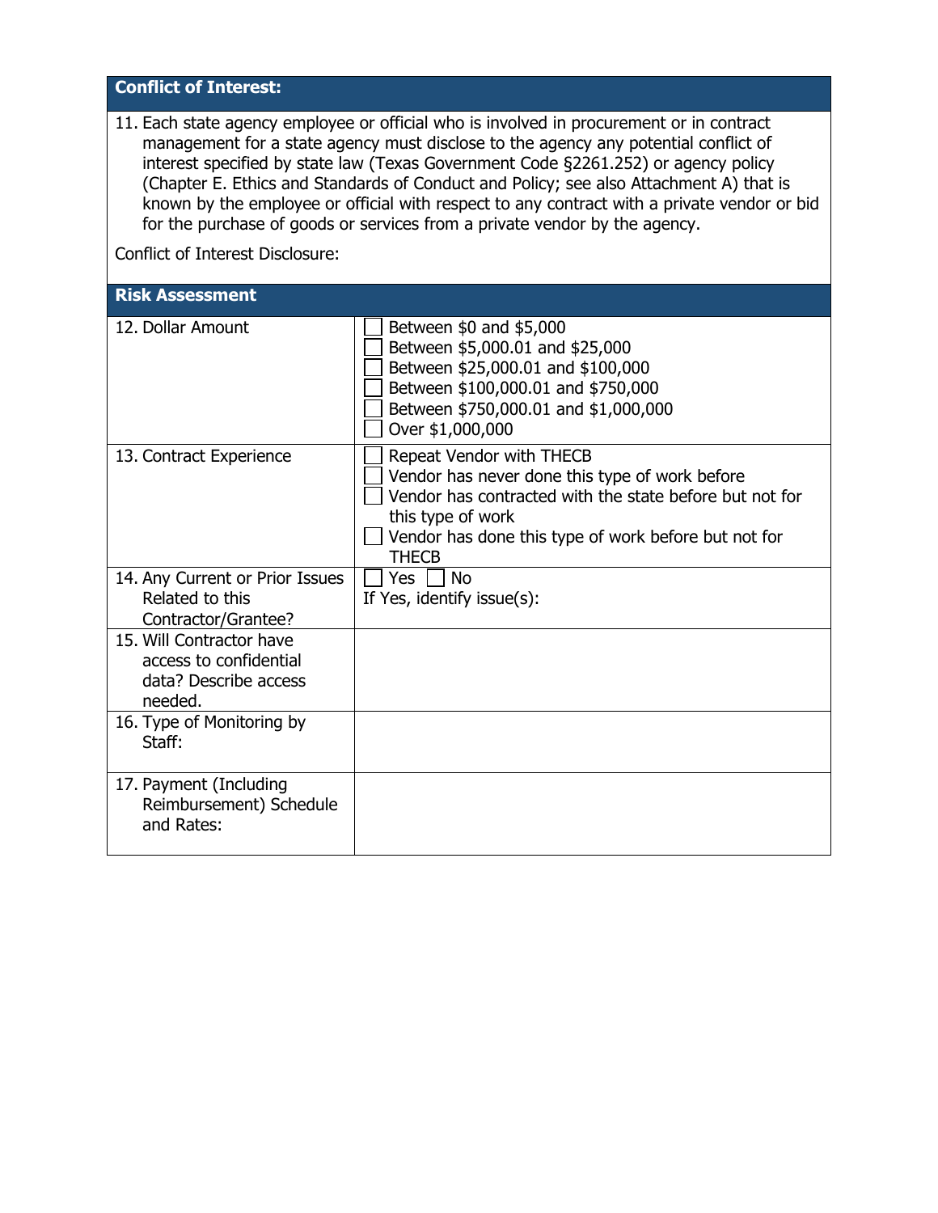## Conflict of Interest:

11. Each state agency employee or official who is involved in procurement or in contract management for a state agency must disclose to the agency any potential conflict of interest specified by state law (Texas Government Code §2261.252) or agency policy (Chapter E. Ethics and Standards of Conduct and Policy; see also Attachment A) that is known by the employee or official with respect to any contract with a private vendor or bid for the purchase of goods or services from a private vendor by the agency.

Conflict of Interest Disclosure:

## Risk Assessment

| | |
|---|---|
| 12. Dollar Amount | ☐ Between $0 and $5,000<br>☐ Between $5,000.01 and $25,000<br>☐ Between $25,000.01 and $100,000<br>☐ Between $100,000.01 and $750,000<br>☐ Between $750,000.01 and $1,000,000<br>☐ Over $1,000,000 |
| 13. Contract Experience | ☐ Repeat Vendor with THECB<br>☐ Vendor has never done this type of work before<br>☐ Vendor has contracted with the state before but not for this type of work<br>☐ Vendor has done this type of work before but not for THECB |
| 14. Any Current or Prior Issues Related to this Contractor/Grantee? | ☐ Yes ☐ No<br>If Yes, identify issue(s): |
| 15. Will Contractor have access to confidential data? Describe access needed. | |
| 16. Type of Monitoring by Staff: | |
| 17. Payment (Including Reimbursement) Schedule and Rates: | |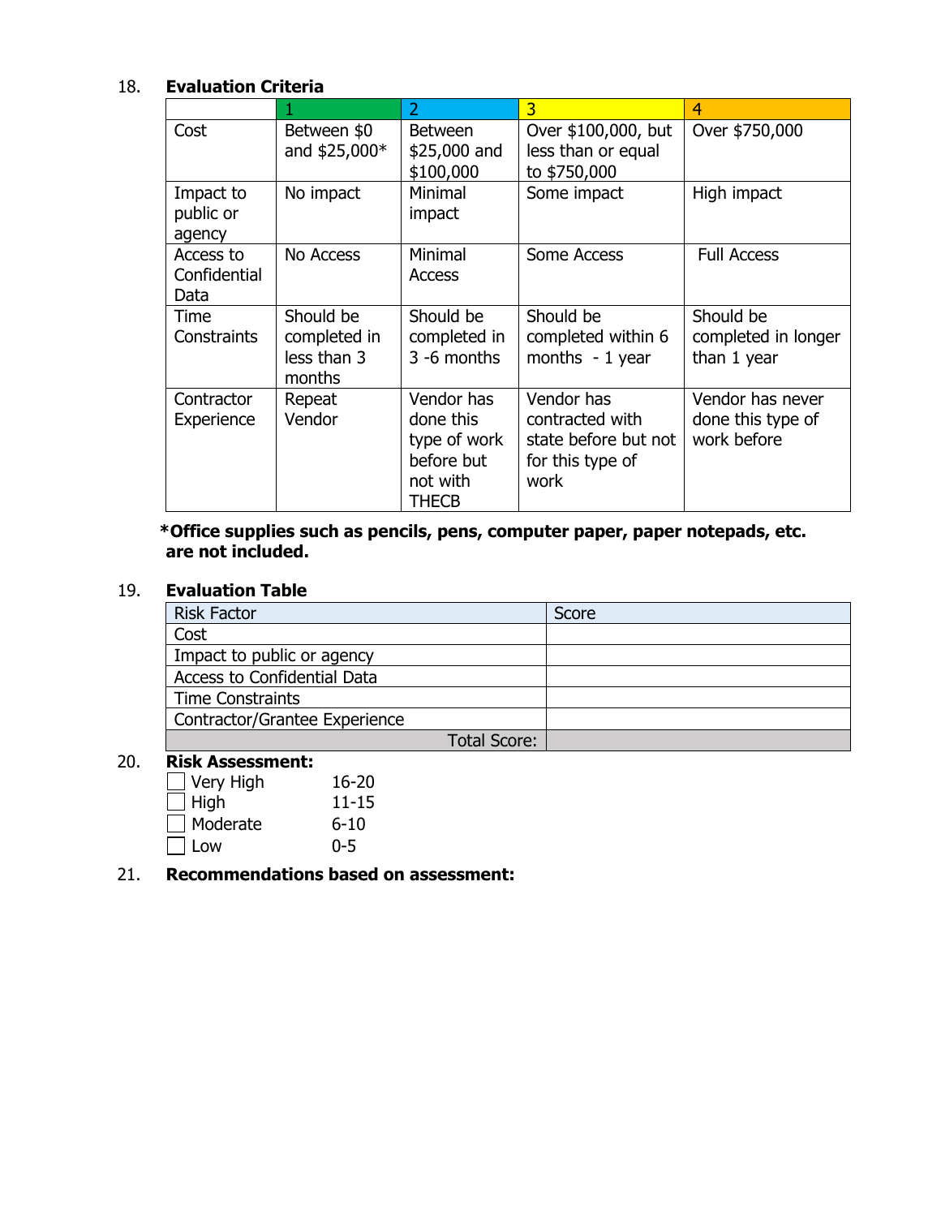18. **Evaluation Criteria**

| | 1 | 2 | 3 | 4 |
|---|---|---|---|---|
| Cost | Between $0 and $25,000* | Between $25,000 and $100,000 | Over $100,000, but less than or equal to $750,000 | Over $750,000 |
| Impact to public or agency | No impact | Minimal impact | Some impact | High impact |
| Access to Confidential Data | No Access | Minimal Access | Some Access | Full Access |
| Time Constraints | Should be completed in less than 3 months | Should be completed in 3 -6 months | Should be completed within 6 months - 1 year | Should be completed in longer than 1 year |
| Contractor Experience | Repeat Vendor | Vendor has done this type of work before but not with THECB | Vendor has contracted with state before but not for this type of work | Vendor has never done this type of work before |

**\*Office supplies such as pencils, pens, computer paper, paper notepads, etc. are not included.**

19. **Evaluation Table**

| Risk Factor | Score |
|---|---|
| Cost | |
| Impact to public or agency | |
| Access to Confidential Data | |
| Time Constraints | |
| Contractor/Grantee Experience | |
| Total Score: | |

20. **Risk Assessment:**

- ☐ Very High 16-20
- ☐ High 11-15
- ☐ Moderate 6-10
- ☐ Low 0-5

21. **Recommendations based on assessment:**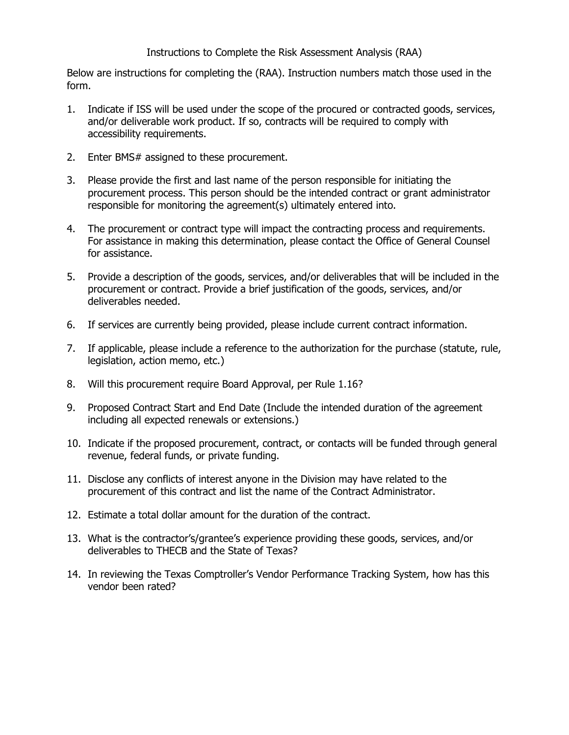# Instructions to Complete the Risk Assessment Analysis (RAA)

Below are instructions for completing the (RAA). Instruction numbers match those used in the form.

1. Indicate if ISS will be used under the scope of the procured or contracted goods, services, and/or deliverable work product. If so, contracts will be required to comply with accessibility requirements.
2. Enter BMS# assigned to these procurement.
3. Please provide the first and last name of the person responsible for initiating the procurement process. This person should be the intended contract or grant administrator responsible for monitoring the agreement(s) ultimately entered into.
4. The procurement or contract type will impact the contracting process and requirements. For assistance in making this determination, please contact the Office of General Counsel for assistance.
5. Provide a description of the goods, services, and/or deliverables that will be included in the procurement or contract. Provide a brief justification of the goods, services, and/or deliverables needed.
6. If services are currently being provided, please include current contract information.
7. If applicable, please include a reference to the authorization for the purchase (statute, rule, legislation, action memo, etc.)
8. Will this procurement require Board Approval, per Rule 1.16?
9. Proposed Contract Start and End Date (Include the intended duration of the agreement including all expected renewals or extensions.)
10. Indicate if the proposed procurement, contract, or contacts will be funded through general revenue, federal funds, or private funding.
11. Disclose any conflicts of interest anyone in the Division may have related to the procurement of this contract and list the name of the Contract Administrator.
12. Estimate a total dollar amount for the duration of the contract.
13. What is the contractor's/grantee's experience providing these goods, services, and/or deliverables to THECB and the State of Texas?
14. In reviewing the Texas Comptroller's Vendor Performance Tracking System, how has this vendor been rated?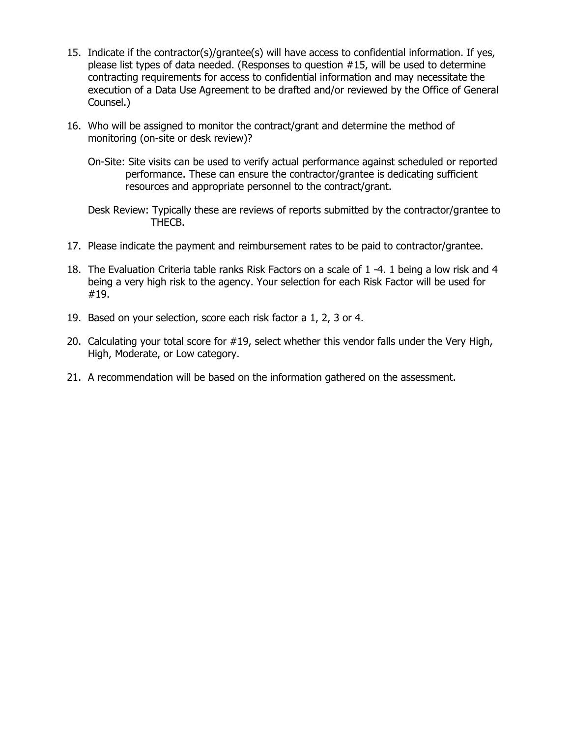15. Indicate if the contractor(s)/grantee(s) will have access to confidential information. If yes, please list types of data needed. (Responses to question #15, will be used to determine contracting requirements for access to confidential information and may necessitate the execution of a Data Use Agreement to be drafted and/or reviewed by the Office of General Counsel.)

16. Who will be assigned to monitor the contract/grant and determine the method of monitoring (on-site or desk review)?

    On-Site: Site visits can be used to verify actual performance against scheduled or reported performance. These can ensure the contractor/grantee is dedicating sufficient resources and appropriate personnel to the contract/grant.

    Desk Review: Typically these are reviews of reports submitted by the contractor/grantee to THECB.

17. Please indicate the payment and reimbursement rates to be paid to contractor/grantee.

18. The Evaluation Criteria table ranks Risk Factors on a scale of 1 -4. 1 being a low risk and 4 being a very high risk to the agency. Your selection for each Risk Factor will be used for #19.

19. Based on your selection, score each risk factor a 1, 2, 3 or 4.

20. Calculating your total score for #19, select whether this vendor falls under the Very High, High, Moderate, or Low category.

21. A recommendation will be based on the information gathered on the assessment.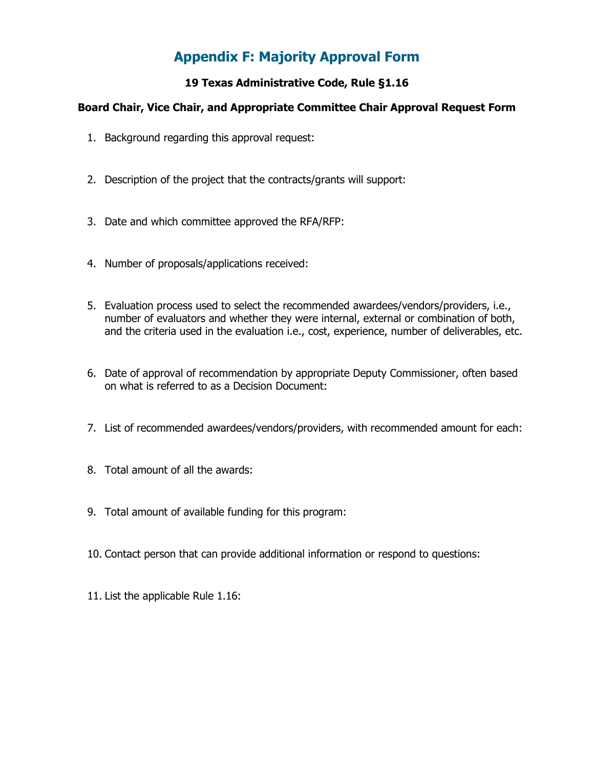# Appendix F: Majority Approval Form

**19 Texas Administrative Code, Rule §1.16**

**Board Chair, Vice Chair, and Appropriate Committee Chair Approval Request Form**

1. Background regarding this approval request:

2. Description of the project that the contracts/grants will support:

3. Date and which committee approved the RFA/RFP:

4. Number of proposals/applications received:

5. Evaluation process used to select the recommended awardees/vendors/providers, i.e., number of evaluators and whether they were internal, external or combination of both, and the criteria used in the evaluation i.e., cost, experience, number of deliverables, etc.

6. Date of approval of recommendation by appropriate Deputy Commissioner, often based on what is referred to as a Decision Document:

7. List of recommended awardees/vendors/providers, with recommended amount for each:

8. Total amount of all the awards:

9. Total amount of available funding for this program:

10. Contact person that can provide additional information or respond to questions:

11. List the applicable Rule 1.16: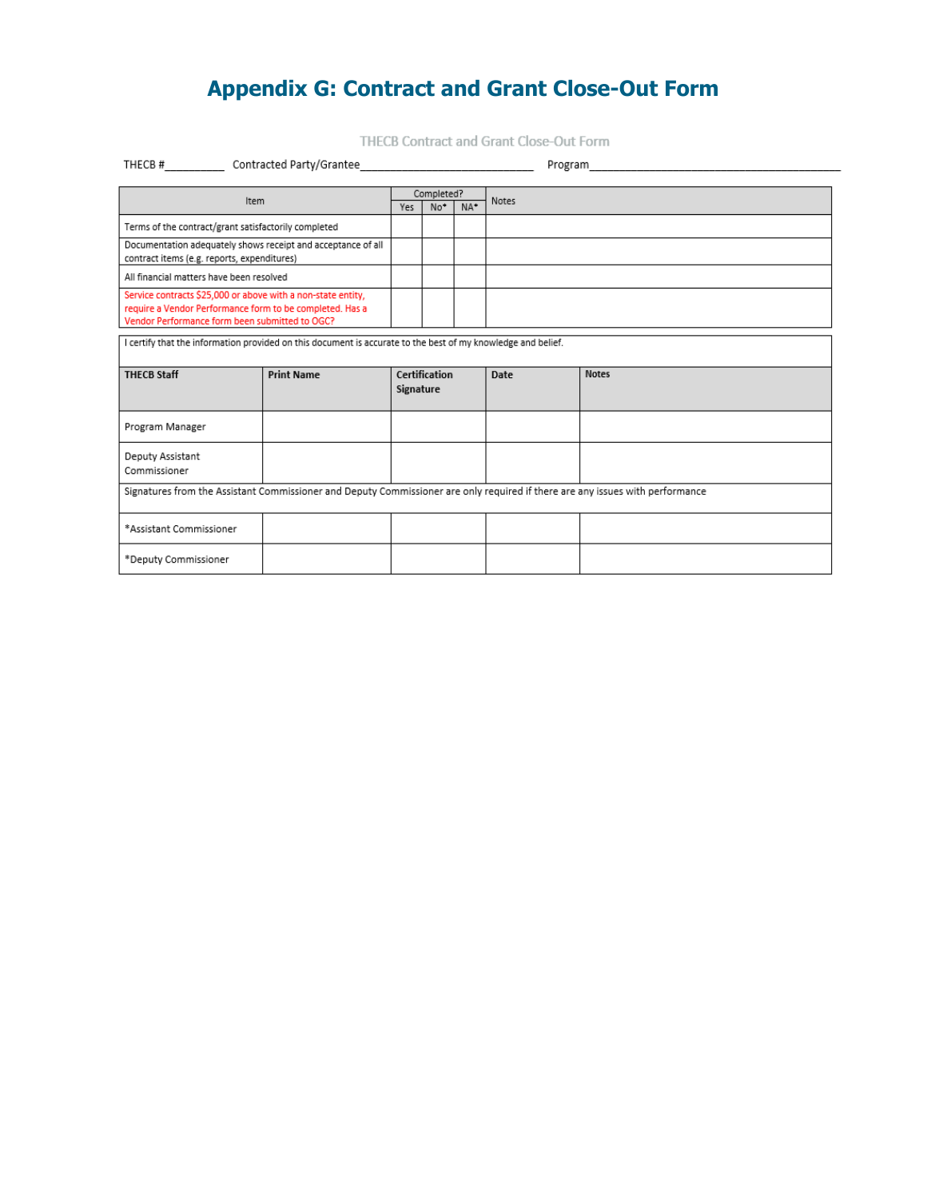# Appendix G: Contract and Grant Close-Out Form

THECB Contract and Grant Close-Out Form

THECB #__________ Contracted Party/Grantee____________________________ Program__________________________________________

| Item | Completed? | | | Notes |
|---|---|---|---|---|
| | Yes | No* | NA* | |
| Terms of the contract/grant satisfactorily completed | | | | |
| Documentation adequately shows receipt and acceptance of all contract items (e.g. reports, expenditures) | | | | |
| All financial matters have been resolved | | | | |
| Service contracts $25,000 or above with a non-state entity, require a Vendor Performance form to be completed. Has a Vendor Performance form been submitted to OGC? | | | | |

I certify that the information provided on this document is accurate to the best of my knowledge and belief.

| THECB Staff | Print Name | Certification Signature | Date | Notes |
|---|---|---|---|---|
| Program Manager | | | | |
| Deputy Assistant Commissioner | | | | |
| Signatures from the Assistant Commissioner and Deputy Commissioner are only required if there are any issues with performance | | | | |
| *Assistant Commissioner | | | | |
| *Deputy Commissioner | | | | |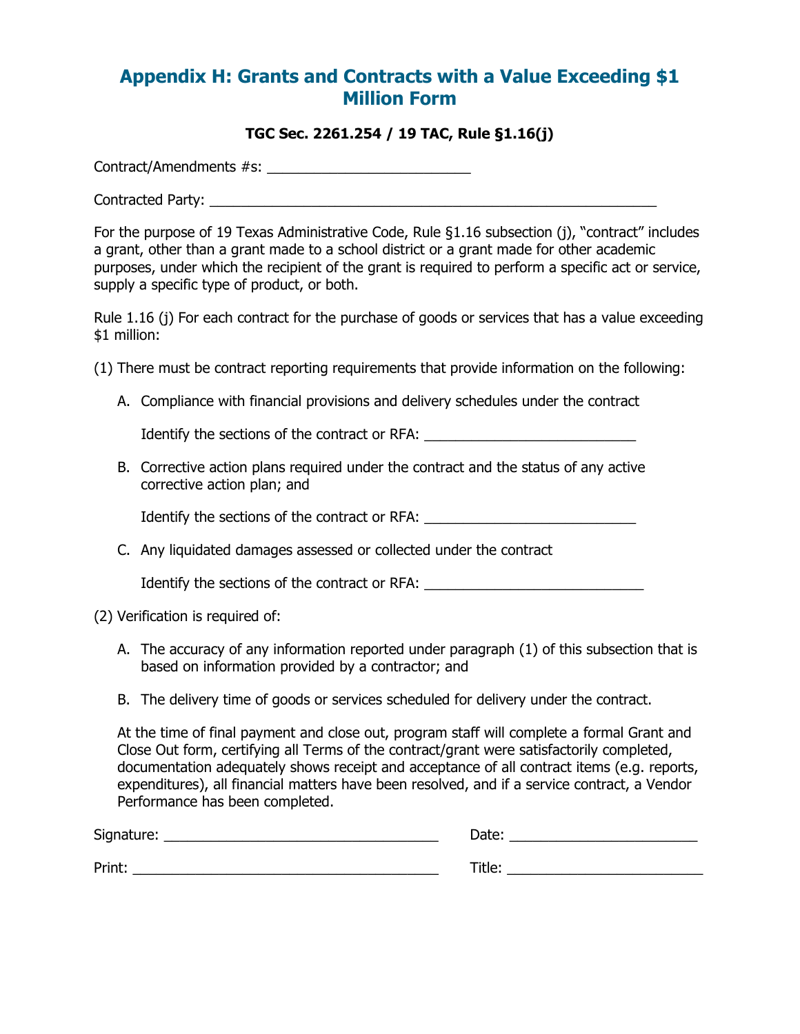# Appendix H: Grants and Contracts with a Value Exceeding $1 Million Form

**TGC Sec. 2261.254 / 19 TAC, Rule §1.16(j)**

Contract/Amendments #s: ___________________________

Contracted Party: ___________________________________________________________

For the purpose of 19 Texas Administrative Code, Rule §1.16 subsection (j), "contract" includes a grant, other than a grant made to a school district or a grant made for other academic purposes, under which the recipient of the grant is required to perform a specific act or service, supply a specific type of product, or both.

Rule 1.16 (j) For each contract for the purchase of goods or services that has a value exceeding $1 million:

(1) There must be contract reporting requirements that provide information on the following:

A. Compliance with financial provisions and delivery schedules under the contract

Identify the sections of the contract or RFA: ____________________________

B. Corrective action plans required under the contract and the status of any active corrective action plan; and

Identify the sections of the contract or RFA: ____________________________

C. Any liquidated damages assessed or collected under the contract

Identify the sections of the contract or RFA: ____________________________

(2) Verification is required of:

A. The accuracy of any information reported under paragraph (1) of this subsection that is based on information provided by a contractor; and

B. The delivery time of goods or services scheduled for delivery under the contract.

At the time of final payment and close out, program staff will complete a formal Grant and Close Out form, certifying all Terms of the contract/grant were satisfactorily completed, documentation adequately shows receipt and acceptance of all contract items (e.g. reports, expenditures), all financial matters have been resolved, and if a service contract, a Vendor Performance has been completed.

Signature: ____________________________________ Date: _________________________

Print: ________________________________________ Title: _________________________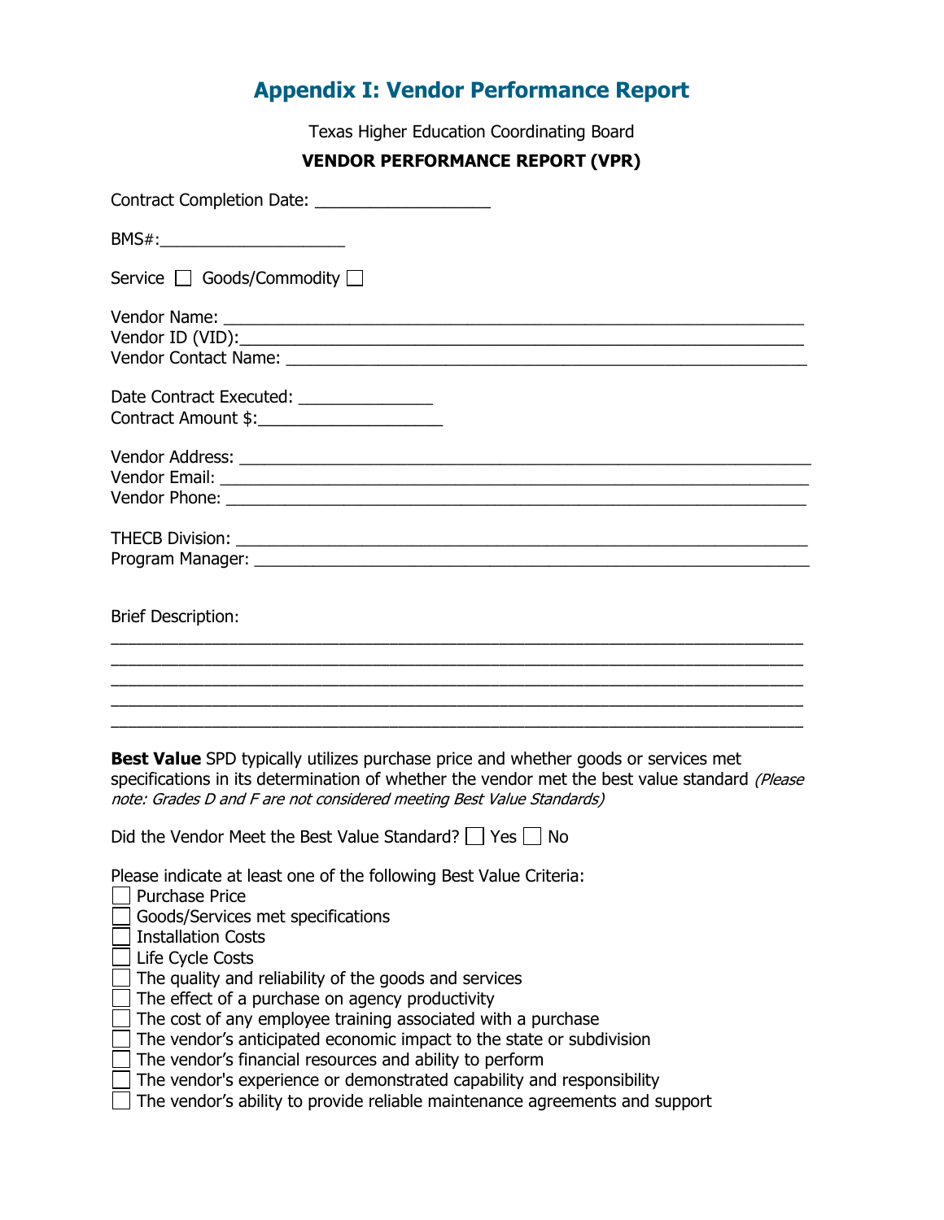# Appendix I: Vendor Performance Report

Texas Higher Education Coordinating Board

**VENDOR PERFORMANCE REPORT (VPR)**

Contract Completion Date: ___________________

BMS#:____________________

Service ☐ Goods/Commodity ☐

Vendor Name: ______________________________________________________________
Vendor ID (VID):____________________________________________________________
Vendor Contact Name: ________________________________________________________

Date Contract Executed: ______________
Contract Amount $:____________________

Vendor Address: _____________________________________________________________
Vendor Email: _______________________________________________________________
Vendor Phone: _______________________________________________________________

THECB Division: _____________________________________________________________
Program Manager: ____________________________________________________________

Brief Description:

___________________________________________________________________________
___________________________________________________________________________
___________________________________________________________________________
___________________________________________________________________________
___________________________________________________________________________

**Best Value** SPD typically utilizes purchase price and whether goods or services met specifications in its determination of whether the vendor met the best value standard *(Please note: Grades D and F are not considered meeting Best Value Standards)*

Did the Vendor Meet the Best Value Standard? ☐ Yes ☐ No

Please indicate at least one of the following Best Value Criteria:

☐ Purchase Price
☐ Goods/Services met specifications
☐ Installation Costs
☐ Life Cycle Costs
☐ The quality and reliability of the goods and services
☐ The effect of a purchase on agency productivity
☐ The cost of any employee training associated with a purchase
☐ The vendor's anticipated economic impact to the state or subdivision
☐ The vendor's financial resources and ability to perform
☐ The vendor's experience or demonstrated capability and responsibility
☐ The vendor's ability to provide reliable maintenance agreements and support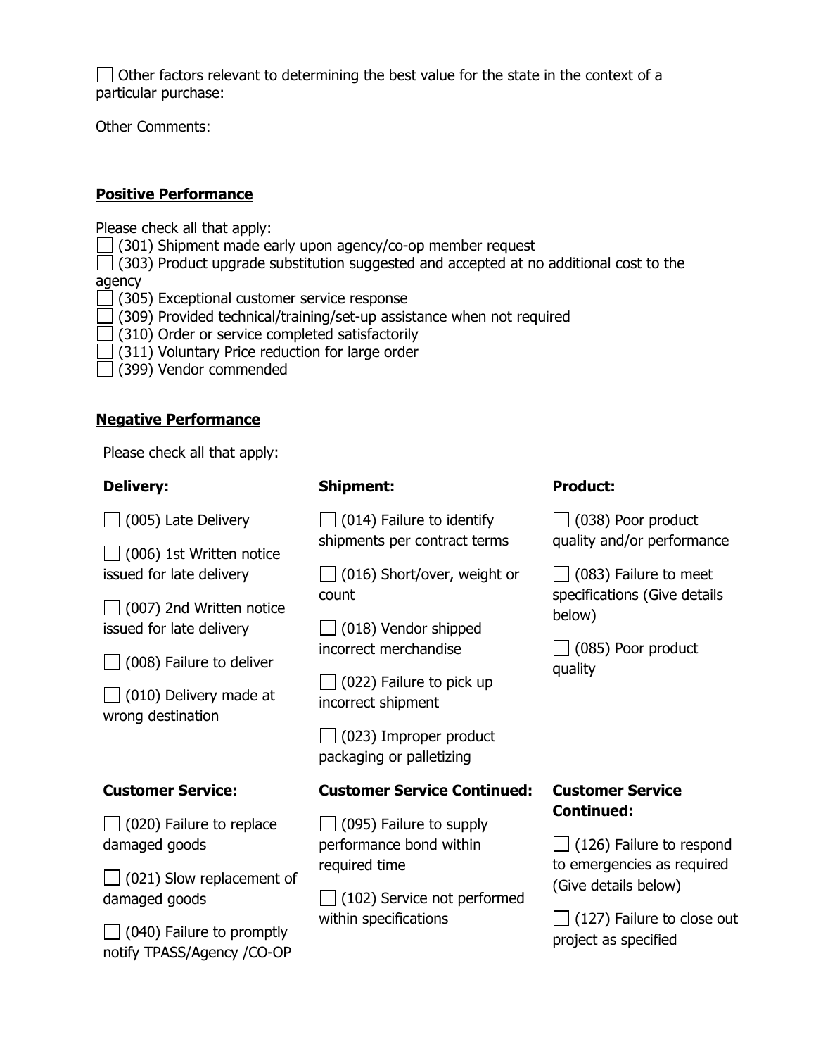☐ Other factors relevant to determining the best value for the state in the context of a particular purchase:

Other Comments:

**Positive Performance**

Please check all that apply:

☐ (301) Shipment made early upon agency/co-op member request
☐ (303) Product upgrade substitution suggested and accepted at no additional cost to the agency
☐ (305) Exceptional customer service response
☐ (309) Provided technical/training/set-up assistance when not required
☐ (310) Order or service completed satisfactorily
☐ (311) Voluntary Price reduction for large order
☐ (399) Vendor commended

**Negative Performance**

Please check all that apply:

**Delivery:**

☐ (005) Late Delivery

☐ (006) 1st Written notice issued for late delivery

☐ (007) 2nd Written notice issued for late delivery

☐ (008) Failure to deliver

☐ (010) Delivery made at wrong destination

**Shipment:**

☐ (014) Failure to identify shipments per contract terms

☐ (016) Short/over, weight or count

☐ (018) Vendor shipped incorrect merchandise

☐ (022) Failure to pick up incorrect shipment

☐ (023) Improper product packaging or palletizing

**Product:**

☐ (038) Poor product quality and/or performance

☐ (083) Failure to meet specifications (Give details below)

☐ (085) Poor product quality

**Customer Service:**

☐ (020) Failure to replace damaged goods

☐ (021) Slow replacement of damaged goods

☐ (040) Failure to promptly notify TPASS/Agency /CO-OP

**Customer Service Continued:**

☐ (095) Failure to supply performance bond within required time

☐ (102) Service not performed within specifications

**Customer Service Continued:**

☐ (126) Failure to respond to emergencies as required (Give details below)

☐ (127) Failure to close out project as specified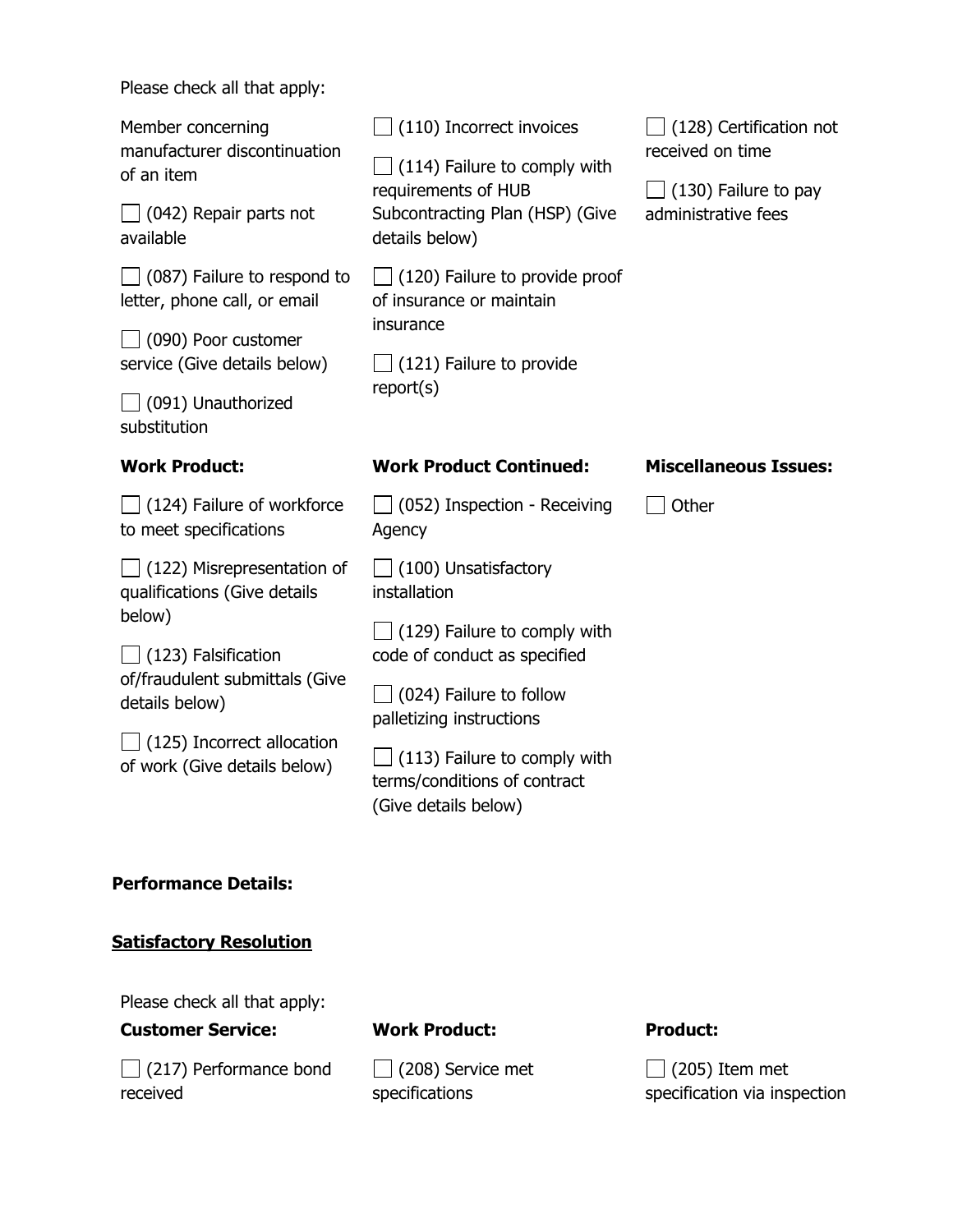Please check all that apply:

Member concerning manufacturer discontinuation of an item

- ☐ (042) Repair parts not available
- ☐ (087) Failure to respond to letter, phone call, or email
- ☐ (090) Poor customer service (Give details below)
- ☐ (091) Unauthorized substitution
- ☐ (110) Incorrect invoices
- ☐ (114) Failure to comply with requirements of HUB Subcontracting Plan (HSP) (Give details below)
- ☐ (120) Failure to provide proof of insurance or maintain insurance
- ☐ (121) Failure to provide report(s)
- ☐ (128) Certification not received on time
- ☐ (130) Failure to pay administrative fees

**Work Product:**

- ☐ (124) Failure of workforce to meet specifications
- ☐ (122) Misrepresentation of qualifications (Give details below)
- ☐ (123) Falsification of/fraudulent submittals (Give details below)
- ☐ (125) Incorrect allocation of work (Give details below)

**Work Product Continued:**

- ☐ (052) Inspection - Receiving Agency
- ☐ (100) Unsatisfactory installation
- ☐ (129) Failure to comply with code of conduct as specified
- ☐ (024) Failure to follow palletizing instructions
- ☐ (113) Failure to comply with terms/conditions of contract (Give details below)

**Miscellaneous Issues:**

- ☐ Other

**Performance Details:**

**Satisfactory Resolution**

Please check all that apply:

**Customer Service:**

- ☐ (217) Performance bond received

**Work Product:**

- ☐ (208) Service met specifications

**Product:**

- ☐ (205) Item met specification via inspection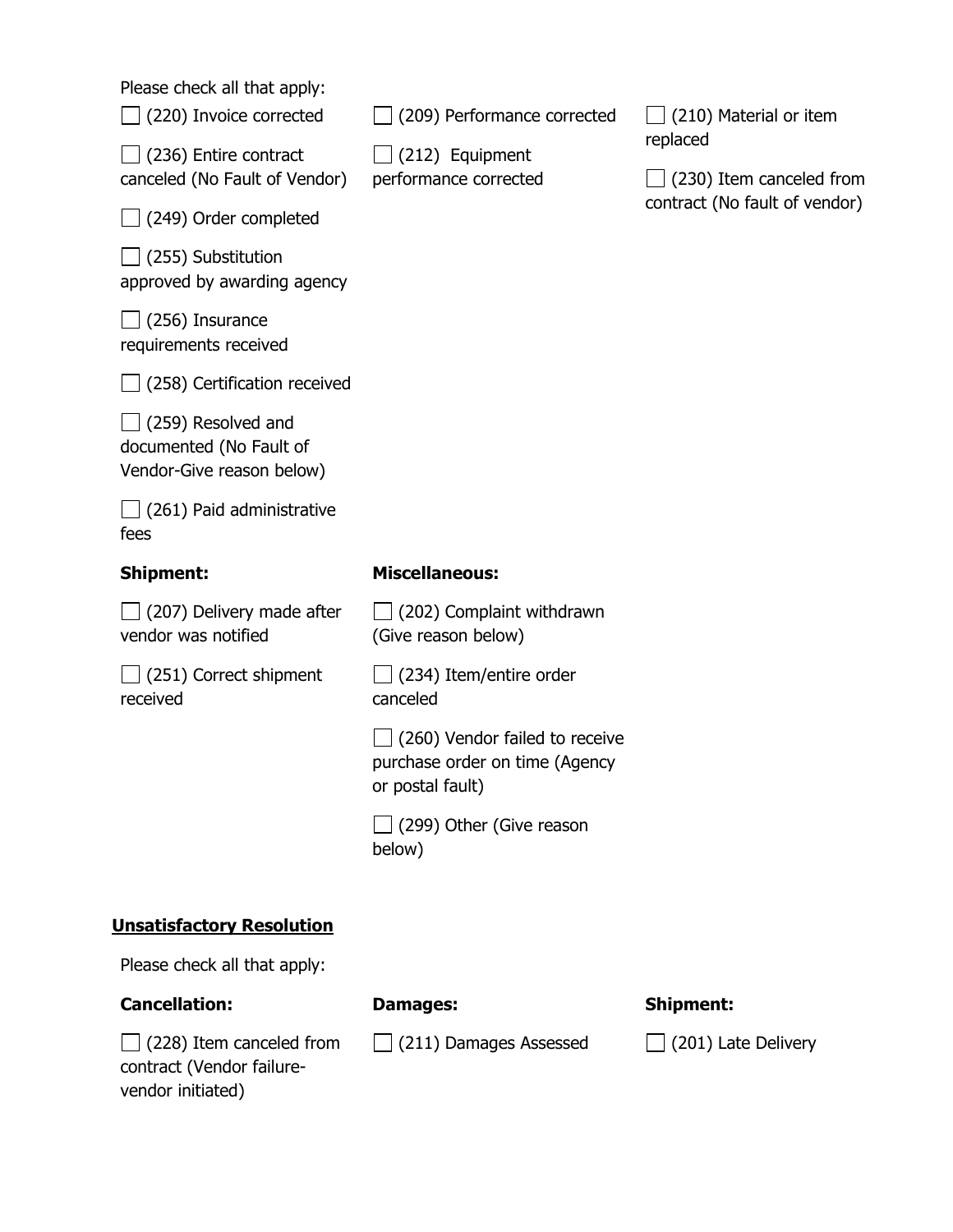Please check all that apply:

- ☐ (220) Invoice corrected
- ☐ (236) Entire contract canceled (No Fault of Vendor)
- ☐ (249) Order completed
- ☐ (255) Substitution approved by awarding agency
- ☐ (256) Insurance requirements received
- ☐ (258) Certification received
- ☐ (259) Resolved and documented (No Fault of Vendor-Give reason below)
- ☐ (261) Paid administrative fees
- ☐ (209) Performance corrected
- ☐ (212) Equipment performance corrected
- ☐ (210) Material or item replaced
- ☐ (230) Item canceled from contract (No fault of vendor)

**Shipment:**

- ☐ (207) Delivery made after vendor was notified
- ☐ (251) Correct shipment received

**Miscellaneous:**

- ☐ (202) Complaint withdrawn (Give reason below)
- ☐ (234) Item/entire order canceled
- ☐ (260) Vendor failed to receive purchase order on time (Agency or postal fault)
- ☐ (299) Other (Give reason below)

**Unsatisfactory Resolution**

Please check all that apply:

**Cancellation:**

- ☐ (228) Item canceled from contract (Vendor failure-vendor initiated)

**Damages:**

- ☐ (211) Damages Assessed

**Shipment:**

- ☐ (201) Late Delivery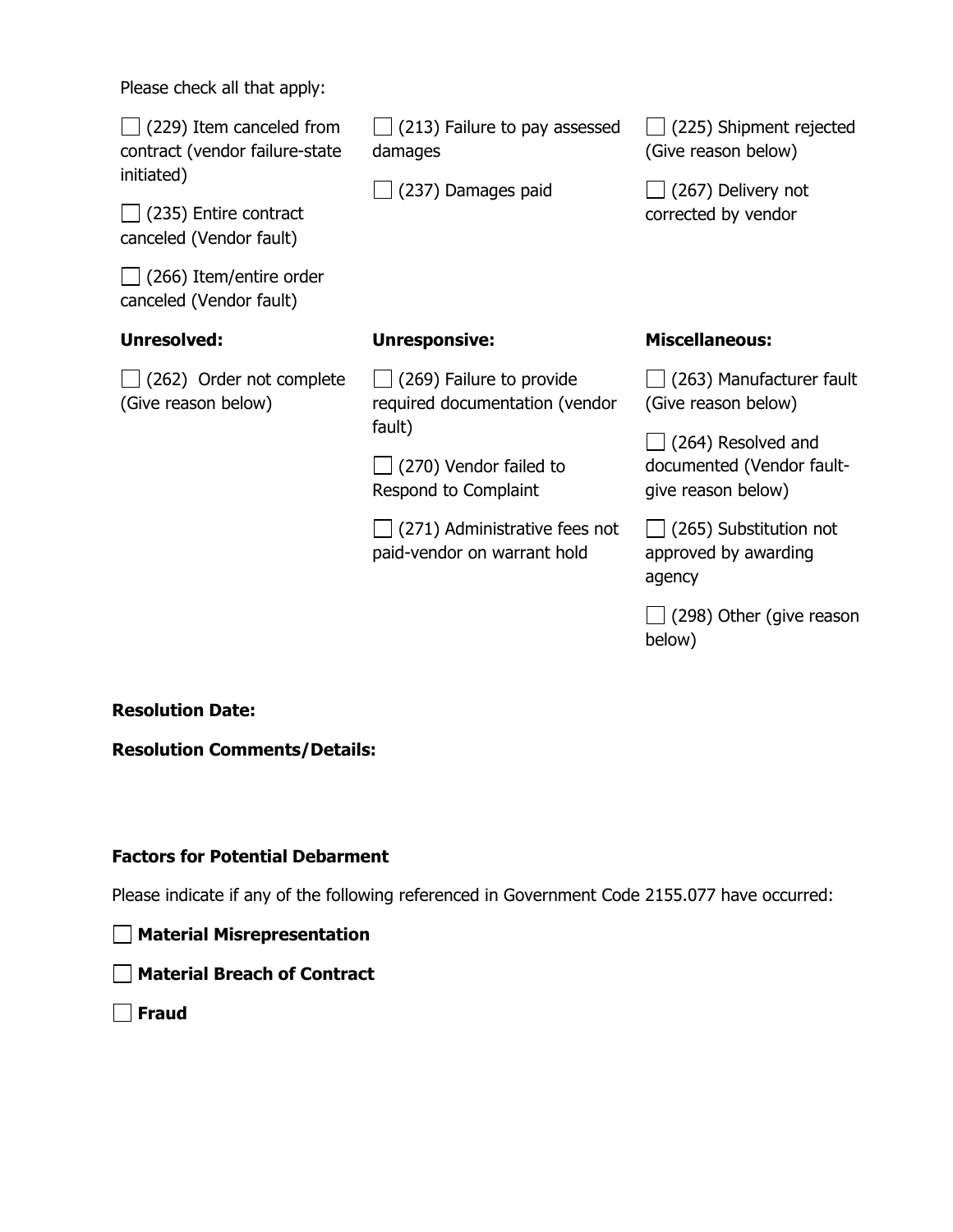Please check all that apply:

- ☐ (229) Item canceled from contract (vendor failure-state initiated)
- ☐ (235) Entire contract canceled (Vendor fault)
- ☐ (266) Item/entire order canceled (Vendor fault)
- ☐ (213) Failure to pay assessed damages
- ☐ (237) Damages paid
- ☐ (225) Shipment rejected (Give reason below)
- ☐ (267) Delivery not corrected by vendor

**Unresolved:**

- ☐ (262) Order not complete (Give reason below)

**Unresponsive:**

- ☐ (269) Failure to provide required documentation (vendor fault)
- ☐ (270) Vendor failed to Respond to Complaint
- ☐ (271) Administrative fees not paid-vendor on warrant hold

**Miscellaneous:**

- ☐ (263) Manufacturer fault (Give reason below)
- ☐ (264) Resolved and documented (Vendor fault-give reason below)
- ☐ (265) Substitution not approved by awarding agency
- ☐ (298) Other (give reason below)

**Resolution Date:**

**Resolution Comments/Details:**

**Factors for Potential Debarment**

Please indicate if any of the following referenced in Government Code 2155.077 have occurred:

- ☐ **Material Misrepresentation**
- ☐ **Material Breach of Contract**
- ☐ **Fraud**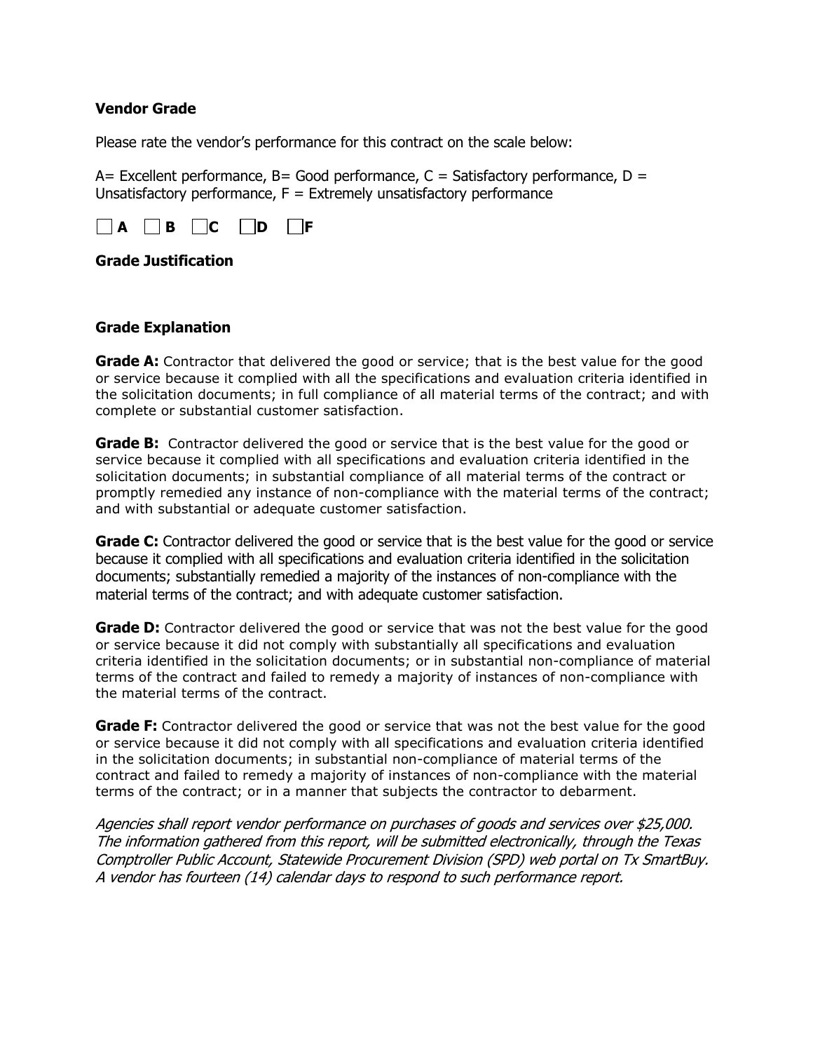**Vendor Grade**

Please rate the vendor's performance for this contract on the scale below:

A= Excellent performance, B= Good performance, C = Satisfactory performance, D = Unsatisfactory performance, F = Extremely unsatisfactory performance

☐ **A** ☐ **B** ☐ **C** ☐ **D** ☐ **F**

**Grade Justification**

**Grade Explanation**

**Grade A:** Contractor that delivered the good or service; that is the best value for the good or service because it complied with all the specifications and evaluation criteria identified in the solicitation documents; in full compliance of all material terms of the contract; and with complete or substantial customer satisfaction.

**Grade B:** Contractor delivered the good or service that is the best value for the good or service because it complied with all specifications and evaluation criteria identified in the solicitation documents; in substantial compliance of all material terms of the contract or promptly remedied any instance of non-compliance with the material terms of the contract; and with substantial or adequate customer satisfaction.

**Grade C:** Contractor delivered the good or service that is the best value for the good or service because it complied with all specifications and evaluation criteria identified in the solicitation documents; substantially remedied a majority of the instances of non-compliance with the material terms of the contract; and with adequate customer satisfaction.

**Grade D:** Contractor delivered the good or service that was not the best value for the good or service because it did not comply with substantially all specifications and evaluation criteria identified in the solicitation documents; or in substantial non-compliance of material terms of the contract and failed to remedy a majority of instances of non-compliance with the material terms of the contract.

**Grade F:** Contractor delivered the good or service that was not the best value for the good or service because it did not comply with all specifications and evaluation criteria identified in the solicitation documents; in substantial non-compliance of material terms of the contract and failed to remedy a majority of instances of non-compliance with the material terms of the contract; or in a manner that subjects the contractor to debarment.

*Agencies shall report vendor performance on purchases of goods and services over $25,000. The information gathered from this report, will be submitted electronically, through the Texas Comptroller Public Account, Statewide Procurement Division (SPD) web portal on Tx SmartBuy. A vendor has fourteen (14) calendar days to respond to such performance report.*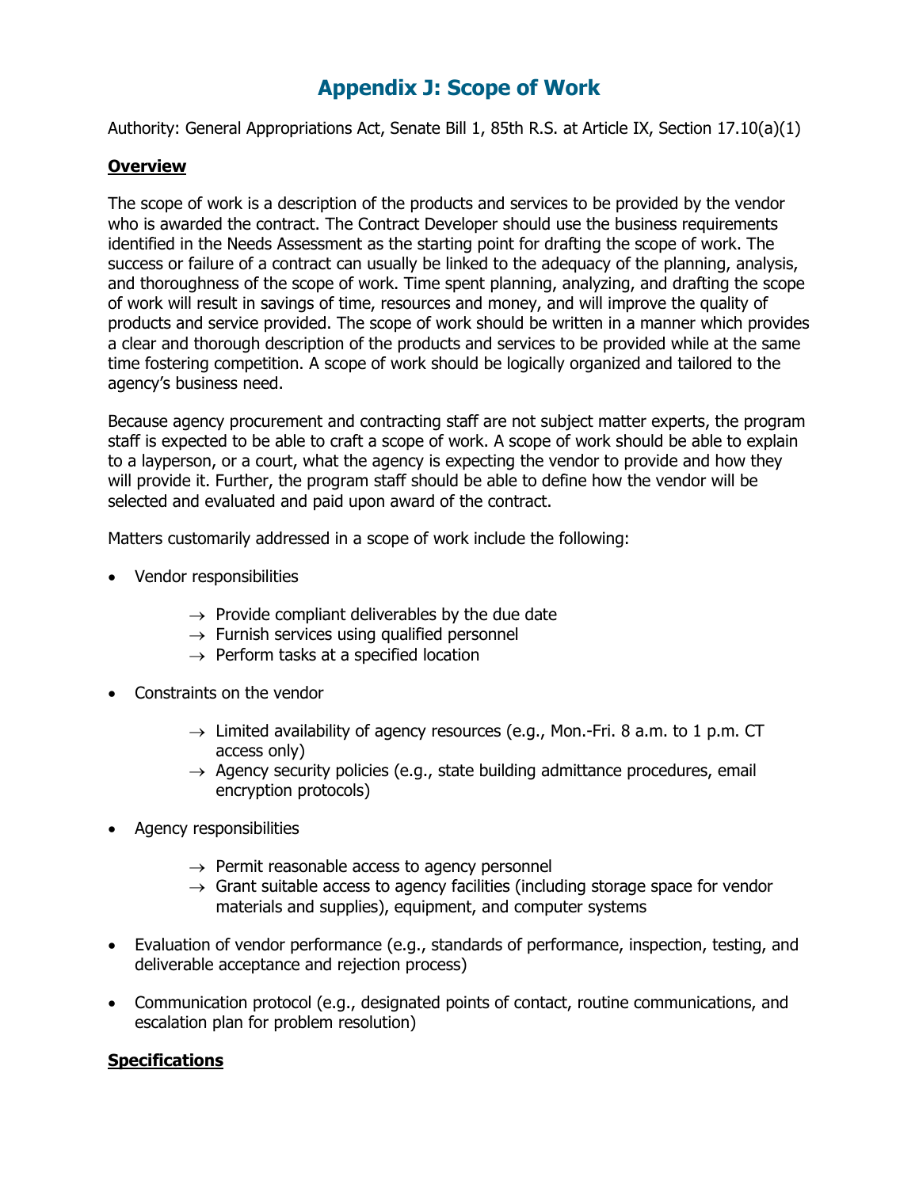# Appendix J: Scope of Work

Authority: General Appropriations Act, Senate Bill 1, 85th R.S. at Article IX, Section 17.10(a)(1)

## Overview

The scope of work is a description of the products and services to be provided by the vendor who is awarded the contract. The Contract Developer should use the business requirements identified in the Needs Assessment as the starting point for drafting the scope of work. The success or failure of a contract can usually be linked to the adequacy of the planning, analysis, and thoroughness of the scope of work. Time spent planning, analyzing, and drafting the scope of work will result in savings of time, resources and money, and will improve the quality of products and service provided. The scope of work should be written in a manner which provides a clear and thorough description of the products and services to be provided while at the same time fostering competition. A scope of work should be logically organized and tailored to the agency's business need.

Because agency procurement and contracting staff are not subject matter experts, the program staff is expected to be able to craft a scope of work. A scope of work should be able to explain to a layperson, or a court, what the agency is expecting the vendor to provide and how they will provide it. Further, the program staff should be able to define how the vendor will be selected and evaluated and paid upon award of the contract.

Matters customarily addressed in a scope of work include the following:

- Vendor responsibilities
  - → Provide compliant deliverables by the due date
  - → Furnish services using qualified personnel
  - → Perform tasks at a specified location
- Constraints on the vendor
  - → Limited availability of agency resources (e.g., Mon.-Fri. 8 a.m. to 1 p.m. CT access only)
  - → Agency security policies (e.g., state building admittance procedures, email encryption protocols)
- Agency responsibilities
  - → Permit reasonable access to agency personnel
  - → Grant suitable access to agency facilities (including storage space for vendor materials and supplies), equipment, and computer systems
- Evaluation of vendor performance (e.g., standards of performance, inspection, testing, and deliverable acceptance and rejection process)
- Communication protocol (e.g., designated points of contact, routine communications, and escalation plan for problem resolution)

## Specifications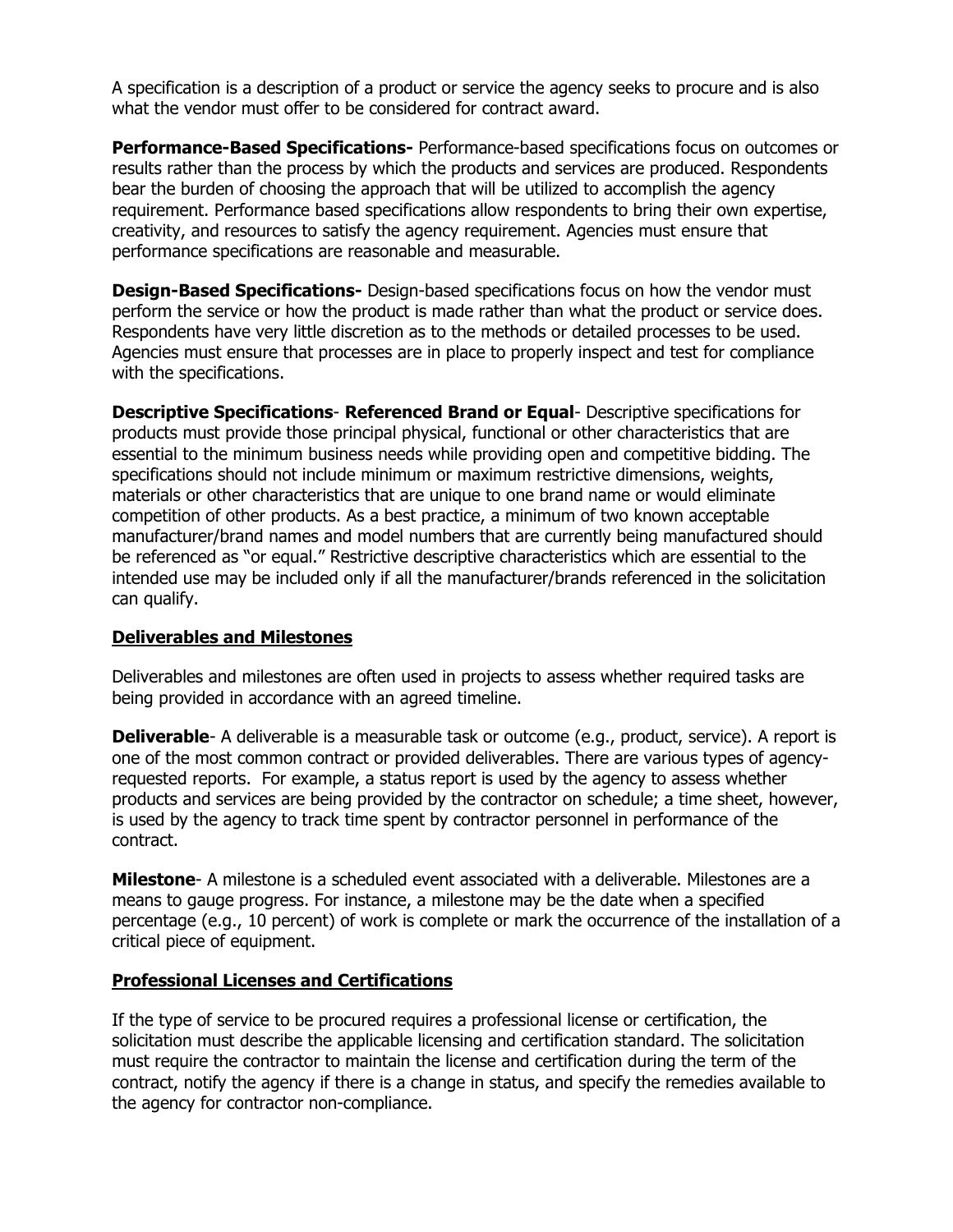A specification is a description of a product or service the agency seeks to procure and is also what the vendor must offer to be considered for contract award.

**Performance-Based Specifications-** Performance-based specifications focus on outcomes or results rather than the process by which the products and services are produced. Respondents bear the burden of choosing the approach that will be utilized to accomplish the agency requirement. Performance based specifications allow respondents to bring their own expertise, creativity, and resources to satisfy the agency requirement. Agencies must ensure that performance specifications are reasonable and measurable.

**Design-Based Specifications-** Design-based specifications focus on how the vendor must perform the service or how the product is made rather than what the product or service does. Respondents have very little discretion as to the methods or detailed processes to be used. Agencies must ensure that processes are in place to properly inspect and test for compliance with the specifications.

**Descriptive Specifications**- **Referenced Brand or Equal**- Descriptive specifications for products must provide those principal physical, functional or other characteristics that are essential to the minimum business needs while providing open and competitive bidding. The specifications should not include minimum or maximum restrictive dimensions, weights, materials or other characteristics that are unique to one brand name or would eliminate competition of other products. As a best practice, a minimum of two known acceptable manufacturer/brand names and model numbers that are currently being manufactured should be referenced as "or equal." Restrictive descriptive characteristics which are essential to the intended use may be included only if all the manufacturer/brands referenced in the solicitation can qualify.

## Deliverables and Milestones

Deliverables and milestones are often used in projects to assess whether required tasks are being provided in accordance with an agreed timeline.

**Deliverable**- A deliverable is a measurable task or outcome (e.g., product, service). A report is one of the most common contract or provided deliverables. There are various types of agency-requested reports. For example, a status report is used by the agency to assess whether products and services are being provided by the contractor on schedule; a time sheet, however, is used by the agency to track time spent by contractor personnel in performance of the contract.

**Milestone**- A milestone is a scheduled event associated with a deliverable. Milestones are a means to gauge progress. For instance, a milestone may be the date when a specified percentage (e.g., 10 percent) of work is complete or mark the occurrence of the installation of a critical piece of equipment.

## Professional Licenses and Certifications

If the type of service to be procured requires a professional license or certification, the solicitation must describe the applicable licensing and certification standard. The solicitation must require the contractor to maintain the license and certification during the term of the contract, notify the agency if there is a change in status, and specify the remedies available to the agency for contractor non-compliance.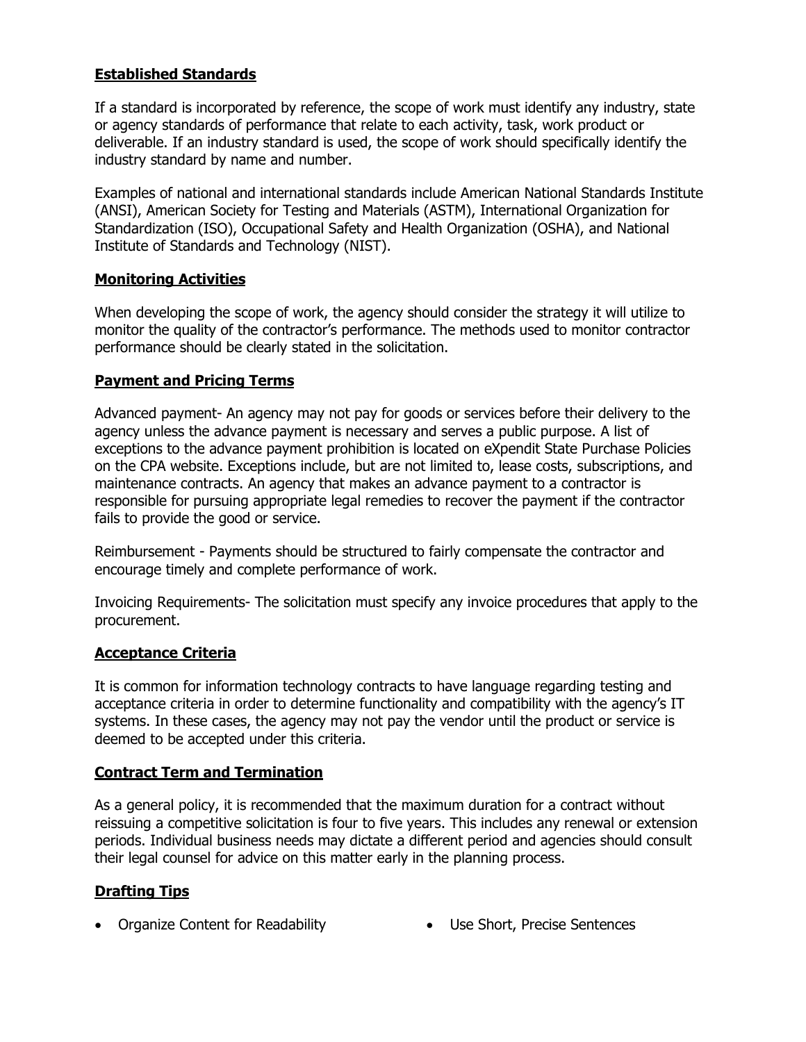## Established Standards

If a standard is incorporated by reference, the scope of work must identify any industry, state or agency standards of performance that relate to each activity, task, work product or deliverable. If an industry standard is used, the scope of work should specifically identify the industry standard by name and number.

Examples of national and international standards include American National Standards Institute (ANSI), American Society for Testing and Materials (ASTM), International Organization for Standardization (ISO), Occupational Safety and Health Organization (OSHA), and National Institute of Standards and Technology (NIST).

## Monitoring Activities

When developing the scope of work, the agency should consider the strategy it will utilize to monitor the quality of the contractor's performance. The methods used to monitor contractor performance should be clearly stated in the solicitation.

## Payment and Pricing Terms

Advanced payment- An agency may not pay for goods or services before their delivery to the agency unless the advance payment is necessary and serves a public purpose. A list of exceptions to the advance payment prohibition is located on eXpendit State Purchase Policies on the CPA website. Exceptions include, but are not limited to, lease costs, subscriptions, and maintenance contracts. An agency that makes an advance payment to a contractor is responsible for pursuing appropriate legal remedies to recover the payment if the contractor fails to provide the good or service.

Reimbursement - Payments should be structured to fairly compensate the contractor and encourage timely and complete performance of work.

Invoicing Requirements- The solicitation must specify any invoice procedures that apply to the procurement.

## Acceptance Criteria

It is common for information technology contracts to have language regarding testing and acceptance criteria in order to determine functionality and compatibility with the agency's IT systems. In these cases, the agency may not pay the vendor until the product or service is deemed to be accepted under this criteria.

## Contract Term and Termination

As a general policy, it is recommended that the maximum duration for a contract without reissuing a competitive solicitation is four to five years. This includes any renewal or extension periods. Individual business needs may dictate a different period and agencies should consult their legal counsel for advice on this matter early in the planning process.

## Drafting Tips

- Organize Content for Readability
- Use Short, Precise Sentences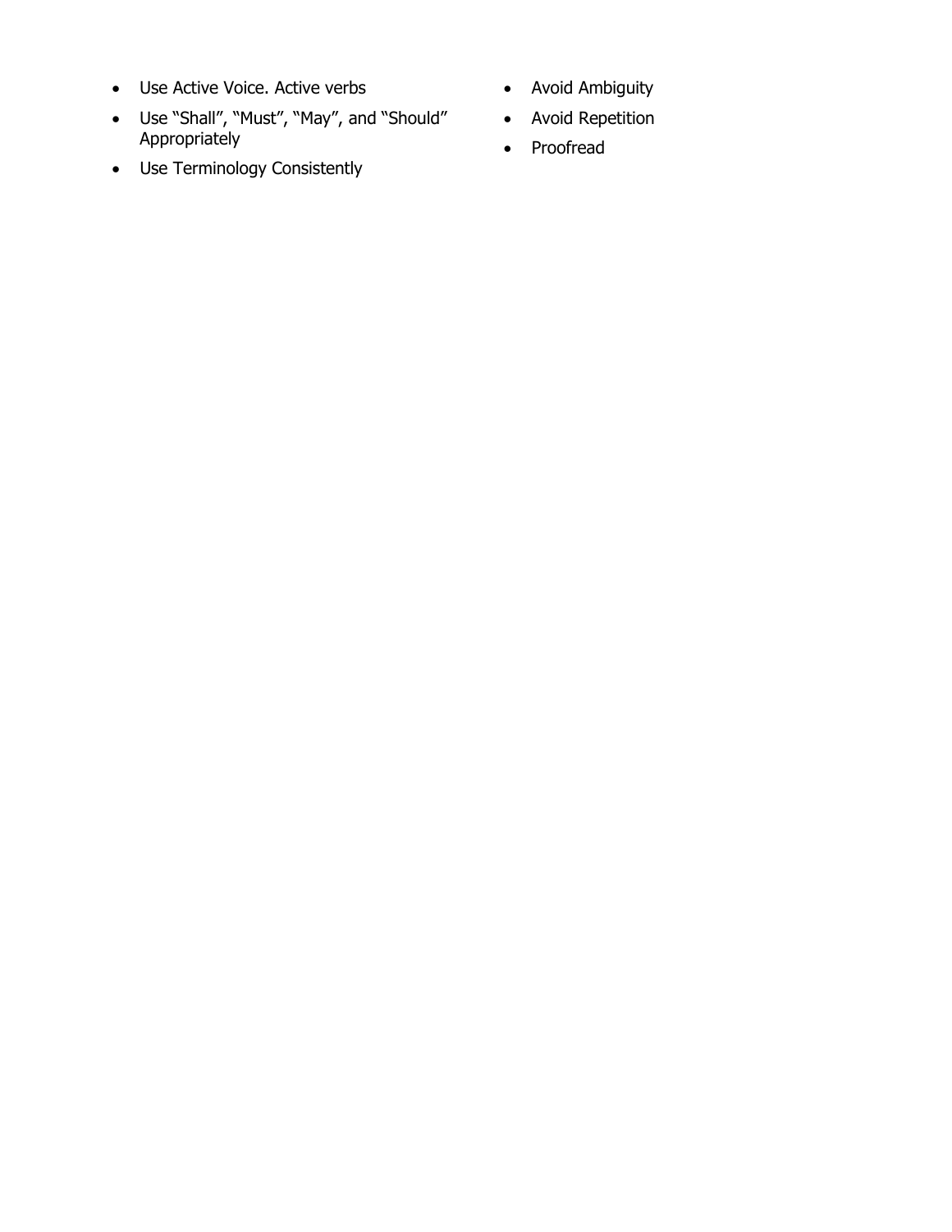- Use Active Voice. Active verbs
- Use “Shall”, “Must”, “May”, and “Should” Appropriately
- Use Terminology Consistently
- Avoid Ambiguity
- Avoid Repetition
- Proofread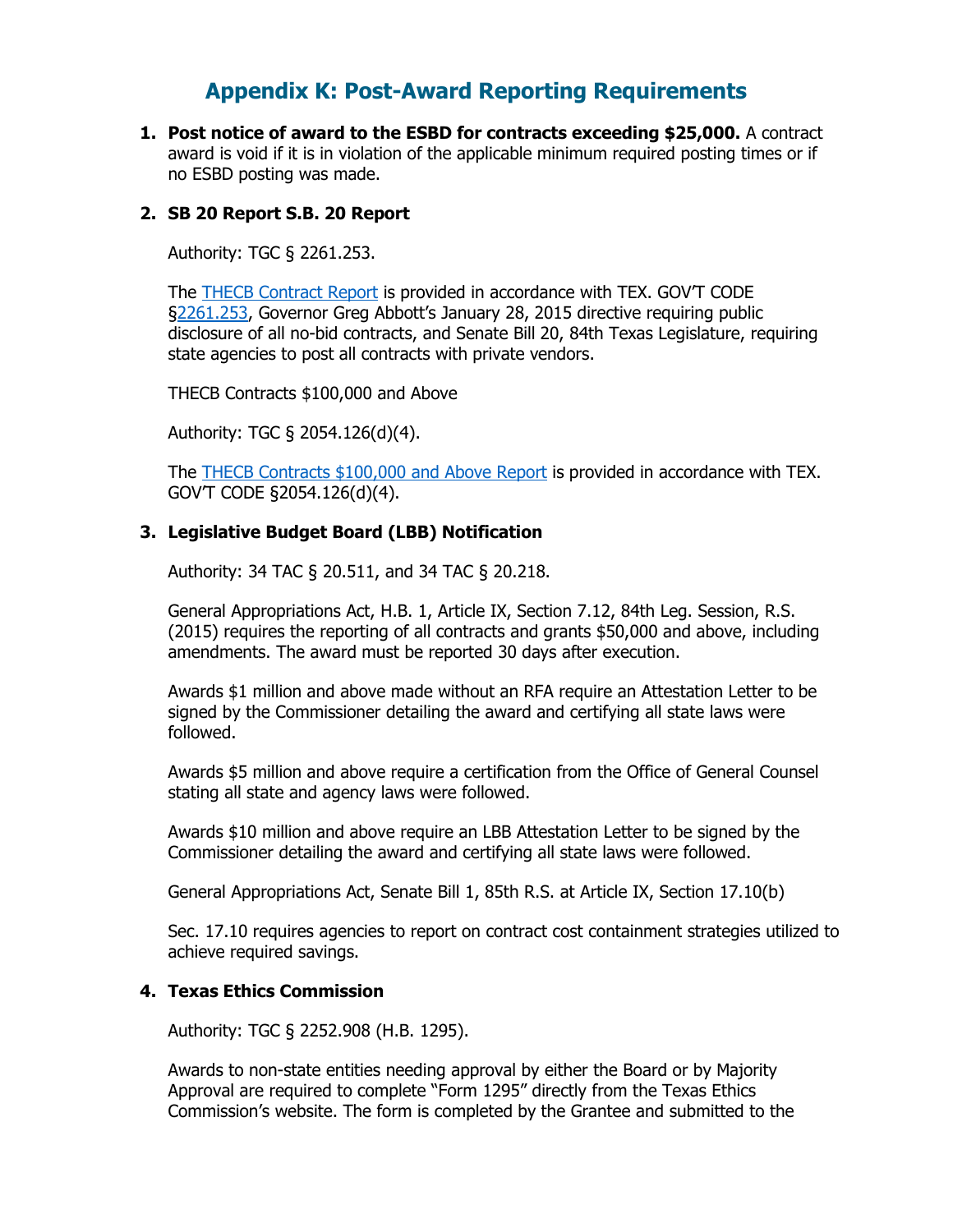# Appendix K: Post-Award Reporting Requirements

1. **Post notice of award to the ESBD for contracts exceeding $25,000.** A contract award is void if it is in violation of the applicable minimum required posting times or if no ESBD posting was made.

2. **SB 20 Report S.B. 20 Report**

   Authority: TGC § 2261.253.

   The THECB Contract Report is provided in accordance with TEX. GOV'T CODE §2261.253, Governor Greg Abbott's January 28, 2015 directive requiring public disclosure of all no-bid contracts, and Senate Bill 20, 84th Texas Legislature, requiring state agencies to post all contracts with private vendors.

   THECB Contracts $100,000 and Above

   Authority: TGC § 2054.126(d)(4).

   The THECB Contracts $100,000 and Above Report is provided in accordance with TEX. GOV'T CODE §2054.126(d)(4).

3. **Legislative Budget Board (LBB) Notification**

   Authority: 34 TAC § 20.511, and 34 TAC § 20.218.

   General Appropriations Act, H.B. 1, Article IX, Section 7.12, 84th Leg. Session, R.S. (2015) requires the reporting of all contracts and grants $50,000 and above, including amendments. The award must be reported 30 days after execution.

   Awards $1 million and above made without an RFA require an Attestation Letter to be signed by the Commissioner detailing the award and certifying all state laws were followed.

   Awards $5 million and above require a certification from the Office of General Counsel stating all state and agency laws were followed.

   Awards $10 million and above require an LBB Attestation Letter to be signed by the Commissioner detailing the award and certifying all state laws were followed.

   General Appropriations Act, Senate Bill 1, 85th R.S. at Article IX, Section 17.10(b)

   Sec. 17.10 requires agencies to report on contract cost containment strategies utilized to achieve required savings.

4. **Texas Ethics Commission**

   Authority: TGC § 2252.908 (H.B. 1295).

   Awards to non-state entities needing approval by either the Board or by Majority Approval are required to complete "Form 1295" directly from the Texas Ethics Commission's website. The form is completed by the Grantee and submitted to the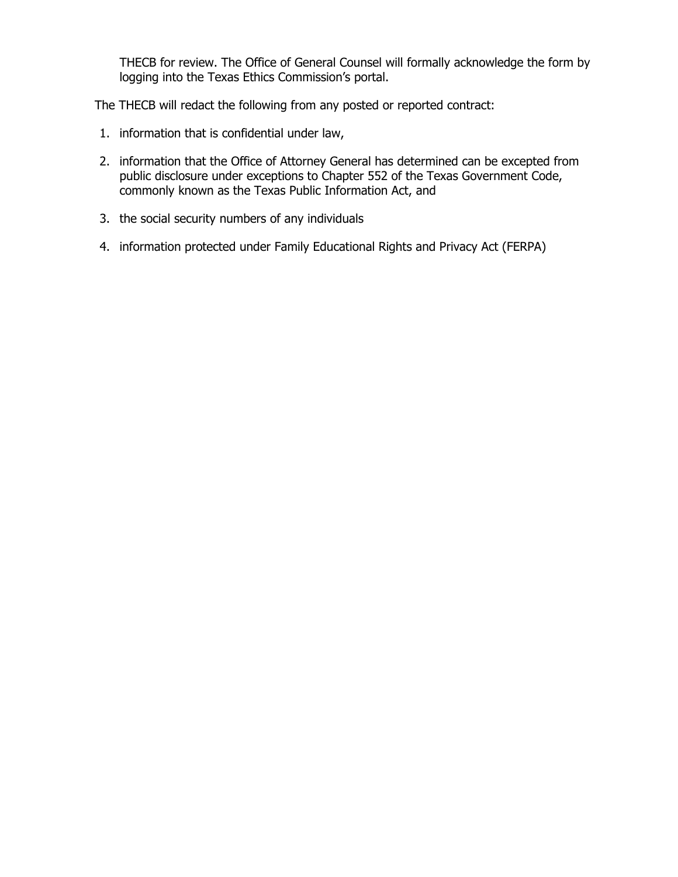THECB for review. The Office of General Counsel will formally acknowledge the form by logging into the Texas Ethics Commission's portal.

The THECB will redact the following from any posted or reported contract:

1. information that is confidential under law,
2. information that the Office of Attorney General has determined can be excepted from public disclosure under exceptions to Chapter 552 of the Texas Government Code, commonly known as the Texas Public Information Act, and
3. the social security numbers of any individuals
4. information protected under Family Educational Rights and Privacy Act (FERPA)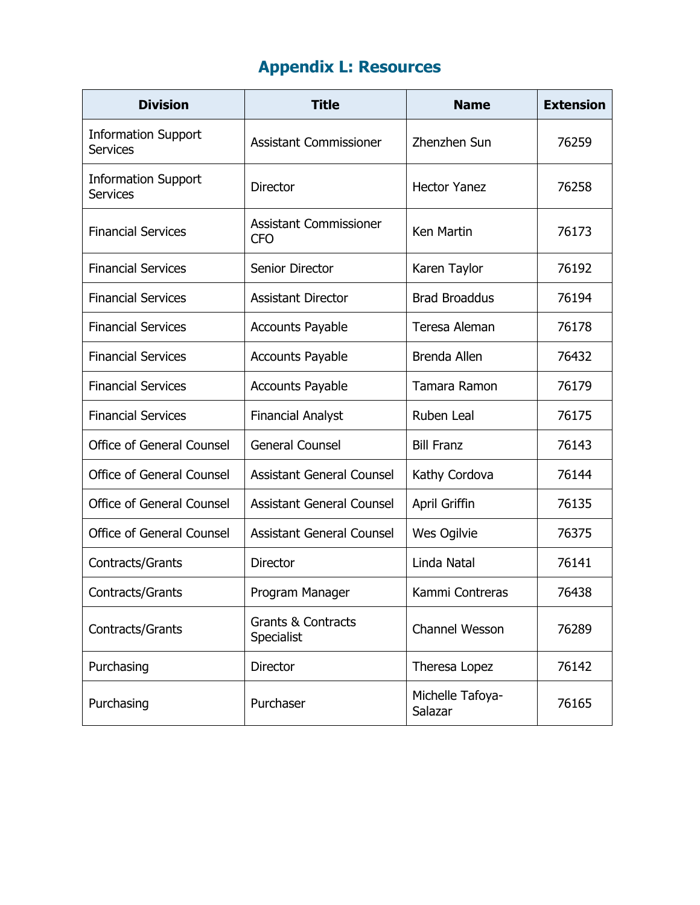# Appendix L: Resources

| Division | Title | Name | Extension |
|---|---|---|---|
| Information Support Services | Assistant Commissioner | Zhenzhen Sun | 76259 |
| Information Support Services | Director | Hector Yanez | 76258 |
| Financial Services | Assistant Commissioner CFO | Ken Martin | 76173 |
| Financial Services | Senior Director | Karen Taylor | 76192 |
| Financial Services | Assistant Director | Brad Broaddus | 76194 |
| Financial Services | Accounts Payable | Teresa Aleman | 76178 |
| Financial Services | Accounts Payable | Brenda Allen | 76432 |
| Financial Services | Accounts Payable | Tamara Ramon | 76179 |
| Financial Services | Financial Analyst | Ruben Leal | 76175 |
| Office of General Counsel | General Counsel | Bill Franz | 76143 |
| Office of General Counsel | Assistant General Counsel | Kathy Cordova | 76144 |
| Office of General Counsel | Assistant General Counsel | April Griffin | 76135 |
| Office of General Counsel | Assistant General Counsel | Wes Ogilvie | 76375 |
| Contracts/Grants | Director | Linda Natal | 76141 |
| Contracts/Grants | Program Manager | Kammi Contreras | 76438 |
| Contracts/Grants | Grants & Contracts Specialist | Channel Wesson | 76289 |
| Purchasing | Director | Theresa Lopez | 76142 |
| Purchasing | Purchaser | Michelle Tafoya-Salazar | 76165 |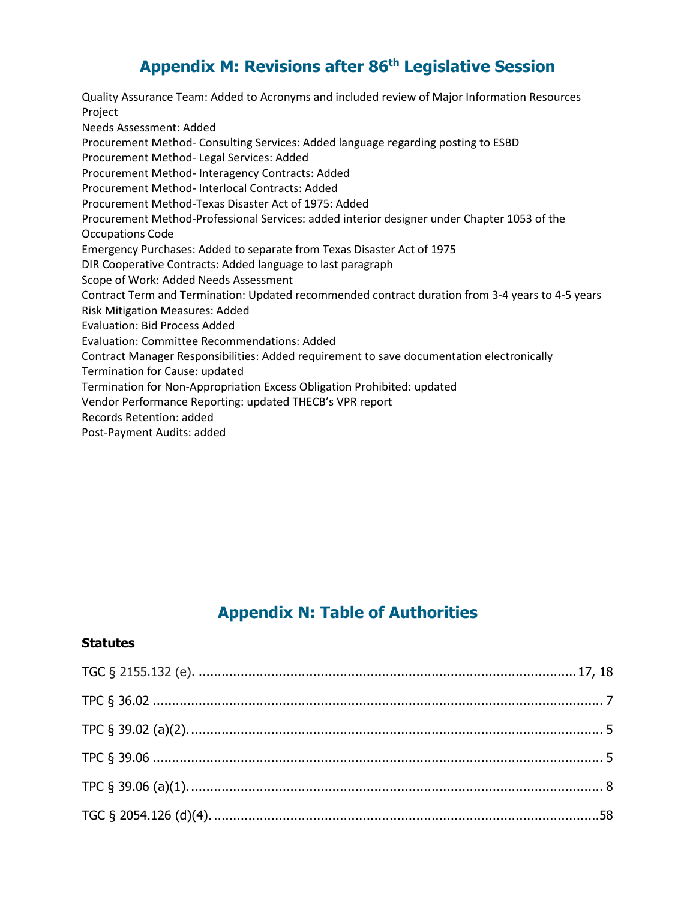# Appendix M: Revisions after 86th Legislative Session

Quality Assurance Team: Added to Acronyms and included review of Major Information Resources Project
Needs Assessment: Added
Procurement Method- Consulting Services: Added language regarding posting to ESBD
Procurement Method- Legal Services: Added
Procurement Method- Interagency Contracts: Added
Procurement Method- Interlocal Contracts: Added
Procurement Method-Texas Disaster Act of 1975: Added
Procurement Method-Professional Services: added interior designer under Chapter 1053 of the Occupations Code
Emergency Purchases: Added to separate from Texas Disaster Act of 1975
DIR Cooperative Contracts: Added language to last paragraph
Scope of Work: Added Needs Assessment
Contract Term and Termination: Updated recommended contract duration from 3-4 years to 4-5 years
Risk Mitigation Measures: Added
Evaluation: Bid Process Added
Evaluation: Committee Recommendations: Added
Contract Manager Responsibilities: Added requirement to save documentation electronically
Termination for Cause: updated
Termination for Non-Appropriation Excess Obligation Prohibited: updated
Vendor Performance Reporting: updated THECB's VPR report
Records Retention: added
Post-Payment Audits: added

# Appendix N: Table of Authorities

**Statutes**

TGC § 2155.132 (e). .......... 17, 18

TPC § 36.02 .......... 7

TPC § 39.02 (a)(2). .......... 5

TPC § 39.06 .......... 5

TPC § 39.06 (a)(1). .......... 8

TGC § 2054.126 (d)(4). .......... 58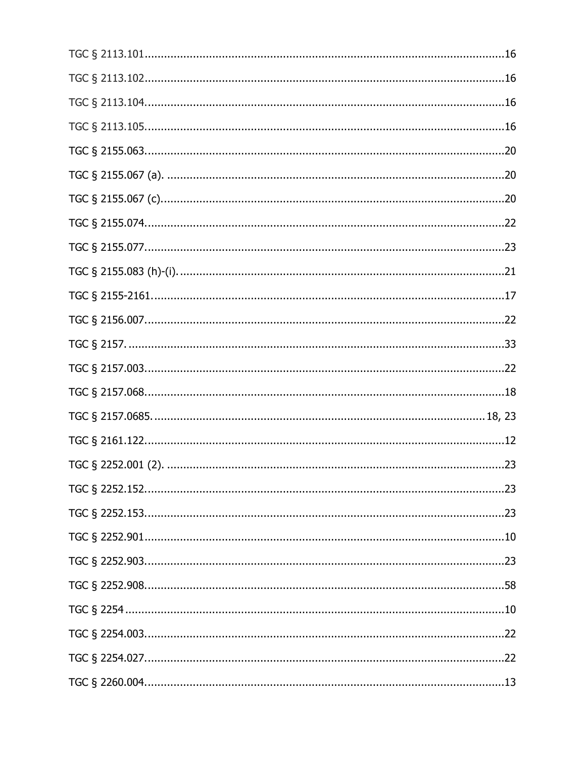TGC § 2113.101 ........................................................................................................16

TGC § 2113.102 ........................................................................................................16

TGC § 2113.104 ........................................................................................................16

TGC § 2113.105 ........................................................................................................16

TGC § 2155.063 ........................................................................................................20

TGC § 2155.067 (a). ..................................................................................................20

TGC § 2155.067 (c) ....................................................................................................20

TGC § 2155.074 ........................................................................................................22

TGC § 2155.077 ........................................................................................................23

TGC § 2155.083 (h)-(i). ..............................................................................................21

TGC § 2155-2161 ......................................................................................................17

TGC § 2156.007 ........................................................................................................22

TGC § 2157. .............................................................................................................33

TGC § 2157.003 ........................................................................................................22

TGC § 2157.068 ........................................................................................................18

TGC § 2157.0685. ..................................................................................................18, 23

TGC § 2161.122 ........................................................................................................12

TGC § 2252.001 (2). ..................................................................................................23

TGC § 2252.152 ........................................................................................................23

TGC § 2252.153 ........................................................................................................23

TGC § 2252.901 ........................................................................................................10

TGC § 2252.903 ........................................................................................................23

TGC § 2252.908 ........................................................................................................58

TGC § 2254 ..............................................................................................................10

TGC § 2254.003 ........................................................................................................22

TGC § 2254.027 ........................................................................................................22

TGC § 2260.004 ........................................................................................................13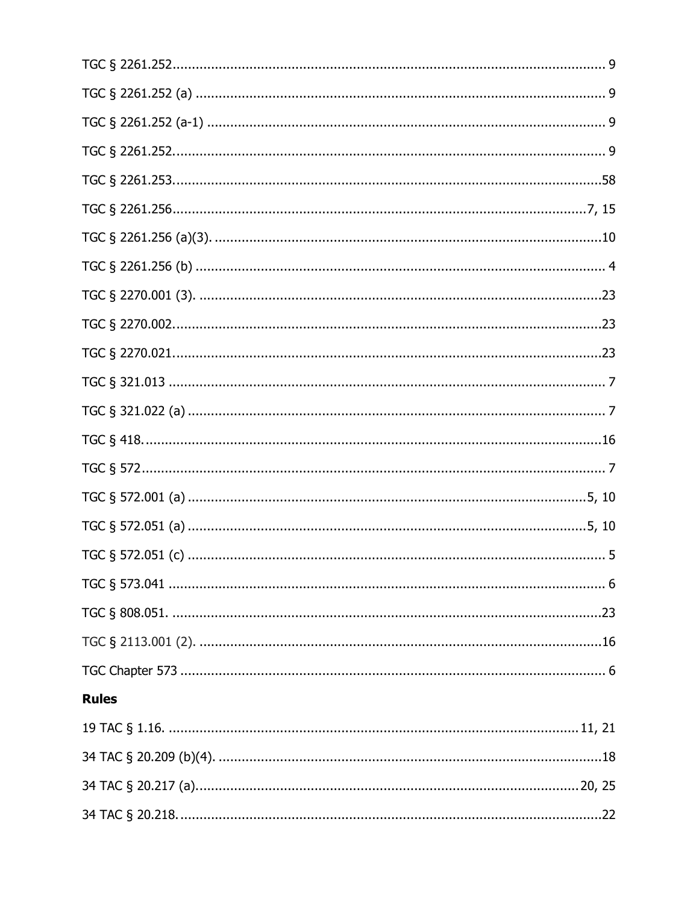TGC § 2261.252 .......... 9

TGC § 2261.252 (a) .......... 9

TGC § 2261.252 (a-1) .......... 9

TGC § 2261.252. .......... 9

TGC § 2261.253. .......... 58

TGC § 2261.256 .......... 7, 15

TGC § 2261.256 (a)(3). .......... 10

TGC § 2261.256 (b) .......... 4

TGC § 2270.001 (3). .......... 23

TGC § 2270.002. .......... 23

TGC § 2270.021. .......... 23

TGC § 321.013 .......... 7

TGC § 321.022 (a) .......... 7

TGC § 418. .......... 16

TGC § 572 .......... 7

TGC § 572.001 (a) .......... 5, 10

TGC § 572.051 (a) .......... 5, 10

TGC § 572.051 (c) .......... 5

TGC § 573.041 .......... 6

TGC § 808.051. .......... 23

TGC § 2113.001 (2). .......... 16

TGC Chapter 573 .......... 6

**Rules**

19 TAC § 1.16. .......... 11, 21

34 TAC § 20.209 (b)(4). .......... 18

34 TAC § 20.217 (a). .......... 20, 25

34 TAC § 20.218. .......... 22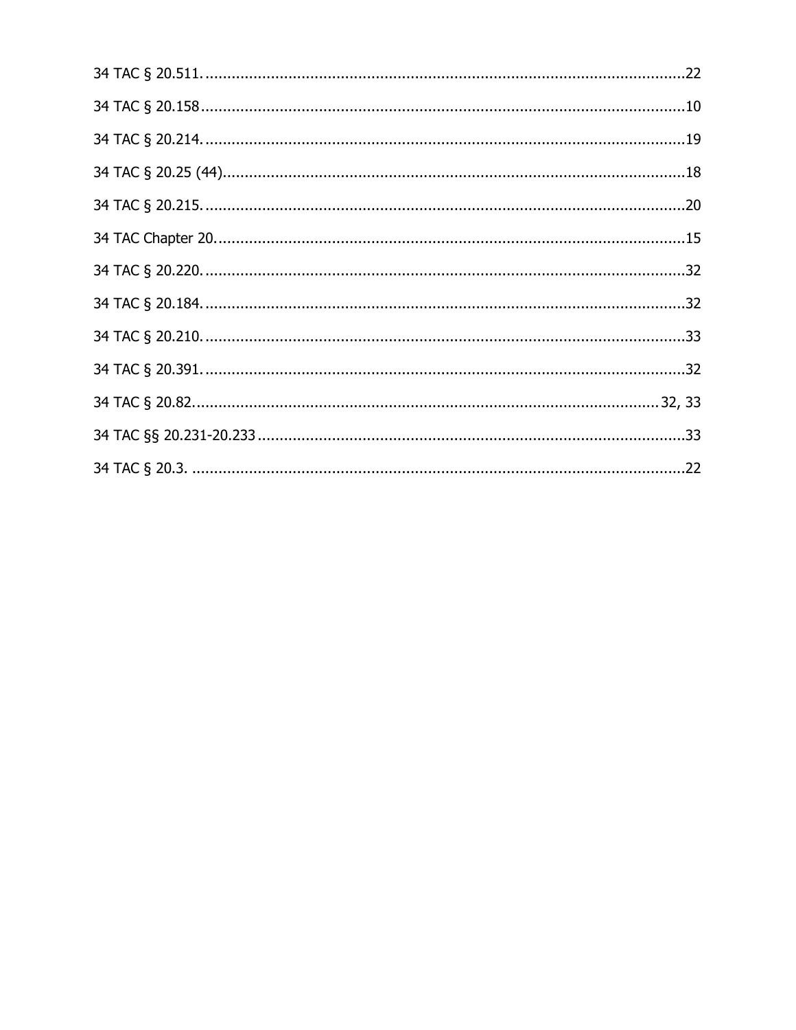34 TAC § 20.511. ....................................................................................................22

34 TAC § 20.158 ......................................................................................................10

34 TAC § 20.214. ....................................................................................................19

34 TAC § 20.25 (44)..................................................................................................18

34 TAC § 20.215. ....................................................................................................20

34 TAC Chapter 20....................................................................................................15

34 TAC § 20.220. ....................................................................................................32

34 TAC § 20.184. ....................................................................................................32

34 TAC § 20.210. ....................................................................................................33

34 TAC § 20.391. ....................................................................................................32

34 TAC § 20.82. ...................................................................................................32, 33

34 TAC §§ 20.231-20.233 ...........................................................................................33

34 TAC § 20.3. .......................................................................................................22